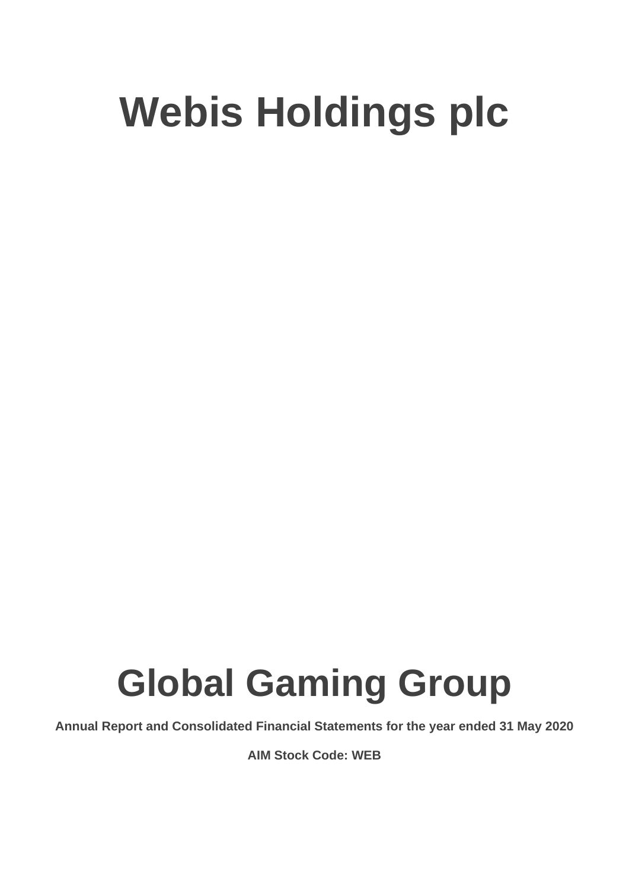# Webis Holdings plc

# Global Gaming Group

**Annual Report and Consolidated Financial Statements for the year ended 31 May 2020**

**AIM Stock Code: WEB**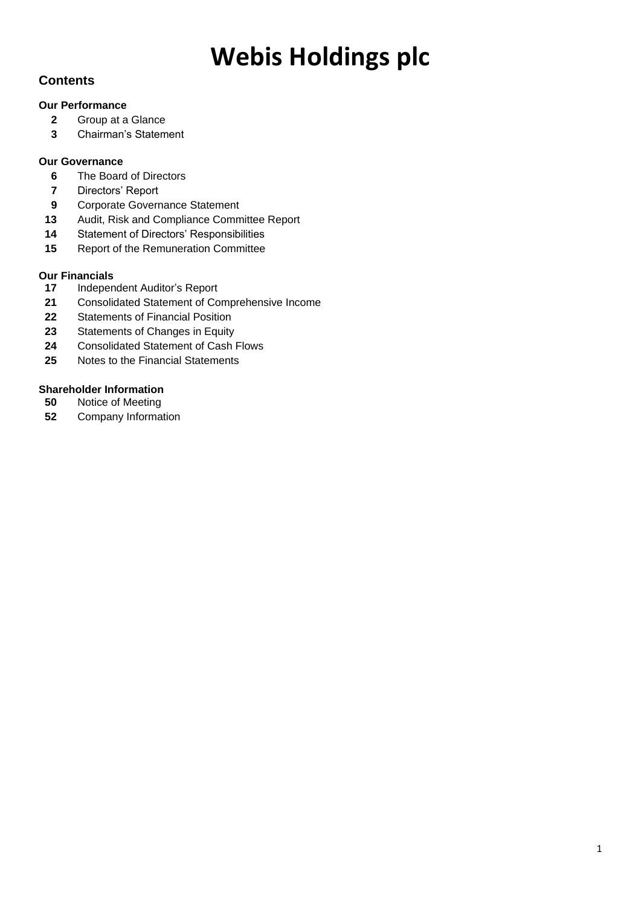# Webis Holdings plc

## Contents

### Our Performance

| | |
|---|---|
| **2** | Group at a Glance |
| **3** | Chairman's Statement |

### Our Governance

| | |
|---|---|
| **6** | The Board of Directors |
| **7** | Directors' Report |
| **9** | Corporate Governance Statement |
| **13** | Audit, Risk and Compliance Committee Report |
| **14** | Statement of Directors' Responsibilities |
| **15** | Report of the Remuneration Committee |

### Our Financials

| | |
|---|---|
| **17** | Independent Auditor's Report |
| **21** | Consolidated Statement of Comprehensive Income |
| **22** | Statements of Financial Position |
| **23** | Statements of Changes in Equity |
| **24** | Consolidated Statement of Cash Flows |
| **25** | Notes to the Financial Statements |

### Shareholder Information

| | |
|---|---|
| **50** | Notice of Meeting |
| **52** | Company Information |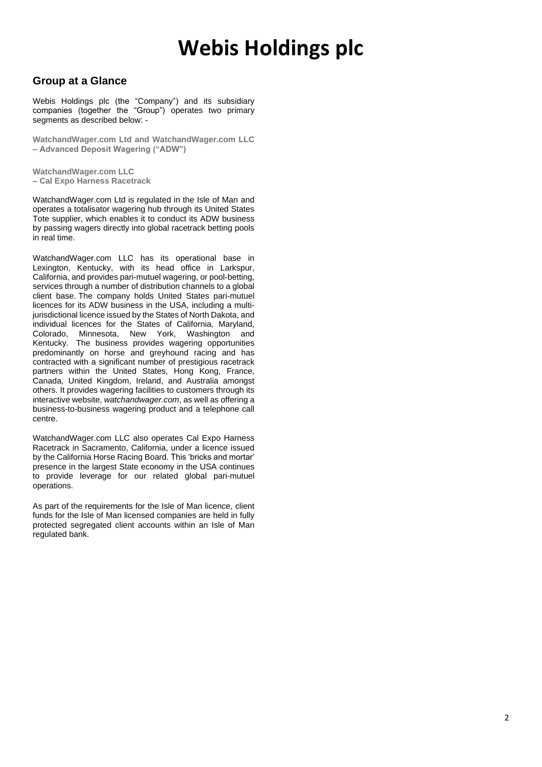# Webis Holdings plc

## Group at a Glance

Webis Holdings plc (the "Company") and its subsidiary companies (together the "Group") operates two primary segments as described below: -

**WatchandWager.com Ltd and WatchandWager.com LLC – Advanced Deposit Wagering ("ADW")**

**WatchandWager.com LLC – Cal Expo Harness Racetrack**

WatchandWager.com Ltd is regulated in the Isle of Man and operates a totalisator wagering hub through its United States Tote supplier, which enables it to conduct its ADW business by passing wagers directly into global racetrack betting pools in real time.

WatchandWager.com LLC has its operational base in Lexington, Kentucky, with its head office in Larkspur, California, and provides pari-mutuel wagering, or pool-betting, services through a number of distribution channels to a global client base. The company holds United States pari-mutuel licences for its ADW business in the USA, including a multi-jurisdictional licence issued by the States of North Dakota, and individual licences for the States of California, Maryland, Colorado, Minnesota, New York, Washington and Kentucky. The business provides wagering opportunities predominantly on horse and greyhound racing and has contracted with a significant number of prestigious racetrack partners within the United States, Hong Kong, France, Canada, United Kingdom, Ireland, and Australia amongst others. It provides wagering facilities to customers through its interactive website, *watchandwager.com*, as well as offering a business-to-business wagering product and a telephone call centre.

WatchandWager.com LLC also operates Cal Expo Harness Racetrack in Sacramento, California, under a licence issued by the California Horse Racing Board. This 'bricks and mortar' presence in the largest State economy in the USA continues to provide leverage for our related global pari-mutuel operations.

As part of the requirements for the Isle of Man licence, client funds for the Isle of Man licensed companies are held in fully protected segregated client accounts within an Isle of Man regulated bank.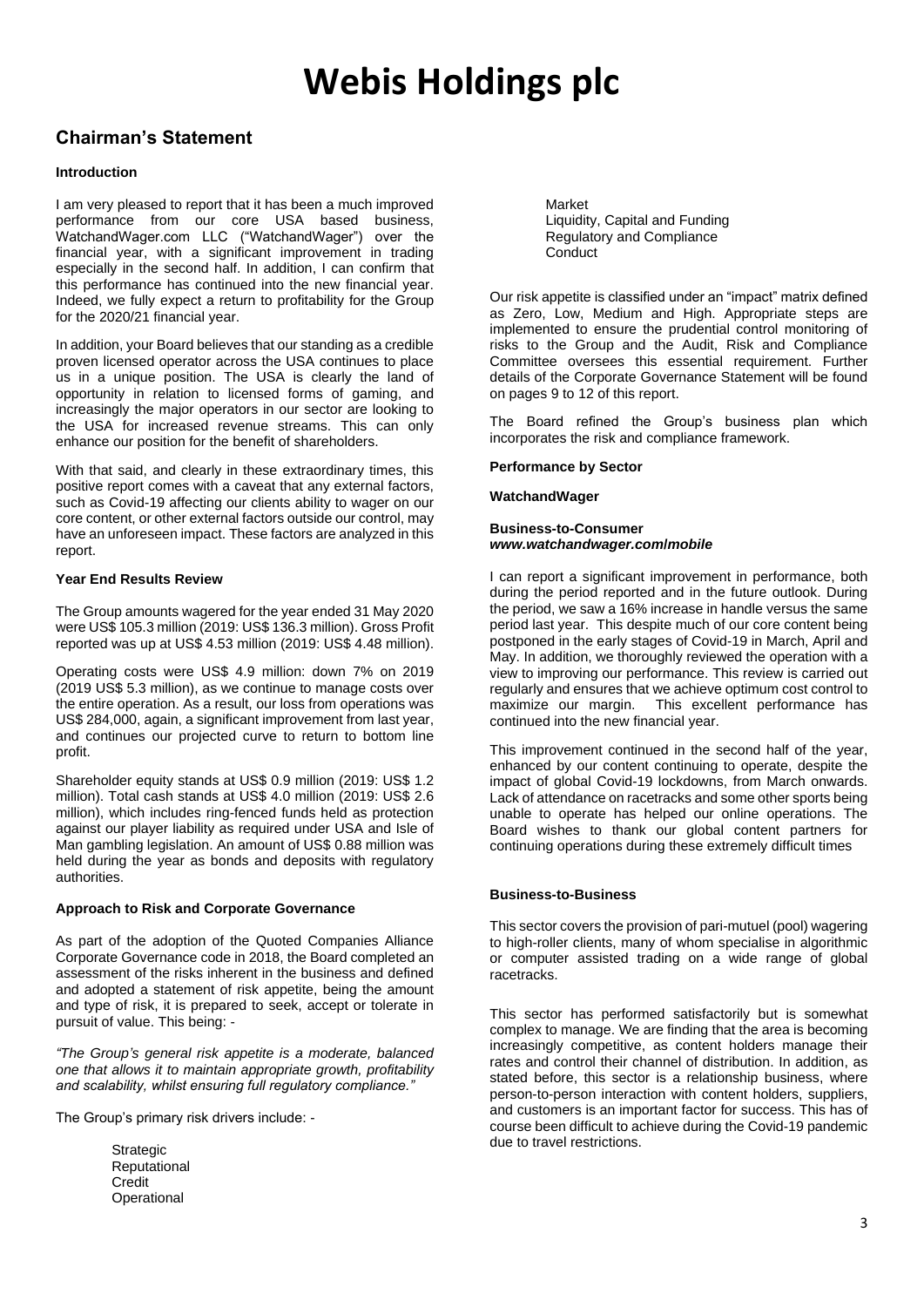# Webis Holdings plc

## Chairman's Statement

### Introduction

I am very pleased to report that it has been a much improved performance from our core USA based business, WatchandWager.com LLC ("WatchandWager") over the financial year, with a significant improvement in trading especially in the second half. In addition, I can confirm that this performance has continued into the new financial year. Indeed, we fully expect a return to profitability for the Group for the 2020/21 financial year.

In addition, your Board believes that our standing as a credible proven licensed operator across the USA continues to place us in a unique position. The USA is clearly the land of opportunity in relation to licensed forms of gaming, and increasingly the major operators in our sector are looking to the USA for increased revenue streams. This can only enhance our position for the benefit of shareholders.

With that said, and clearly in these extraordinary times, this positive report comes with a caveat that any external factors, such as Covid-19 affecting our clients ability to wager on our core content, or other external factors outside our control, may have an unforeseen impact. These factors are analyzed in this report.

### Year End Results Review

The Group amounts wagered for the year ended 31 May 2020 were US$ 105.3 million (2019: US$ 136.3 million). Gross Profit reported was up at US$ 4.53 million (2019: US$ 4.48 million).

Operating costs were US$ 4.9 million: down 7% on 2019 (2019 US$ 5.3 million), as we continue to manage costs over the entire operation. As a result, our loss from operations was US$ 284,000, again, a significant improvement from last year, and continues our projected curve to return to bottom line profit.

Shareholder equity stands at US$ 0.9 million (2019: US$ 1.2 million). Total cash stands at US$ 4.0 million (2019: US$ 2.6 million), which includes ring-fenced funds held as protection against our player liability as required under USA and Isle of Man gambling legislation. An amount of US$ 0.88 million was held during the year as bonds and deposits with regulatory authorities.

### Approach to Risk and Corporate Governance

As part of the adoption of the Quoted Companies Alliance Corporate Governance code in 2018, the Board completed an assessment of the risks inherent in the business and defined and adopted a statement of risk appetite, being the amount and type of risk, it is prepared to seek, accept or tolerate in pursuit of value. This being: -

*"The Group's general risk appetite is a moderate, balanced one that allows it to maintain appropriate growth, profitability and scalability, whilst ensuring full regulatory compliance."*

The Group's primary risk drivers include: -

- Strategic
- Reputational
- Credit
- Operational
- Market
- Liquidity, Capital and Funding
- Regulatory and Compliance
- Conduct

Our risk appetite is classified under an "impact" matrix defined as Zero, Low, Medium and High. Appropriate steps are implemented to ensure the prudential control monitoring of risks to the Group and the Audit, Risk and Compliance Committee oversees this essential requirement. Further details of the Corporate Governance Statement will be found on pages 9 to 12 of this report.

The Board refined the Group's business plan which incorporates the risk and compliance framework.

### Performance by Sector

#### WatchandWager

**Business-to-Consumer**
***www.watchandwager.com/mobile***

I can report a significant improvement in performance, both during the period reported and in the future outlook. During the period, we saw a 16% increase in handle versus the same period last year. This despite much of our core content being postponed in the early stages of Covid-19 in March, April and May. In addition, we thoroughly reviewed the operation with a view to improving our performance. This review is carried out regularly and ensures that we achieve optimum cost control to maximize our margin. This excellent performance has continued into the new financial year.

This improvement continued in the second half of the year, enhanced by our content continuing to operate, despite the impact of global Covid-19 lockdowns, from March onwards. Lack of attendance on racetracks and some other sports being unable to operate has helped our online operations. The Board wishes to thank our global content partners for continuing operations during these extremely difficult times

**Business-to-Business**

This sector covers the provision of pari-mutuel (pool) wagering to high-roller clients, many of whom specialise in algorithmic or computer assisted trading on a wide range of global racetracks.

This sector has performed satisfactorily but is somewhat complex to manage. We are finding that the area is becoming increasingly competitive, as content holders manage their rates and control their channel of distribution. In addition, as stated before, this sector is a relationship business, where person-to-person interaction with content holders, suppliers, and customers is an important factor for success. This has of course been difficult to achieve during the Covid-19 pandemic due to travel restrictions.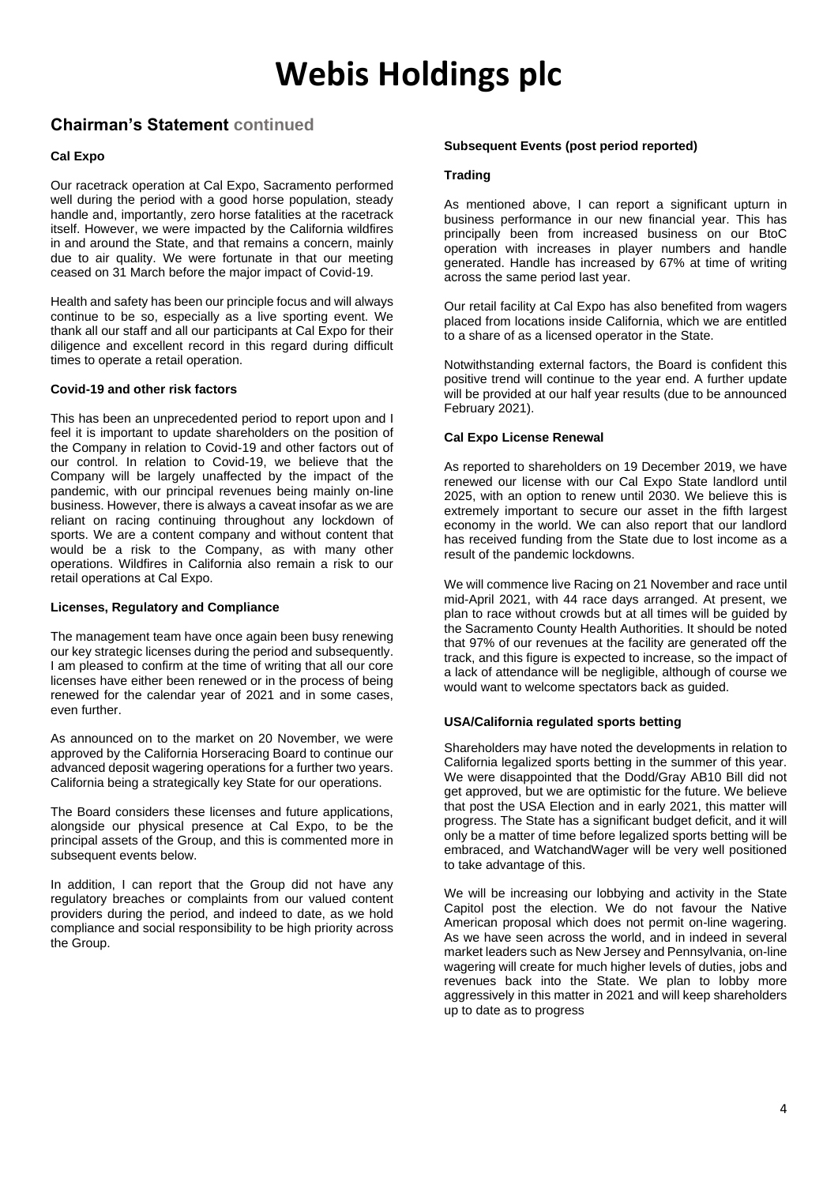# Webis Holdings plc

## Chairman's Statement continued

### Cal Expo

Our racetrack operation at Cal Expo, Sacramento performed well during the period with a good horse population, steady handle and, importantly, zero horse fatalities at the racetrack itself. However, we were impacted by the California wildfires in and around the State, and that remains a concern, mainly due to air quality. We were fortunate in that our meeting ceased on 31 March before the major impact of Covid-19.

Health and safety has been our principle focus and will always continue to be so, especially as a live sporting event. We thank all our staff and all our participants at Cal Expo for their diligence and excellent record in this regard during difficult times to operate a retail operation.

### Covid-19 and other risk factors

This has been an unprecedented period to report upon and I feel it is important to update shareholders on the position of the Company in relation to Covid-19 and other factors out of our control. In relation to Covid-19, we believe that the Company will be largely unaffected by the impact of the pandemic, with our principal revenues being mainly on-line business. However, there is always a caveat insofar as we are reliant on racing continuing throughout any lockdown of sports. We are a content company and without content that would be a risk to the Company, as with many other operations. Wildfires in California also remain a risk to our retail operations at Cal Expo.

### Licenses, Regulatory and Compliance

The management team have once again been busy renewing our key strategic licenses during the period and subsequently. I am pleased to confirm at the time of writing that all our core licenses have either been renewed or in the process of being renewed for the calendar year of 2021 and in some cases, even further.

As announced on to the market on 20 November, we were approved by the California Horseracing Board to continue our advanced deposit wagering operations for a further two years. California being a strategically key State for our operations.

The Board considers these licenses and future applications, alongside our physical presence at Cal Expo, to be the principal assets of the Group, and this is commented more in subsequent events below.

In addition, I can report that the Group did not have any regulatory breaches or complaints from our valued content providers during the period, and indeed to date, as we hold compliance and social responsibility to be high priority across the Group.

### Subsequent Events (post period reported)

### Trading

As mentioned above, I can report a significant upturn in business performance in our new financial year. This has principally been from increased business on our BtoC operation with increases in player numbers and handle generated. Handle has increased by 67% at time of writing across the same period last year.

Our retail facility at Cal Expo has also benefited from wagers placed from locations inside California, which we are entitled to a share of as a licensed operator in the State.

Notwithstanding external factors, the Board is confident this positive trend will continue to the year end. A further update will be provided at our half year results (due to be announced February 2021).

### Cal Expo License Renewal

As reported to shareholders on 19 December 2019, we have renewed our license with our Cal Expo State landlord until 2025, with an option to renew until 2030. We believe this is extremely important to secure our asset in the fifth largest economy in the world. We can also report that our landlord has received funding from the State due to lost income as a result of the pandemic lockdowns.

We will commence live Racing on 21 November and race until mid-April 2021, with 44 race days arranged. At present, we plan to race without crowds but at all times will be guided by the Sacramento County Health Authorities. It should be noted that 97% of our revenues at the facility are generated off the track, and this figure is expected to increase, so the impact of a lack of attendance will be negligible, although of course we would want to welcome spectators back as guided.

### USA/California regulated sports betting

Shareholders may have noted the developments in relation to California legalized sports betting in the summer of this year. We were disappointed that the Dodd/Gray AB10 Bill did not get approved, but we are optimistic for the future. We believe that post the USA Election and in early 2021, this matter will progress. The State has a significant budget deficit, and it will only be a matter of time before legalized sports betting will be embraced, and WatchandWager will be very well positioned to take advantage of this.

We will be increasing our lobbying and activity in the State Capitol post the election. We do not favour the Native American proposal which does not permit on-line wagering. As we have seen across the world, and in indeed in several market leaders such as New Jersey and Pennsylvania, on-line wagering will create for much higher levels of duties, jobs and revenues back into the State. We plan to lobby more aggressively in this matter in 2021 and will keep shareholders up to date as to progress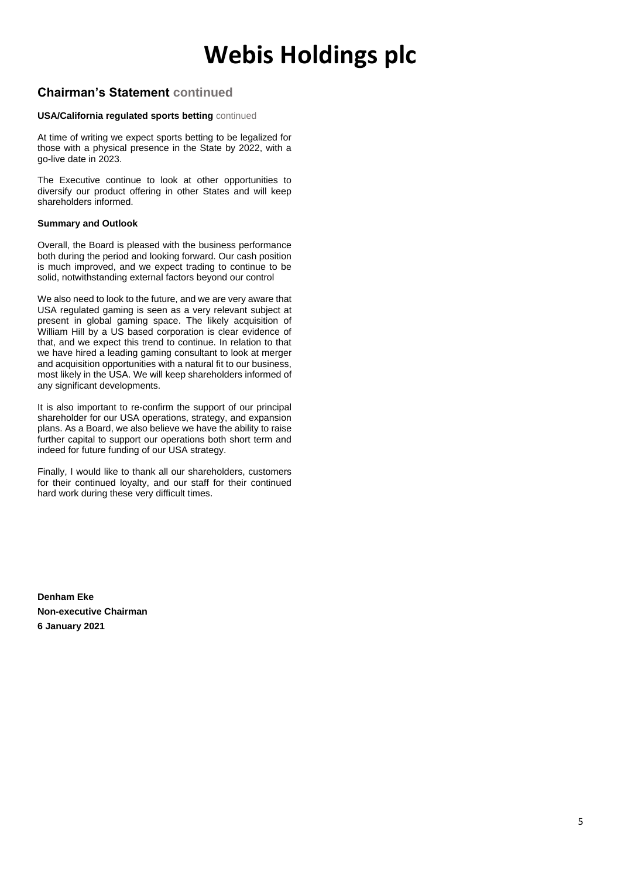## Chairman's Statement continued

**USA/California regulated sports betting** continued

At time of writing we expect sports betting to be legalized for those with a physical presence in the State by 2022, with a go-live date in 2023.

The Executive continue to look at other opportunities to diversify our product offering in other States and will keep shareholders informed.

**Summary and Outlook**

Overall, the Board is pleased with the business performance both during the period and looking forward. Our cash position is much improved, and we expect trading to continue to be solid, notwithstanding external factors beyond our control

We also need to look to the future, and we are very aware that USA regulated gaming is seen as a very relevant subject at present in global gaming space. The likely acquisition of William Hill by a US based corporation is clear evidence of that, and we expect this trend to continue. In relation to that we have hired a leading gaming consultant to look at merger and acquisition opportunities with a natural fit to our business, most likely in the USA. We will keep shareholders informed of any significant developments.

It is also important to re-confirm the support of our principal shareholder for our USA operations, strategy, and expansion plans. As a Board, we also believe we have the ability to raise further capital to support our operations both short term and indeed for future funding of our USA strategy.

Finally, I would like to thank all our shareholders, customers for their continued loyalty, and our staff for their continued hard work during these very difficult times.

**Denham Eke**
**Non-executive Chairman**
**6 January 2021**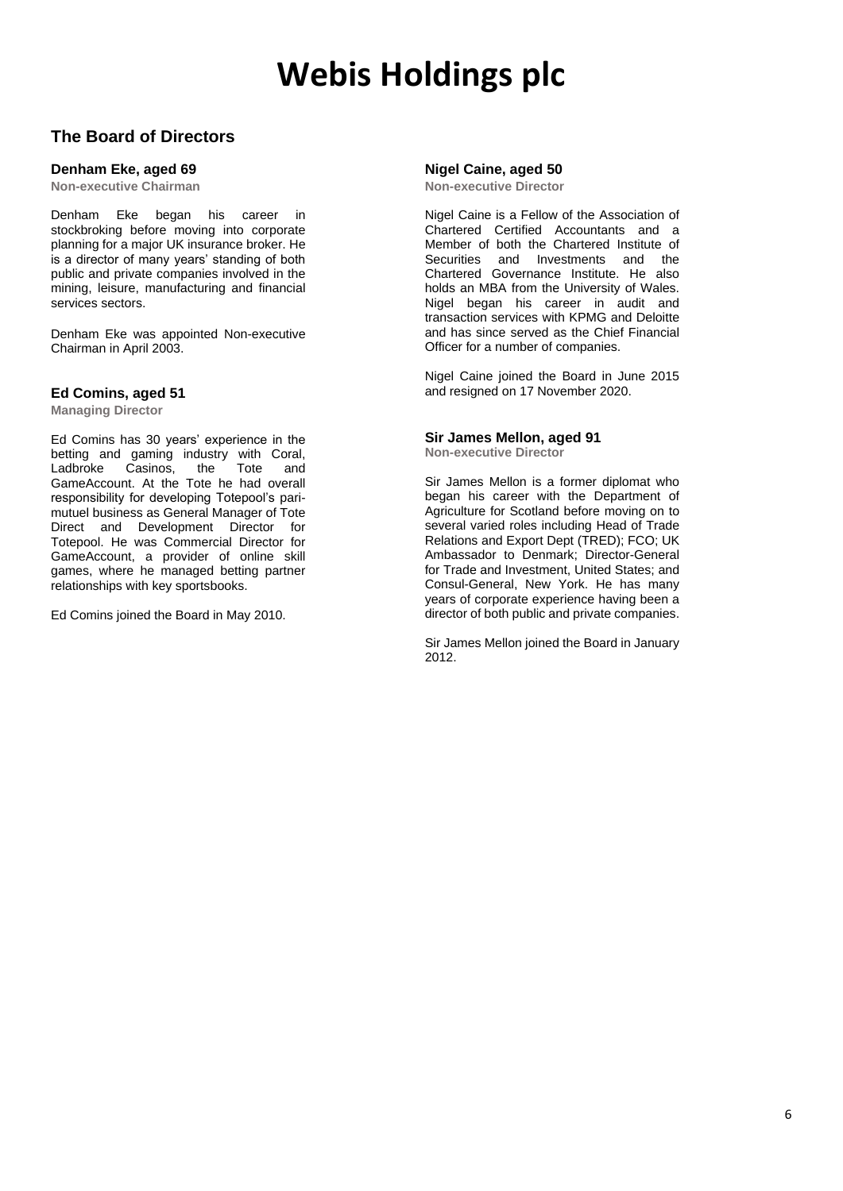# Webis Holdings plc

## The Board of Directors

### Denham Eke, aged 69

**Non-executive Chairman**

Denham Eke began his career in stockbroking before moving into corporate planning for a major UK insurance broker. He is a director of many years' standing of both public and private companies involved in the mining, leisure, manufacturing and financial services sectors.

Denham Eke was appointed Non-executive Chairman in April 2003.

### Ed Comins, aged 51

**Managing Director**

Ed Comins has 30 years' experience in the betting and gaming industry with Coral, Ladbroke Casinos, the Tote and GameAccount. At the Tote he had overall responsibility for developing Totepool's pari-mutuel business as General Manager of Tote Direct and Development Director for Totepool. He was Commercial Director for GameAccount, a provider of online skill games, where he managed betting partner relationships with key sportsbooks.

Ed Comins joined the Board in May 2010.

### Nigel Caine, aged 50

**Non-executive Director**

Nigel Caine is a Fellow of the Association of Chartered Certified Accountants and a Member of both the Chartered Institute of Securities and Investments and the Chartered Governance Institute. He also holds an MBA from the University of Wales. Nigel began his career in audit and transaction services with KPMG and Deloitte and has since served as the Chief Financial Officer for a number of companies.

Nigel Caine joined the Board in June 2015 and resigned on 17 November 2020.

### Sir James Mellon, aged 91

**Non-executive Director**

Sir James Mellon is a former diplomat who began his career with the Department of Agriculture for Scotland before moving on to several varied roles including Head of Trade Relations and Export Dept (TRED); FCO; UK Ambassador to Denmark; Director-General for Trade and Investment, United States; and Consul-General, New York. He has many years of corporate experience having been a director of both public and private companies.

Sir James Mellon joined the Board in January 2012.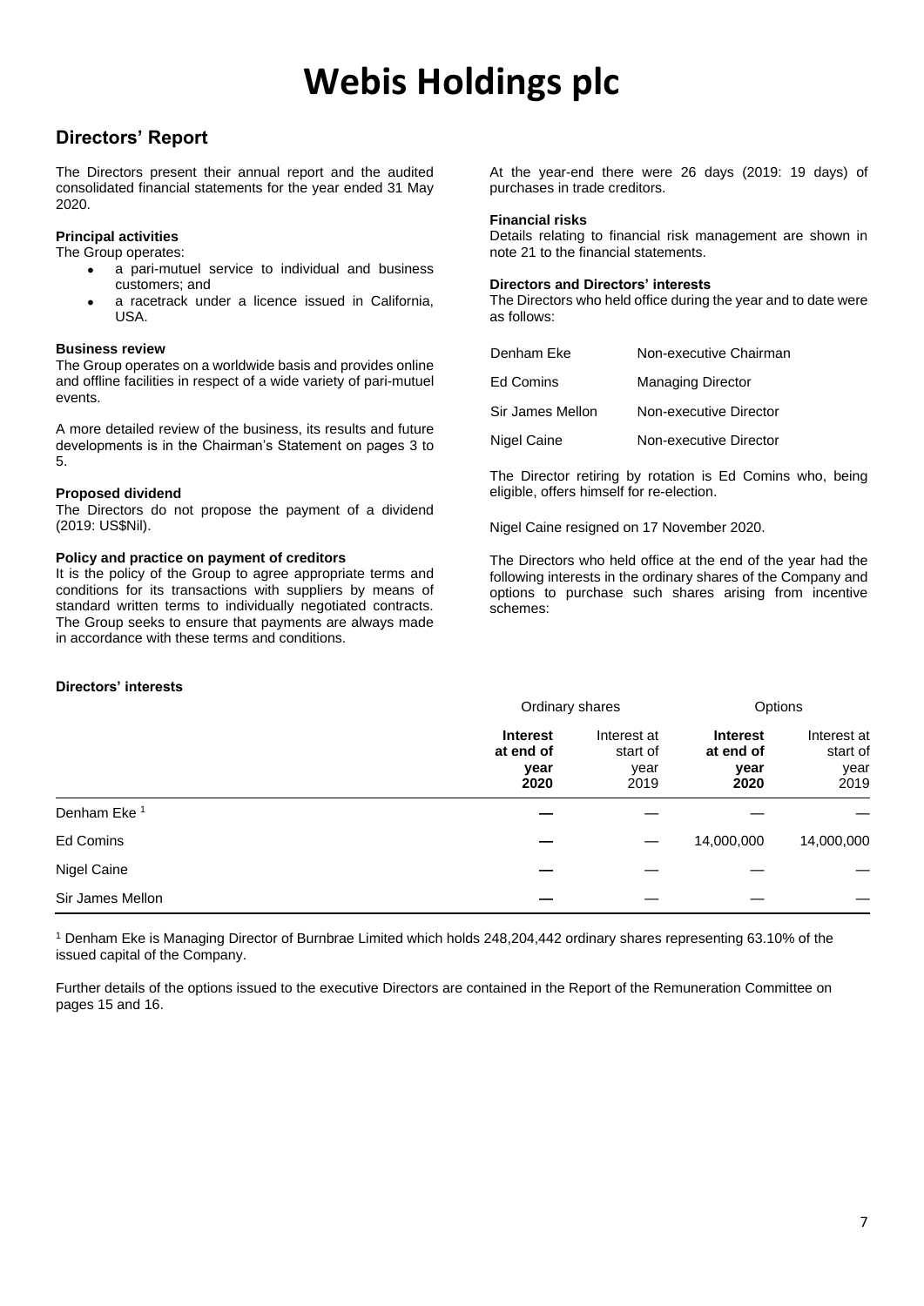# Webis Holdings plc

## Directors' Report

The Directors present their annual report and the audited consolidated financial statements for the year ended 31 May 2020.

### Principal activities

The Group operates:

- a pari-mutuel service to individual and business customers; and
- a racetrack under a licence issued in California, USA.

### Business review

The Group operates on a worldwide basis and provides online and offline facilities in respect of a wide variety of pari-mutuel events.

A more detailed review of the business, its results and future developments is in the Chairman's Statement on pages 3 to 5.

### Proposed dividend

The Directors do not propose the payment of a dividend (2019: US$Nil).

### Policy and practice on payment of creditors

It is the policy of the Group to agree appropriate terms and conditions for its transactions with suppliers by means of standard written terms to individually negotiated contracts. The Group seeks to ensure that payments are always made in accordance with these terms and conditions.

At the year-end there were 26 days (2019: 19 days) of purchases in trade creditors.

### Financial risks

Details relating to financial risk management are shown in note 21 to the financial statements.

### Directors and Directors' interests

The Directors who held office during the year and to date were as follows:

| | |
|---|---|
| Denham Eke | Non-executive Chairman |
| Ed Comins | Managing Director |
| Sir James Mellon | Non-executive Director |
| Nigel Caine | Non-executive Director |

The Director retiring by rotation is Ed Comins who, being eligible, offers himself for re-election.

Nigel Caine resigned on 17 November 2020.

The Directors who held office at the end of the year had the following interests in the ordinary shares of the Company and options to purchase such shares arising from incentive schemes:

### Directors' interests

| | Ordinary shares | | Options | |
|---|---|---|---|---|
| | **Interest at end of year 2020** | Interest at start of year 2019 | **Interest at end of year 2020** | Interest at start of year 2019 |
| Denham Eke [1] | **—** | — | — | — |
| Ed Comins | **—** | — | 14,000,000 | 14,000,000 |
| Nigel Caine | **—** | — | — | — |
| Sir James Mellon | **—** | — | — | — |

[1] Denham Eke is Managing Director of Burnbrae Limited which holds 248,204,442 ordinary shares representing 63.10% of the issued capital of the Company.

Further details of the options issued to the executive Directors are contained in the Report of the Remuneration Committee on pages 15 and 16.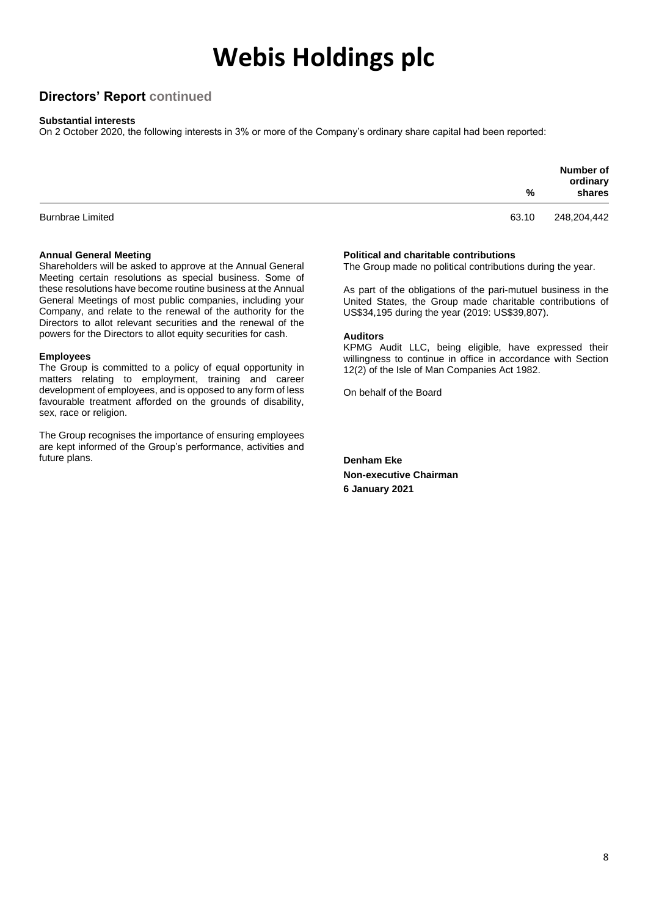# Webis Holdings plc

## Directors' Report continued

**Substantial interests**

On 2 October 2020, the following interests in 3% or more of the Company's ordinary share capital had been reported:

| | % | Number of ordinary shares |
|---|---|---|
| Burnbrae Limited | 63.10 | 248,204,442 |

**Annual General Meeting**

Shareholders will be asked to approve at the Annual General Meeting certain resolutions as special business. Some of these resolutions have become routine business at the Annual General Meetings of most public companies, including your Company, and relate to the renewal of the authority for the Directors to allot relevant securities and the renewal of the powers for the Directors to allot equity securities for cash.

**Employees**

The Group is committed to a policy of equal opportunity in matters relating to employment, training and career development of employees, and is opposed to any form of less favourable treatment afforded on the grounds of disability, sex, race or religion.

The Group recognises the importance of ensuring employees are kept informed of the Group's performance, activities and future plans.

**Political and charitable contributions**

The Group made no political contributions during the year.

As part of the obligations of the pari-mutuel business in the United States, the Group made charitable contributions of US$34,195 during the year (2019: US$39,807).

**Auditors**

KPMG Audit LLC, being eligible, have expressed their willingness to continue in office in accordance with Section 12(2) of the Isle of Man Companies Act 1982.

On behalf of the Board

**Denham Eke**
**Non-executive Chairman**
**6 January 2021**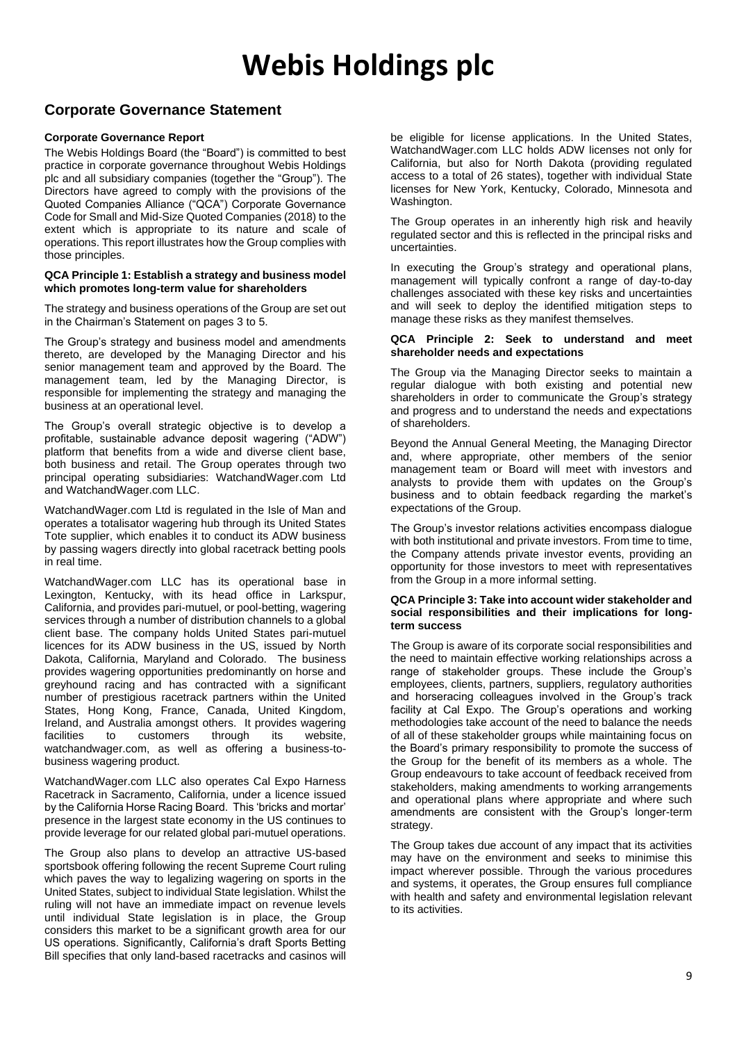# Webis Holdings plc

## Corporate Governance Statement

### Corporate Governance Report

The Webis Holdings Board (the "Board") is committed to best practice in corporate governance throughout Webis Holdings plc and all subsidiary companies (together the "Group"). The Directors have agreed to comply with the provisions of the Quoted Companies Alliance ("QCA") Corporate Governance Code for Small and Mid-Size Quoted Companies (2018) to the extent which is appropriate to its nature and scale of operations. This report illustrates how the Group complies with those principles.

#### QCA Principle 1: Establish a strategy and business model which promotes long-term value for shareholders

The strategy and business operations of the Group are set out in the Chairman's Statement on pages 3 to 5.

The Group's strategy and business model and amendments thereto, are developed by the Managing Director and his senior management team and approved by the Board. The management team, led by the Managing Director, is responsible for implementing the strategy and managing the business at an operational level.

The Group's overall strategic objective is to develop a profitable, sustainable advance deposit wagering ("ADW") platform that benefits from a wide and diverse client base, both business and retail. The Group operates through two principal operating subsidiaries: WatchandWager.com Ltd and WatchandWager.com LLC.

WatchandWager.com Ltd is regulated in the Isle of Man and operates a totalisator wagering hub through its United States Tote supplier, which enables it to conduct its ADW business by passing wagers directly into global racetrack betting pools in real time.

WatchandWager.com LLC has its operational base in Lexington, Kentucky, with its head office in Larkspur, California, and provides pari-mutuel, or pool-betting, wagering services through a number of distribution channels to a global client base. The company holds United States pari-mutuel licences for its ADW business in the US, issued by North Dakota, California, Maryland and Colorado. The business provides wagering opportunities predominantly on horse and greyhound racing and has contracted with a significant number of prestigious racetrack partners within the United States, Hong Kong, France, Canada, United Kingdom, Ireland, and Australia amongst others. It provides wagering facilities to customers through its website, watchandwager.com, as well as offering a business-to-business wagering product.

WatchandWager.com LLC also operates Cal Expo Harness Racetrack in Sacramento, California, under a licence issued by the California Horse Racing Board. This 'bricks and mortar' presence in the largest state economy in the US continues to provide leverage for our related global pari-mutuel operations.

The Group also plans to develop an attractive US-based sportsbook offering following the recent Supreme Court ruling which paves the way to legalizing wagering on sports in the United States, subject to individual State legislation. Whilst the ruling will not have an immediate impact on revenue levels until individual State legislation is in place, the Group considers this market to be a significant growth area for our US operations. Significantly, California's draft Sports Betting Bill specifies that only land-based racetracks and casinos will be eligible for license applications. In the United States, WatchandWager.com LLC holds ADW licenses not only for California, but also for North Dakota (providing regulated access to a total of 26 states), together with individual State licenses for New York, Kentucky, Colorado, Minnesota and Washington.

The Group operates in an inherently high risk and heavily regulated sector and this is reflected in the principal risks and uncertainties.

In executing the Group's strategy and operational plans, management will typically confront a range of day-to-day challenges associated with these key risks and uncertainties and will seek to deploy the identified mitigation steps to manage these risks as they manifest themselves.

#### QCA Principle 2: Seek to understand and meet shareholder needs and expectations

The Group via the Managing Director seeks to maintain a regular dialogue with both existing and potential new shareholders in order to communicate the Group's strategy and progress and to understand the needs and expectations of shareholders.

Beyond the Annual General Meeting, the Managing Director and, where appropriate, other members of the senior management team or Board will meet with investors and analysts to provide them with updates on the Group's business and to obtain feedback regarding the market's expectations of the Group.

The Group's investor relations activities encompass dialogue with both institutional and private investors. From time to time, the Company attends private investor events, providing an opportunity for those investors to meet with representatives from the Group in a more informal setting.

#### QCA Principle 3: Take into account wider stakeholder and social responsibilities and their implications for long-term success

The Group is aware of its corporate social responsibilities and the need to maintain effective working relationships across a range of stakeholder groups. These include the Group's employees, clients, partners, suppliers, regulatory authorities and horseracing colleagues involved in the Group's track facility at Cal Expo. The Group's operations and working methodologies take account of the need to balance the needs of all of these stakeholder groups while maintaining focus on the Board's primary responsibility to promote the success of the Group for the benefit of its members as a whole. The Group endeavours to take account of feedback received from stakeholders, making amendments to working arrangements and operational plans where appropriate and where such amendments are consistent with the Group's longer-term strategy.

The Group takes due account of any impact that its activities may have on the environment and seeks to minimise this impact wherever possible. Through the various procedures and systems, it operates, the Group ensures full compliance with health and safety and environmental legislation relevant to its activities.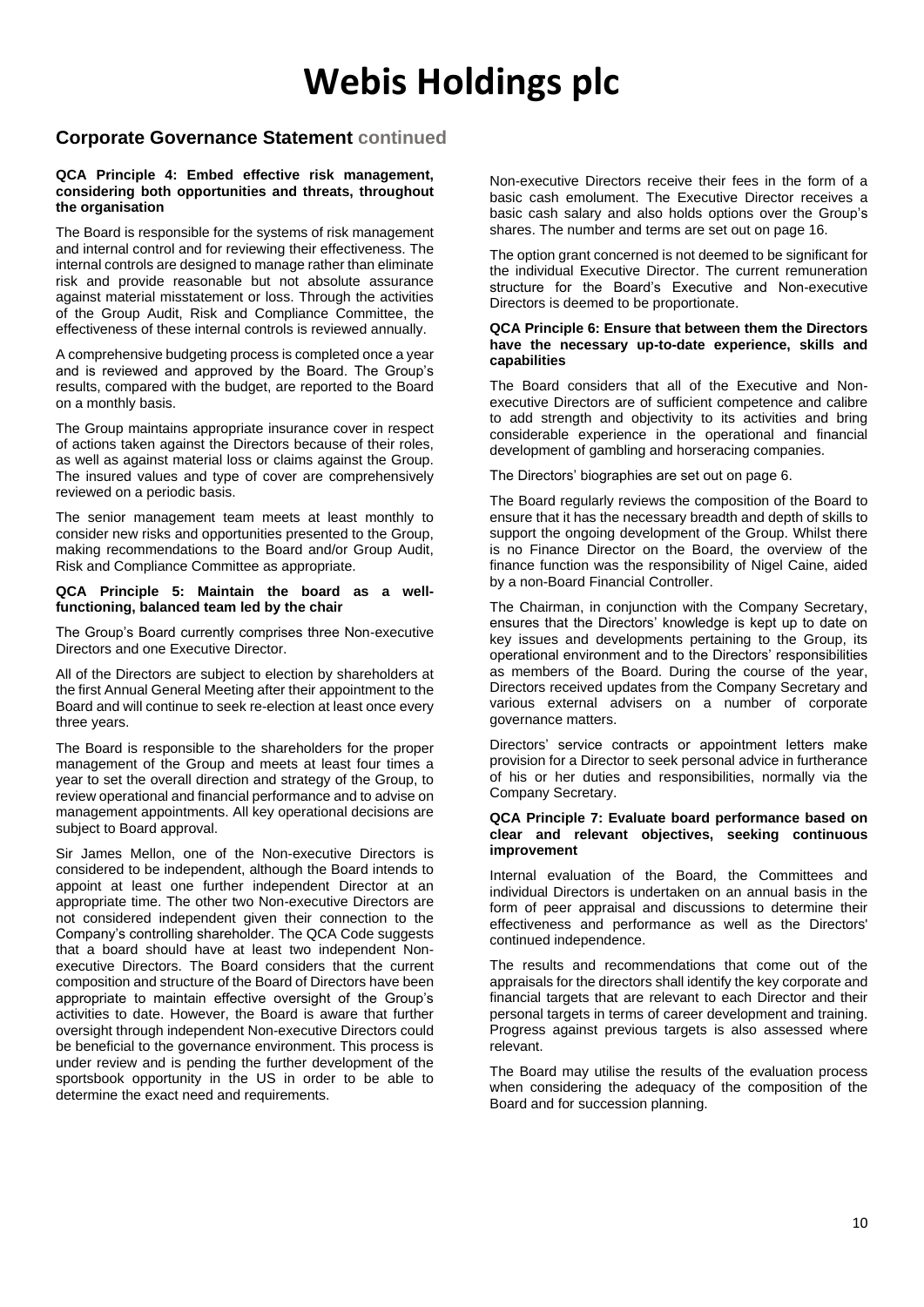# Webis Holdings plc

## Corporate Governance Statement continued

### QCA Principle 4: Embed effective risk management, considering both opportunities and threats, throughout the organisation

The Board is responsible for the systems of risk management and internal control and for reviewing their effectiveness. The internal controls are designed to manage rather than eliminate risk and provide reasonable but not absolute assurance against material misstatement or loss. Through the activities of the Group Audit, Risk and Compliance Committee, the effectiveness of these internal controls is reviewed annually.

A comprehensive budgeting process is completed once a year and is reviewed and approved by the Board. The Group's results, compared with the budget, are reported to the Board on a monthly basis.

The Group maintains appropriate insurance cover in respect of actions taken against the Directors because of their roles, as well as against material loss or claims against the Group. The insured values and type of cover are comprehensively reviewed on a periodic basis.

The senior management team meets at least monthly to consider new risks and opportunities presented to the Group, making recommendations to the Board and/or Group Audit, Risk and Compliance Committee as appropriate.

### QCA Principle 5: Maintain the board as a well-functioning, balanced team led by the chair

The Group's Board currently comprises three Non-executive Directors and one Executive Director.

All of the Directors are subject to election by shareholders at the first Annual General Meeting after their appointment to the Board and will continue to seek re-election at least once every three years.

The Board is responsible to the shareholders for the proper management of the Group and meets at least four times a year to set the overall direction and strategy of the Group, to review operational and financial performance and to advise on management appointments. All key operational decisions are subject to Board approval.

Sir James Mellon, one of the Non-executive Directors is considered to be independent, although the Board intends to appoint at least one further independent Director at an appropriate time. The other two Non-executive Directors are not considered independent given their connection to the Company's controlling shareholder. The QCA Code suggests that a board should have at least two independent Non-executive Directors. The Board considers that the current composition and structure of the Board of Directors have been appropriate to maintain effective oversight of the Group's activities to date. However, the Board is aware that further oversight through independent Non-executive Directors could be beneficial to the governance environment. This process is under review and is pending the further development of the sportsbook opportunity in the US in order to be able to determine the exact need and requirements.

Non-executive Directors receive their fees in the form of a basic cash emolument. The Executive Director receives a basic cash salary and also holds options over the Group's shares. The number and terms are set out on page 16.

The option grant concerned is not deemed to be significant for the individual Executive Director. The current remuneration structure for the Board's Executive and Non-executive Directors is deemed to be proportionate.

### QCA Principle 6: Ensure that between them the Directors have the necessary up-to-date experience, skills and capabilities

The Board considers that all of the Executive and Non-executive Directors are of sufficient competence and calibre to add strength and objectivity to its activities and bring considerable experience in the operational and financial development of gambling and horseracing companies.

The Directors' biographies are set out on page 6.

The Board regularly reviews the composition of the Board to ensure that it has the necessary breadth and depth of skills to support the ongoing development of the Group. Whilst there is no Finance Director on the Board, the overview of the finance function was the responsibility of Nigel Caine, aided by a non-Board Financial Controller.

The Chairman, in conjunction with the Company Secretary, ensures that the Directors' knowledge is kept up to date on key issues and developments pertaining to the Group, its operational environment and to the Directors' responsibilities as members of the Board. During the course of the year, Directors received updates from the Company Secretary and various external advisers on a number of corporate governance matters.

Directors' service contracts or appointment letters make provision for a Director to seek personal advice in furtherance of his or her duties and responsibilities, normally via the Company Secretary.

### QCA Principle 7: Evaluate board performance based on clear and relevant objectives, seeking continuous improvement

Internal evaluation of the Board, the Committees and individual Directors is undertaken on an annual basis in the form of peer appraisal and discussions to determine their effectiveness and performance as well as the Directors' continued independence.

The results and recommendations that come out of the appraisals for the directors shall identify the key corporate and financial targets that are relevant to each Director and their personal targets in terms of career development and training. Progress against previous targets is also assessed where relevant.

The Board may utilise the results of the evaluation process when considering the adequacy of the composition of the Board and for succession planning.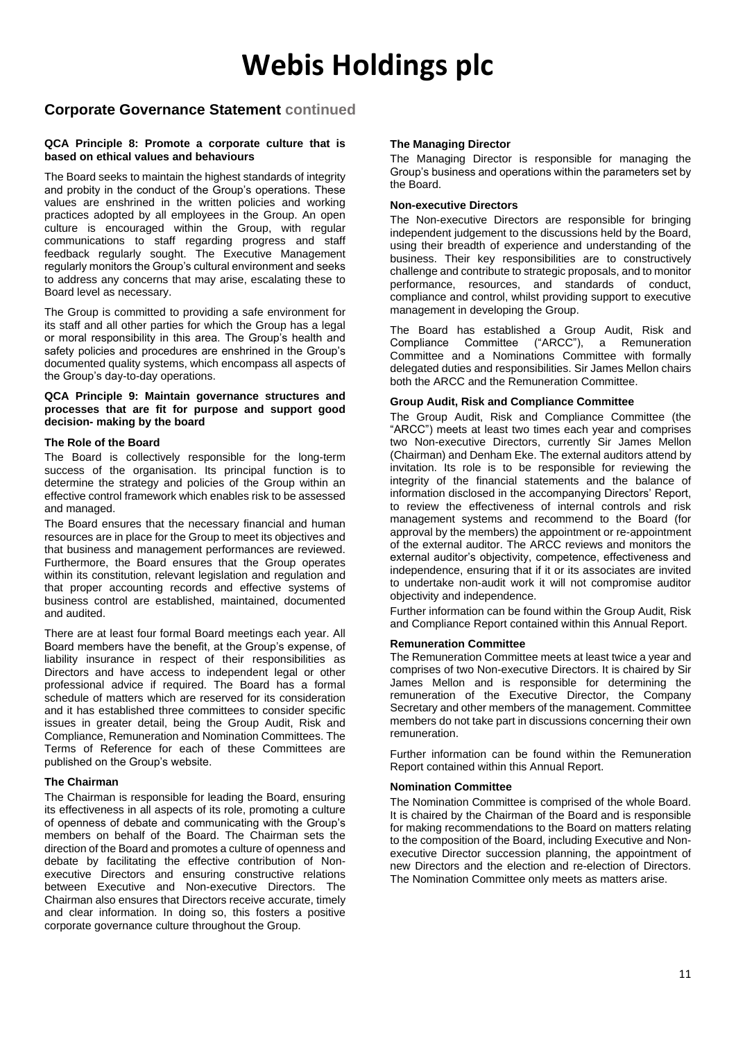# Webis Holdings plc

## Corporate Governance Statement continued

### QCA Principle 8: Promote a corporate culture that is based on ethical values and behaviours

The Board seeks to maintain the highest standards of integrity and probity in the conduct of the Group's operations. These values are enshrined in the written policies and working practices adopted by all employees in the Group. An open culture is encouraged within the Group, with regular communications to staff regarding progress and staff feedback regularly sought. The Executive Management regularly monitors the Group's cultural environment and seeks to address any concerns that may arise, escalating these to Board level as necessary.

The Group is committed to providing a safe environment for its staff and all other parties for which the Group has a legal or moral responsibility in this area. The Group's health and safety policies and procedures are enshrined in the Group's documented quality systems, which encompass all aspects of the Group's day-to-day operations.

### QCA Principle 9: Maintain governance structures and processes that are fit for purpose and support good decision- making by the board

#### The Role of the Board

The Board is collectively responsible for the long-term success of the organisation. Its principal function is to determine the strategy and policies of the Group within an effective control framework which enables risk to be assessed and managed.

The Board ensures that the necessary financial and human resources are in place for the Group to meet its objectives and that business and management performances are reviewed. Furthermore, the Board ensures that the Group operates within its constitution, relevant legislation and regulation and that proper accounting records and effective systems of business control are established, maintained, documented and audited.

There are at least four formal Board meetings each year. All Board members have the benefit, at the Group's expense, of liability insurance in respect of their responsibilities as Directors and have access to independent legal or other professional advice if required. The Board has a formal schedule of matters which are reserved for its consideration and it has established three committees to consider specific issues in greater detail, being the Group Audit, Risk and Compliance, Remuneration and Nomination Committees. The Terms of Reference for each of these Committees are published on the Group's website.

#### The Chairman

The Chairman is responsible for leading the Board, ensuring its effectiveness in all aspects of its role, promoting a culture of openness of debate and communicating with the Group's members on behalf of the Board. The Chairman sets the direction of the Board and promotes a culture of openness and debate by facilitating the effective contribution of Non-executive Directors and ensuring constructive relations between Executive and Non-executive Directors. The Chairman also ensures that Directors receive accurate, timely and clear information. In doing so, this fosters a positive corporate governance culture throughout the Group.

#### The Managing Director

The Managing Director is responsible for managing the Group's business and operations within the parameters set by the Board.

#### Non-executive Directors

The Non-executive Directors are responsible for bringing independent judgement to the discussions held by the Board, using their breadth of experience and understanding of the business. Their key responsibilities are to constructively challenge and contribute to strategic proposals, and to monitor performance, resources, and standards of conduct, compliance and control, whilst providing support to executive management in developing the Group.

The Board has established a Group Audit, Risk and Compliance Committee ("ARCC"), a Remuneration Committee and a Nominations Committee with formally delegated duties and responsibilities. Sir James Mellon chairs both the ARCC and the Remuneration Committee.

#### Group Audit, Risk and Compliance Committee

The Group Audit, Risk and Compliance Committee (the "ARCC") meets at least two times each year and comprises two Non-executive Directors, currently Sir James Mellon (Chairman) and Denham Eke. The external auditors attend by invitation. Its role is to be responsible for reviewing the integrity of the financial statements and the balance of information disclosed in the accompanying Directors' Report, to review the effectiveness of internal controls and risk management systems and recommend to the Board (for approval by the members) the appointment or re-appointment of the external auditor. The ARCC reviews and monitors the external auditor's objectivity, competence, effectiveness and independence, ensuring that if it or its associates are invited to undertake non-audit work it will not compromise auditor objectivity and independence.

Further information can be found within the Group Audit, Risk and Compliance Report contained within this Annual Report.

#### Remuneration Committee

The Remuneration Committee meets at least twice a year and comprises of two Non-executive Directors. It is chaired by Sir James Mellon and is responsible for determining the remuneration of the Executive Director, the Company Secretary and other members of the management. Committee members do not take part in discussions concerning their own remuneration.

Further information can be found within the Remuneration Report contained within this Annual Report.

#### Nomination Committee

The Nomination Committee is comprised of the whole Board. It is chaired by the Chairman of the Board and is responsible for making recommendations to the Board on matters relating to the composition of the Board, including Executive and Non-executive Director succession planning, the appointment of new Directors and the election and re-election of Directors. The Nomination Committee only meets as matters arise.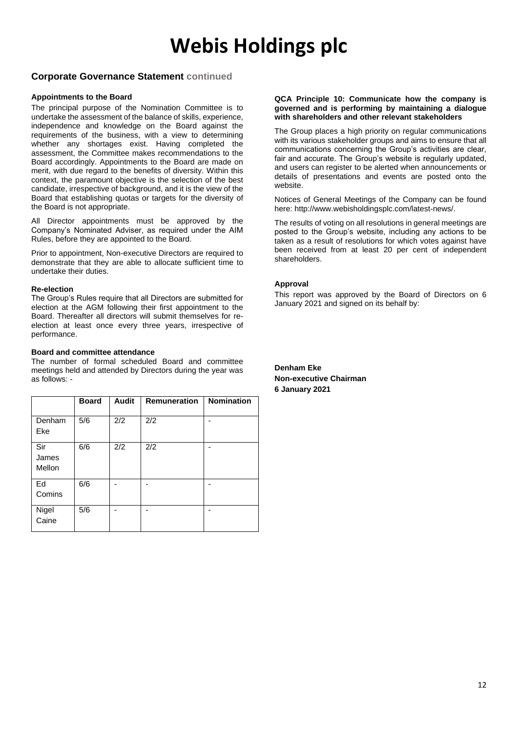## Corporate Governance Statement continued

### Appointments to the Board

The principal purpose of the Nomination Committee is to undertake the assessment of the balance of skills, experience, independence and knowledge on the Board against the requirements of the business, with a view to determining whether any shortages exist. Having completed the assessment, the Committee makes recommendations to the Board accordingly. Appointments to the Board are made on merit, with due regard to the benefits of diversity. Within this context, the paramount objective is the selection of the best candidate, irrespective of background, and it is the view of the Board that establishing quotas or targets for the diversity of the Board is not appropriate.

All Director appointments must be approved by the Company's Nominated Adviser, as required under the AIM Rules, before they are appointed to the Board.

Prior to appointment, Non-executive Directors are required to demonstrate that they are able to allocate sufficient time to undertake their duties.

### Re-election

The Group's Rules require that all Directors are submitted for election at the AGM following their first appointment to the Board. Thereafter all directors will submit themselves for re-election at least once every three years, irrespective of performance.

### Board and committee attendance

The number of formal scheduled Board and committee meetings held and attended by Directors during the year was as follows: -

| | Board | Audit | Remuneration | Nomination |
|---|---|---|---|---|
| Denham Eke | 5/6 | 2/2 | 2/2 | - |
| Sir James Mellon | 6/6 | 2/2 | 2/2 | - |
| Ed Comins | 6/6 | - | - | - |
| Nigel Caine | 5/6 | - | - | - |

### QCA Principle 10: Communicate how the company is governed and is performing by maintaining a dialogue with shareholders and other relevant stakeholders

The Group places a high priority on regular communications with its various stakeholder groups and aims to ensure that all communications concerning the Group's activities are clear, fair and accurate. The Group's website is regularly updated, and users can register to be alerted when announcements or details of presentations and events are posted onto the website.

Notices of General Meetings of the Company can be found here: http://www.webisholdingsplc.com/latest-news/.

The results of voting on all resolutions in general meetings are posted to the Group's website, including any actions to be taken as a result of resolutions for which votes against have been received from at least 20 per cent of independent shareholders.

### Approval

This report was approved by the Board of Directors on 6 January 2021 and signed on its behalf by:

**Denham Eke**
**Non-executive Chairman**
**6 January 2021**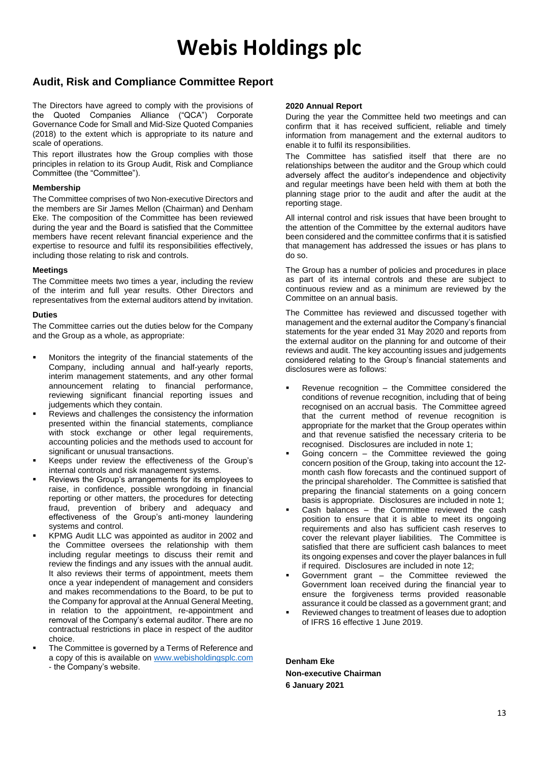# Webis Holdings plc

## Audit, Risk and Compliance Committee Report

The Directors have agreed to comply with the provisions of the Quoted Companies Alliance ("QCA") Corporate Governance Code for Small and Mid-Size Quoted Companies (2018) to the extent which is appropriate to its nature and scale of operations.

This report illustrates how the Group complies with those principles in relation to its Group Audit, Risk and Compliance Committee (the "Committee").

### Membership

The Committee comprises of two Non-executive Directors and the members are Sir James Mellon (Chairman) and Denham Eke. The composition of the Committee has been reviewed during the year and the Board is satisfied that the Committee members have recent relevant financial experience and the expertise to resource and fulfil its responsibilities effectively, including those relating to risk and controls.

### Meetings

The Committee meets two times a year, including the review of the interim and full year results. Other Directors and representatives from the external auditors attend by invitation.

### Duties

The Committee carries out the duties below for the Company and the Group as a whole, as appropriate:

- Monitors the integrity of the financial statements of the Company, including annual and half-yearly reports, interim management statements, and any other formal announcement relating to financial performance, reviewing significant financial reporting issues and judgements which they contain.
- Reviews and challenges the consistency the information presented within the financial statements, compliance with stock exchange or other legal requirements, accounting policies and the methods used to account for significant or unusual transactions.
- Keeps under review the effectiveness of the Group's internal controls and risk management systems.
- Reviews the Group's arrangements for its employees to raise, in confidence, possible wrongdoing in financial reporting or other matters, the procedures for detecting fraud, prevention of bribery and adequacy and effectiveness of the Group's anti-money laundering systems and control.
- KPMG Audit LLC was appointed as auditor in 2002 and the Committee oversees the relationship with them including regular meetings to discuss their remit and review the findings and any issues with the annual audit. It also reviews their terms of appointment, meets them once a year independent of management and considers and makes recommendations to the Board, to be put to the Company for approval at the Annual General Meeting, in relation to the appointment, re-appointment and removal of the Company's external auditor. There are no contractual restrictions in place in respect of the auditor choice.
- The Committee is governed by a Terms of Reference and a copy of this is available on www.webisholdingsplc.com - the Company's website.

### 2020 Annual Report

During the year the Committee held two meetings and can confirm that it has received sufficient, reliable and timely information from management and the external auditors to enable it to fulfil its responsibilities.

The Committee has satisfied itself that there are no relationships between the auditor and the Group which could adversely affect the auditor's independence and objectivity and regular meetings have been held with them at both the planning stage prior to the audit and after the audit at the reporting stage.

All internal control and risk issues that have been brought to the attention of the Committee by the external auditors have been considered and the committee confirms that it is satisfied that management has addressed the issues or has plans to do so.

The Group has a number of policies and procedures in place as part of its internal controls and these are subject to continuous review and as a minimum are reviewed by the Committee on an annual basis.

The Committee has reviewed and discussed together with management and the external auditor the Company's financial statements for the year ended 31 May 2020 and reports from the external auditor on the planning for and outcome of their reviews and audit. The key accounting issues and judgements considered relating to the Group's financial statements and disclosures were as follows:

- Revenue recognition – the Committee considered the conditions of revenue recognition, including that of being recognised on an accrual basis. The Committee agreed that the current method of revenue recognition is appropriate for the market that the Group operates within and that revenue satisfied the necessary criteria to be recognised. Disclosures are included in note 1;
- Going concern – the Committee reviewed the going concern position of the Group, taking into account the 12-month cash flow forecasts and the continued support of the principal shareholder. The Committee is satisfied that preparing the financial statements on a going concern basis is appropriate. Disclosures are included in note 1;
- Cash balances – the Committee reviewed the cash position to ensure that it is able to meet its ongoing requirements and also has sufficient cash reserves to cover the relevant player liabilities. The Committee is satisfied that there are sufficient cash balances to meet its ongoing expenses and cover the player balances in full if required. Disclosures are included in note 12;
- Government grant – the Committee reviewed the Government loan received during the financial year to ensure the forgiveness terms provided reasonable assurance it could be classed as a government grant; and
- Reviewed changes to treatment of leases due to adoption of IFRS 16 effective 1 June 2019.

**Denham Eke**
**Non-executive Chairman**
**6 January 2021**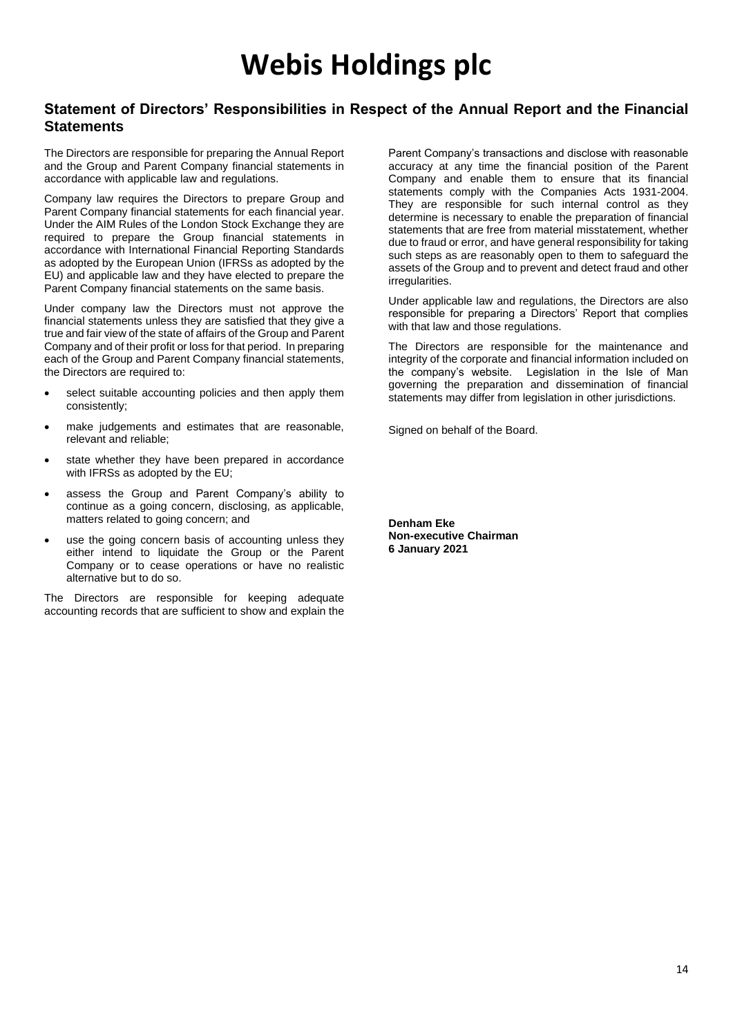# Webis Holdings plc

## Statement of Directors' Responsibilities in Respect of the Annual Report and the Financial Statements

The Directors are responsible for preparing the Annual Report and the Group and Parent Company financial statements in accordance with applicable law and regulations.

Company law requires the Directors to prepare Group and Parent Company financial statements for each financial year. Under the AIM Rules of the London Stock Exchange they are required to prepare the Group financial statements in accordance with International Financial Reporting Standards as adopted by the European Union (IFRSs as adopted by the EU) and applicable law and they have elected to prepare the Parent Company financial statements on the same basis.

Under company law the Directors must not approve the financial statements unless they are satisfied that they give a true and fair view of the state of affairs of the Group and Parent Company and of their profit or loss for that period. In preparing each of the Group and Parent Company financial statements, the Directors are required to:

- select suitable accounting policies and then apply them consistently;
- make judgements and estimates that are reasonable, relevant and reliable;
- state whether they have been prepared in accordance with IFRSs as adopted by the EU;
- assess the Group and Parent Company's ability to continue as a going concern, disclosing, as applicable, matters related to going concern; and
- use the going concern basis of accounting unless they either intend to liquidate the Group or the Parent Company or to cease operations or have no realistic alternative but to do so.

The Directors are responsible for keeping adequate accounting records that are sufficient to show and explain the Parent Company's transactions and disclose with reasonable accuracy at any time the financial position of the Parent Company and enable them to ensure that its financial statements comply with the Companies Acts 1931-2004. They are responsible for such internal control as they determine is necessary to enable the preparation of financial statements that are free from material misstatement, whether due to fraud or error, and have general responsibility for taking such steps as are reasonably open to them to safeguard the assets of the Group and to prevent and detect fraud and other irregularities.

Under applicable law and regulations, the Directors are also responsible for preparing a Directors' Report that complies with that law and those regulations.

The Directors are responsible for the maintenance and integrity of the corporate and financial information included on the company's website. Legislation in the Isle of Man governing the preparation and dissemination of financial statements may differ from legislation in other jurisdictions.

Signed on behalf of the Board.

**Denham Eke**
**Non-executive Chairman**
**6 January 2021**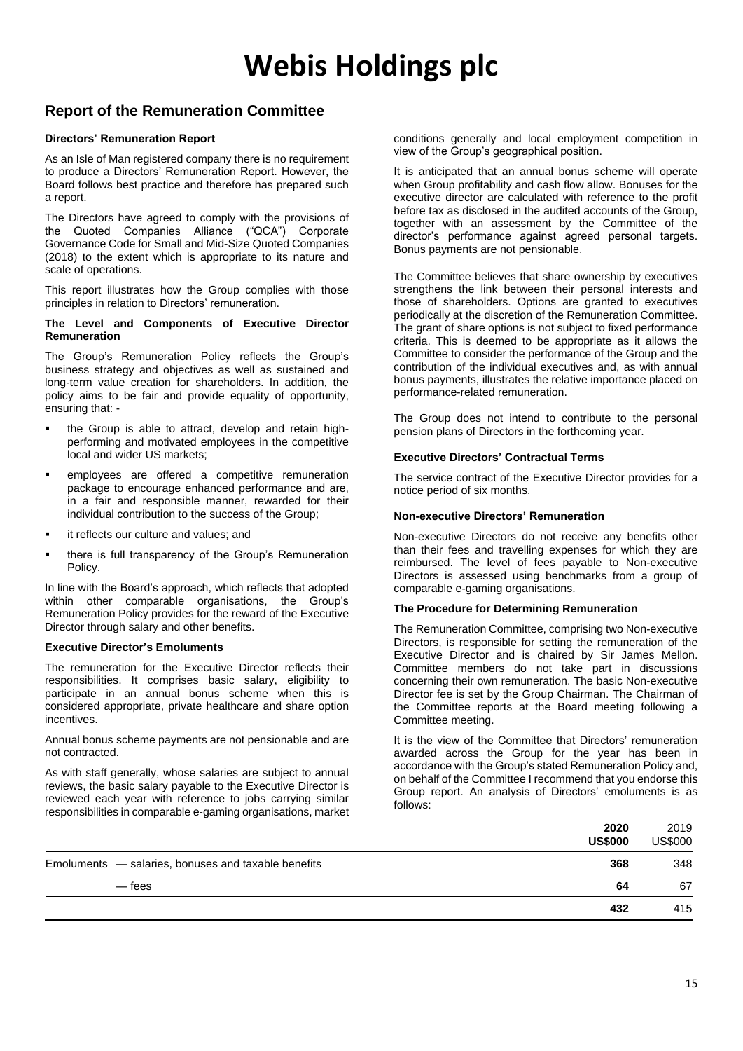# Webis Holdings plc

## Report of the Remuneration Committee

**Directors' Remuneration Report**

As an Isle of Man registered company there is no requirement to produce a Directors' Remuneration Report. However, the Board follows best practice and therefore has prepared such a report.

The Directors have agreed to comply with the provisions of the Quoted Companies Alliance ("QCA") Corporate Governance Code for Small and Mid-Size Quoted Companies (2018) to the extent which is appropriate to its nature and scale of operations.

This report illustrates how the Group complies with those principles in relation to Directors' remuneration.

**The Level and Components of Executive Director Remuneration**

The Group's Remuneration Policy reflects the Group's business strategy and objectives as well as sustained and long-term value creation for shareholders. In addition, the policy aims to be fair and provide equality of opportunity, ensuring that: -

- the Group is able to attract, develop and retain high-performing and motivated employees in the competitive local and wider US markets;
- employees are offered a competitive remuneration package to encourage enhanced performance and are, in a fair and responsible manner, rewarded for their individual contribution to the success of the Group;
- it reflects our culture and values; and
- there is full transparency of the Group's Remuneration Policy.

In line with the Board's approach, which reflects that adopted within other comparable organisations, the Group's Remuneration Policy provides for the reward of the Executive Director through salary and other benefits.

**Executive Director's Emoluments**

The remuneration for the Executive Director reflects their responsibilities. It comprises basic salary, eligibility to participate in an annual bonus scheme when this is considered appropriate, private healthcare and share option incentives.

Annual bonus scheme payments are not pensionable and are not contracted.

As with staff generally, whose salaries are subject to annual reviews, the basic salary payable to the Executive Director is reviewed each year with reference to jobs carrying similar responsibilities in comparable e-gaming organisations, market conditions generally and local employment competition in view of the Group's geographical position.

It is anticipated that an annual bonus scheme will operate when Group profitability and cash flow allow. Bonuses for the executive director are calculated with reference to the profit before tax as disclosed in the audited accounts of the Group, together with an assessment by the Committee of the director's performance against agreed personal targets. Bonus payments are not pensionable.

The Committee believes that share ownership by executives strengthens the link between their personal interests and those of shareholders. Options are granted to executives periodically at the discretion of the Remuneration Committee. The grant of share options is not subject to fixed performance criteria. This is deemed to be appropriate as it allows the Committee to consider the performance of the Group and the contribution of the individual executives and, as with annual bonus payments, illustrates the relative importance placed on performance-related remuneration.

The Group does not intend to contribute to the personal pension plans of Directors in the forthcoming year.

**Executive Directors' Contractual Terms**

The service contract of the Executive Director provides for a notice period of six months.

**Non-executive Directors' Remuneration**

Non-executive Directors do not receive any benefits other than their fees and travelling expenses for which they are reimbursed. The level of fees payable to Non-executive Directors is assessed using benchmarks from a group of comparable e-gaming organisations.

**The Procedure for Determining Remuneration**

The Remuneration Committee, comprising two Non-executive Directors, is responsible for setting the remuneration of the Executive Director and is chaired by Sir James Mellon. Committee members do not take part in discussions concerning their own remuneration. The basic Non-executive Director fee is set by the Group Chairman. The Chairman of the Committee reports at the Board meeting following a Committee meeting.

It is the view of the Committee that Directors' remuneration awarded across the Group for the year has been in accordance with the Group's stated Remuneration Policy and, on behalf of the Committee I recommend that you endorse this Group report. An analysis of Directors' emoluments is as follows:

| | **2020 US$000** | 2019 US$000 |
|---|---|---|
| Emoluments — salaries, bonuses and taxable benefits | **368** | 348 |
| — fees | **64** | 67 |
| | **432** | 415 |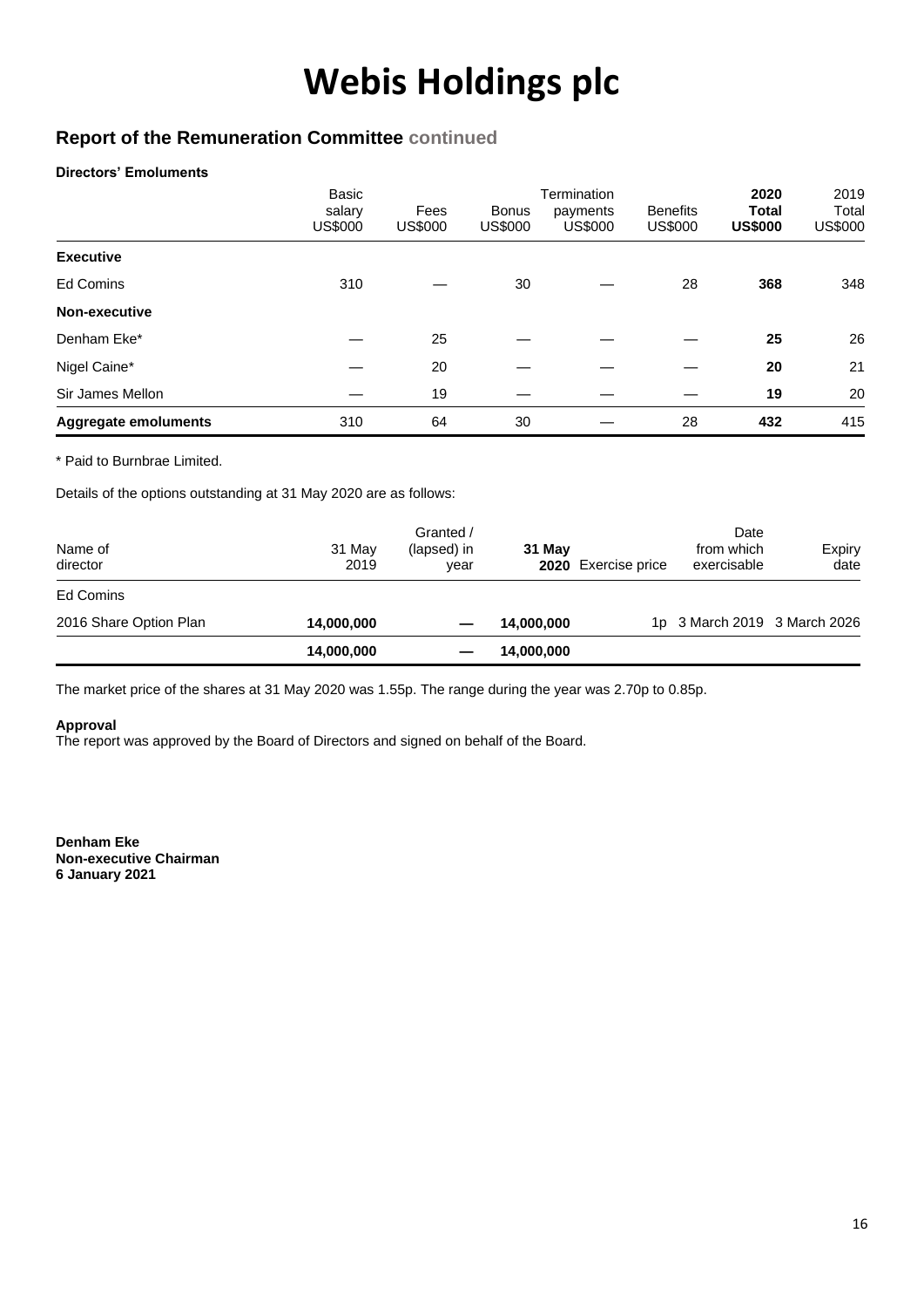# Webis Holdings plc

## Report of the Remuneration Committee continued

### Directors' Emoluments

| | Basic salary US$000 | Fees US$000 | Bonus US$000 | Termination payments US$000 | Benefits US$000 | **2020 Total US$000** | 2019 Total US$000 |
|---|---|---|---|---|---|---|---|
| **Executive** | | | | | | | |
| Ed Comins | 310 | — | 30 | — | 28 | **368** | 348 |
| **Non-executive** | | | | | | | |
| Denham Eke* | — | 25 | — | — | — | **25** | 26 |
| Nigel Caine* | — | 20 | — | — | — | **20** | 21 |
| Sir James Mellon | — | 19 | — | — | — | **19** | 20 |
| **Aggregate emoluments** | 310 | 64 | 30 | — | 28 | **432** | 415 |

\* Paid to Burnbrae Limited.

Details of the options outstanding at 31 May 2020 are as follows:

| Name of director | 31 May 2019 | Granted / (lapsed) in year | **31 May 2020** | Exercise price | Date from which exercisable | Expiry date |
|---|---|---|---|---|---|---|
| Ed Comins | | | | | | |
| 2016 Share Option Plan | **14,000,000** | **—** | **14,000,000** | 1p | 3 March 2019 | 3 March 2026 |
| | **14,000,000** | **—** | **14,000,000** | | | |

The market price of the shares at 31 May 2020 was 1.55p. The range during the year was 2.70p to 0.85p.

**Approval**
The report was approved by the Board of Directors and signed on behalf of the Board.

**Denham Eke**
**Non-executive Chairman**
**6 January 2021**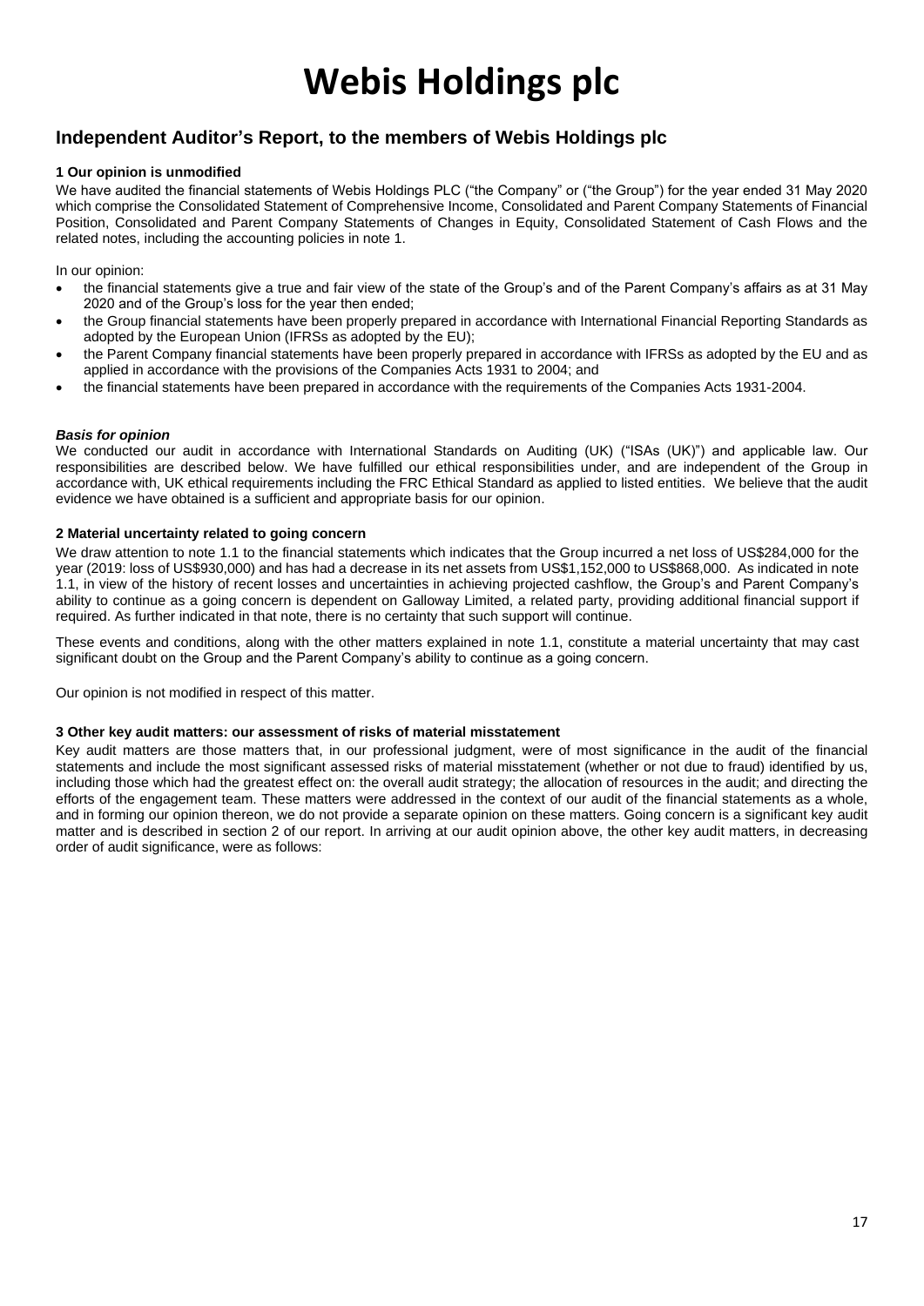# Webis Holdings plc

## Independent Auditor's Report, to the members of Webis Holdings plc

### 1 Our opinion is unmodified

We have audited the financial statements of Webis Holdings PLC ("the Company" or ("the Group") for the year ended 31 May 2020 which comprise the Consolidated Statement of Comprehensive Income, Consolidated and Parent Company Statements of Financial Position, Consolidated and Parent Company Statements of Changes in Equity, Consolidated Statement of Cash Flows and the related notes, including the accounting policies in note 1.

In our opinion:

- the financial statements give a true and fair view of the state of the Group's and of the Parent Company's affairs as at 31 May 2020 and of the Group's loss for the year then ended;
- the Group financial statements have been properly prepared in accordance with International Financial Reporting Standards as adopted by the European Union (IFRSs as adopted by the EU);
- the Parent Company financial statements have been properly prepared in accordance with IFRSs as adopted by the EU and as applied in accordance with the provisions of the Companies Acts 1931 to 2004; and
- the financial statements have been prepared in accordance with the requirements of the Companies Acts 1931-2004.

***Basis for opinion***

We conducted our audit in accordance with International Standards on Auditing (UK) ("ISAs (UK)") and applicable law. Our responsibilities are described below. We have fulfilled our ethical responsibilities under, and are independent of the Group in accordance with, UK ethical requirements including the FRC Ethical Standard as applied to listed entities. We believe that the audit evidence we have obtained is a sufficient and appropriate basis for our opinion.

### 2 Material uncertainty related to going concern

We draw attention to note 1.1 to the financial statements which indicates that the Group incurred a net loss of US$284,000 for the year (2019: loss of US$930,000) and has had a decrease in its net assets from US$1,152,000 to US$868,000. As indicated in note 1.1, in view of the history of recent losses and uncertainties in achieving projected cashflow, the Group's and Parent Company's ability to continue as a going concern is dependent on Galloway Limited, a related party, providing additional financial support if required. As further indicated in that note, there is no certainty that such support will continue.

These events and conditions, along with the other matters explained in note 1.1, constitute a material uncertainty that may cast significant doubt on the Group and the Parent Company's ability to continue as a going concern.

Our opinion is not modified in respect of this matter.

### 3 Other key audit matters: our assessment of risks of material misstatement

Key audit matters are those matters that, in our professional judgment, were of most significance in the audit of the financial statements and include the most significant assessed risks of material misstatement (whether or not due to fraud) identified by us, including those which had the greatest effect on: the overall audit strategy; the allocation of resources in the audit; and directing the efforts of the engagement team. These matters were addressed in the context of our audit of the financial statements as a whole, and in forming our opinion thereon, we do not provide a separate opinion on these matters. Going concern is a significant key audit matter and is described in section 2 of our report. In arriving at our audit opinion above, the other key audit matters, in decreasing order of audit significance, were as follows: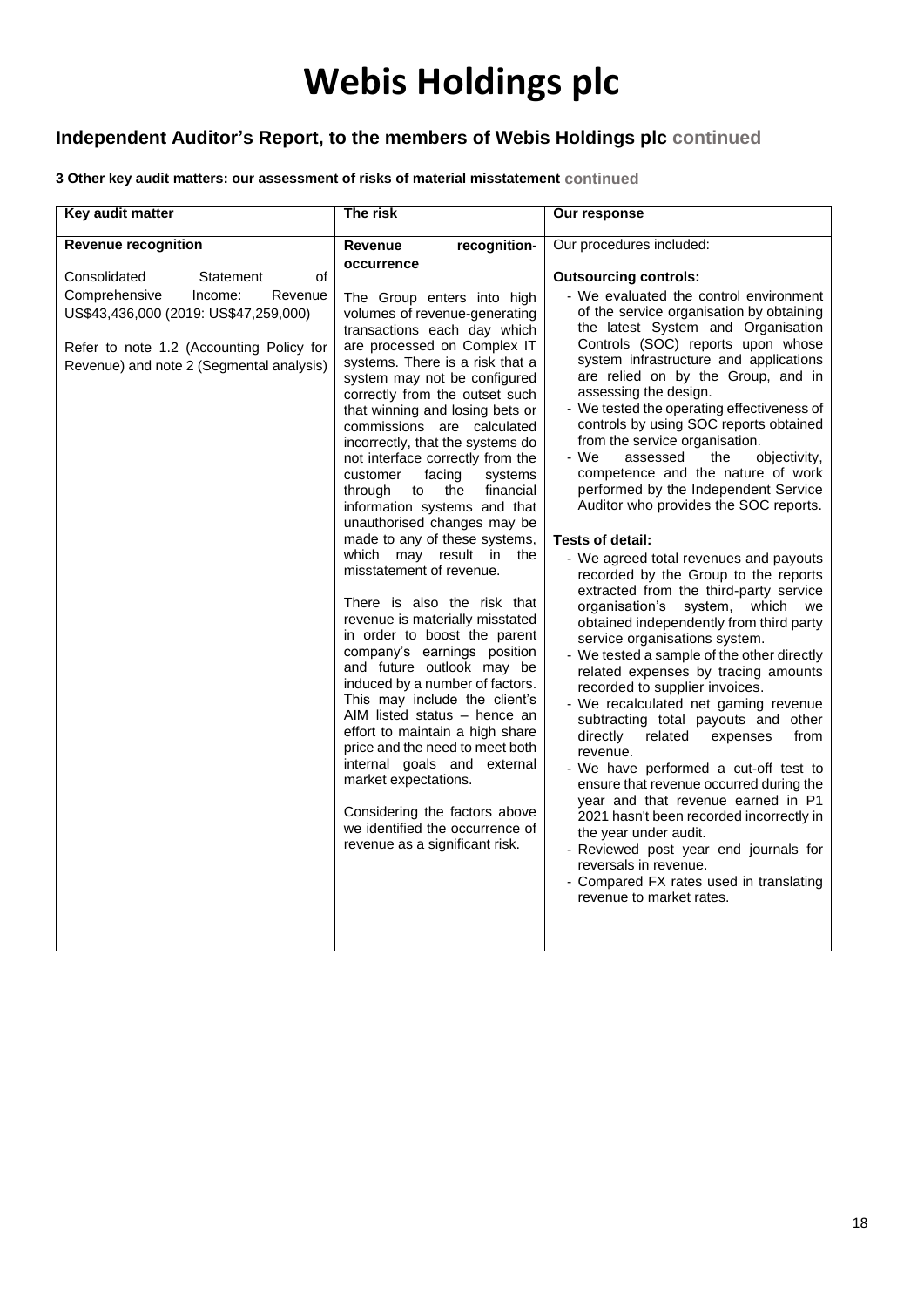# Webis Holdings plc

## Independent Auditor's Report, to the members of Webis Holdings plc continued

**3 Other key audit matters: our assessment of risks of material misstatement continued**

| Key audit matter | The risk | Our response |
|---|---|---|
| **Revenue recognition**<br><br>Consolidated Statement of Comprehensive Income: Revenue US$43,436,000 (2019: US$47,259,000)<br><br>Refer to note 1.2 (Accounting Policy for Revenue) and note 2 (Segmental analysis) | **Revenue recognition-occurrence**<br><br>The Group enters into high volumes of revenue-generating transactions each day which are processed on Complex IT systems. There is a risk that a system may not be configured correctly from the outset such that winning and losing bets or commissions are calculated incorrectly, that the systems do not interface correctly from the customer facing systems through to the financial information systems and that unauthorised changes may be made to any of these systems, which may result in the misstatement of revenue.<br><br>There is also the risk that revenue is materially misstated in order to boost the parent company's earnings position and future outlook may be induced by a number of factors. This may include the client's AIM listed status – hence an effort to maintain a high share price and the need to meet both internal goals and external market expectations.<br><br>Considering the factors above we identified the occurrence of revenue as a significant risk. | Our procedures included:<br><br>**Outsourcing controls:**<br>- We evaluated the control environment of the service organisation by obtaining the latest System and Organisation Controls (SOC) reports upon whose system infrastructure and applications are relied on by the Group, and in assessing the design.<br>- We tested the operating effectiveness of controls by using SOC reports obtained from the service organisation.<br>- We assessed the objectivity, competence and the nature of work performed by the Independent Service Auditor who provides the SOC reports.<br><br>**Tests of detail:**<br>- We agreed total revenues and payouts recorded by the Group to the reports extracted from the third-party service organisation's system, which we obtained independently from third party service organisations system.<br>- We tested a sample of the other directly related expenses by tracing amounts recorded to supplier invoices.<br>- We recalculated net gaming revenue subtracting total payouts and other directly related expenses from revenue.<br>- We have performed a cut-off test to ensure that revenue occurred during the year and that revenue earned in P1 2021 hasn't been recorded incorrectly in the year under audit.<br>- Reviewed post year end journals for reversals in revenue.<br>- Compared FX rates used in translating revenue to market rates. |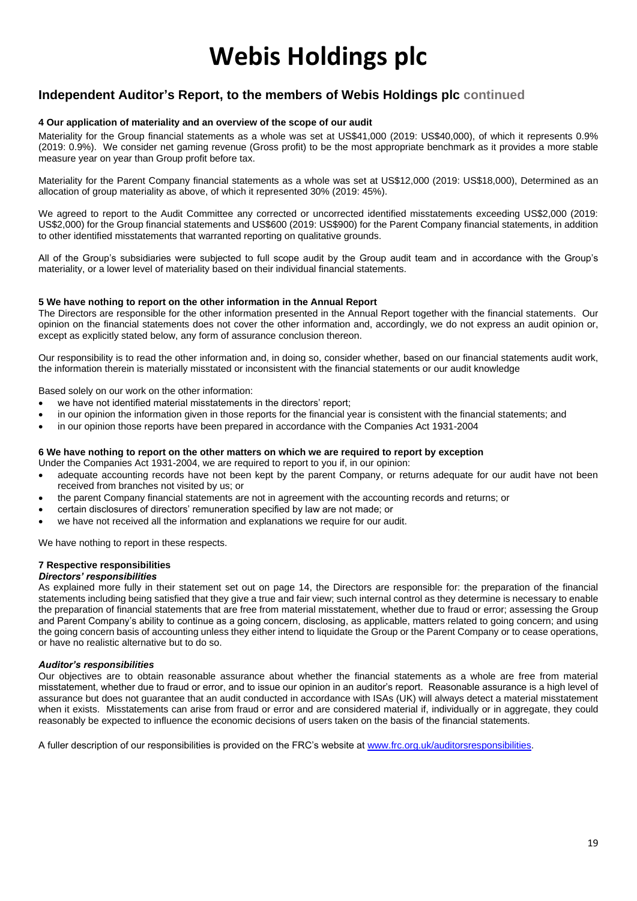# Webis Holdings plc

## Independent Auditor's Report, to the members of Webis Holdings plc continued

### 4 Our application of materiality and an overview of the scope of our audit

Materiality for the Group financial statements as a whole was set at US$41,000 (2019: US$40,000), of which it represents 0.9% (2019: 0.9%). We consider net gaming revenue (Gross profit) to be the most appropriate benchmark as it provides a more stable measure year on year than Group profit before tax.

Materiality for the Parent Company financial statements as a whole was set at US$12,000 (2019: US$18,000), Determined as an allocation of group materiality as above, of which it represented 30% (2019: 45%).

We agreed to report to the Audit Committee any corrected or uncorrected identified misstatements exceeding US$2,000 (2019: US$2,000) for the Group financial statements and US$600 (2019: US$900) for the Parent Company financial statements, in addition to other identified misstatements that warranted reporting on qualitative grounds.

All of the Group's subsidiaries were subjected to full scope audit by the Group audit team and in accordance with the Group's materiality, or a lower level of materiality based on their individual financial statements.

### 5 We have nothing to report on the other information in the Annual Report

The Directors are responsible for the other information presented in the Annual Report together with the financial statements. Our opinion on the financial statements does not cover the other information and, accordingly, we do not express an audit opinion or, except as explicitly stated below, any form of assurance conclusion thereon.

Our responsibility is to read the other information and, in doing so, consider whether, based on our financial statements audit work, the information therein is materially misstated or inconsistent with the financial statements or our audit knowledge

Based solely on our work on the other information:

- we have not identified material misstatements in the directors' report;
- in our opinion the information given in those reports for the financial year is consistent with the financial statements; and
- in our opinion those reports have been prepared in accordance with the Companies Act 1931-2004

### 6 We have nothing to report on the other matters on which we are required to report by exception

Under the Companies Act 1931-2004, we are required to report to you if, in our opinion:

- adequate accounting records have not been kept by the parent Company, or returns adequate for our audit have not been received from branches not visited by us; or
- the parent Company financial statements are not in agreement with the accounting records and returns; or
- certain disclosures of directors' remuneration specified by law are not made; or
- we have not received all the information and explanations we require for our audit.

We have nothing to report in these respects.

### 7 Respective responsibilities

***Directors' responsibilities***

As explained more fully in their statement set out on page 14, the Directors are responsible for: the preparation of the financial statements including being satisfied that they give a true and fair view; such internal control as they determine is necessary to enable the preparation of financial statements that are free from material misstatement, whether due to fraud or error; assessing the Group and Parent Company's ability to continue as a going concern, disclosing, as applicable, matters related to going concern; and using the going concern basis of accounting unless they either intend to liquidate the Group or the Parent Company or to cease operations, or have no realistic alternative but to do so.

***Auditor's responsibilities***

Our objectives are to obtain reasonable assurance about whether the financial statements as a whole are free from material misstatement, whether due to fraud or error, and to issue our opinion in an auditor's report. Reasonable assurance is a high level of assurance but does not guarantee that an audit conducted in accordance with ISAs (UK) will always detect a material misstatement when it exists. Misstatements can arise from fraud or error and are considered material if, individually or in aggregate, they could reasonably be expected to influence the economic decisions of users taken on the basis of the financial statements.

A fuller description of our responsibilities is provided on the FRC's website at [www.frc.org.uk/auditorsresponsibilities](www.frc.org.uk/auditorsresponsibilities).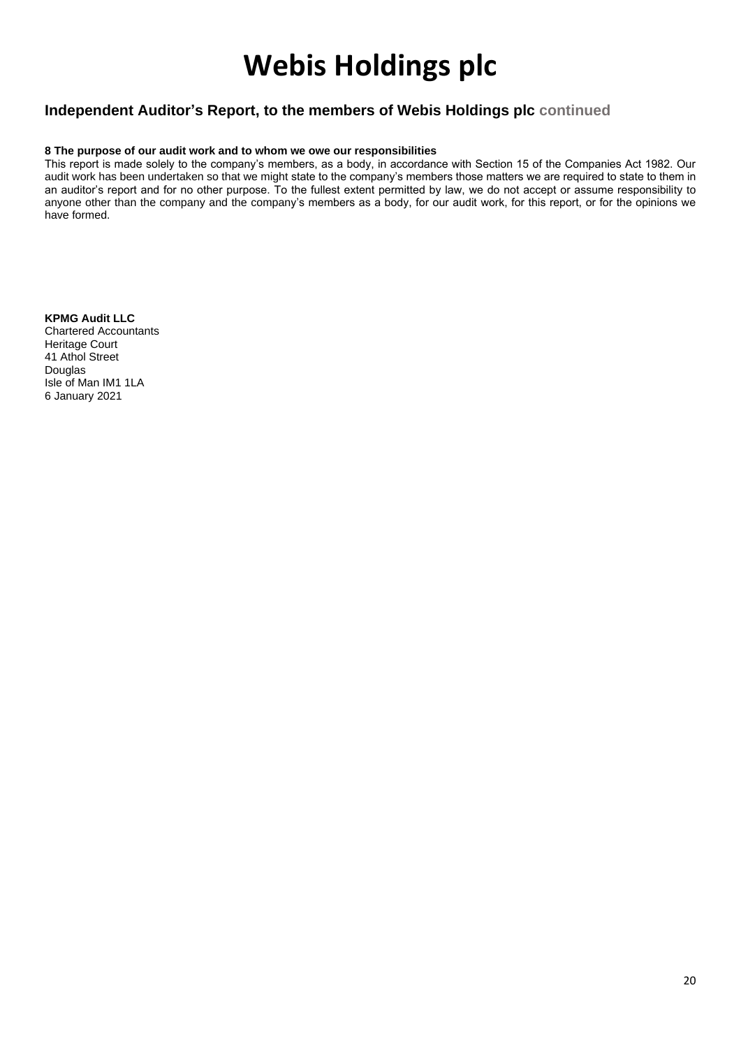# Webis Holdings plc

## Independent Auditor's Report, to the members of Webis Holdings plc continued

**8 The purpose of our audit work and to whom we owe our responsibilities**

This report is made solely to the company's members, as a body, in accordance with Section 15 of the Companies Act 1982. Our audit work has been undertaken so that we might state to the company's members those matters we are required to state to them in an auditor's report and for no other purpose. To the fullest extent permitted by law, we do not accept or assume responsibility to anyone other than the company and the company's members as a body, for our audit work, for this report, or for the opinions we have formed.

**KPMG Audit LLC**
Chartered Accountants
Heritage Court
41 Athol Street
Douglas
Isle of Man IM1 1LA
6 January 2021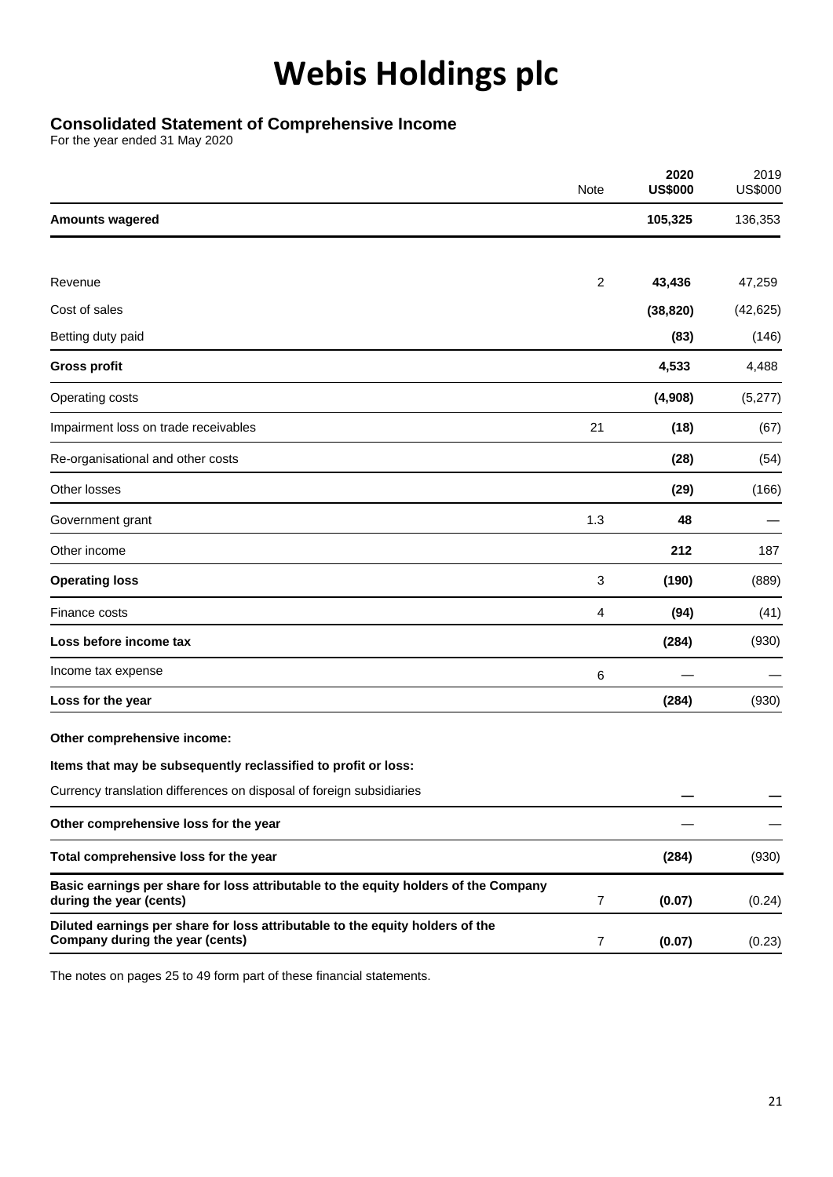# Webis Holdings plc

## Consolidated Statement of Comprehensive Income

For the year ended 31 May 2020

| | Note | **2020 US$000** | 2019 US$000 |
|---|---|---|---|
| **Amounts wagered** | | **105,325** | 136,353 |
| | | | |
| Revenue | 2 | **43,436** | 47,259 |
| Cost of sales | | **(38,820)** | (42,625) |
| Betting duty paid | | **(83)** | (146) |
| **Gross profit** | | **4,533** | 4,488 |
| Operating costs | | **(4,908)** | (5,277) |
| Impairment loss on trade receivables | 21 | **(18)** | (67) |
| Re-organisational and other costs | | **(28)** | (54) |
| Other losses | | **(29)** | (166) |
| Government grant | 1.3 | **48** | — |
| Other income | | **212** | 187 |
| **Operating loss** | 3 | **(190)** | (889) |
| Finance costs | 4 | **(94)** | (41) |
| **Loss before income tax** | | **(284)** | (930) |
| Income tax expense | 6 | — | — |
| **Loss for the year** | | **(284)** | (930) |
| **Other comprehensive income:** | | | |
| **Items that may be subsequently reclassified to profit or loss:** | | | |
| Currency translation differences on disposal of foreign subsidiaries | | **—** | **—** |
| **Other comprehensive loss for the year** | | — | — |
| **Total comprehensive loss for the year** | | **(284)** | (930) |
| **Basic earnings per share for loss attributable to the equity holders of the Company during the year (cents)** | 7 | **(0.07)** | (0.24) |
| **Diluted earnings per share for loss attributable to the equity holders of the Company during the year (cents)** | 7 | **(0.07)** | (0.23) |

The notes on pages 25 to 49 form part of these financial statements.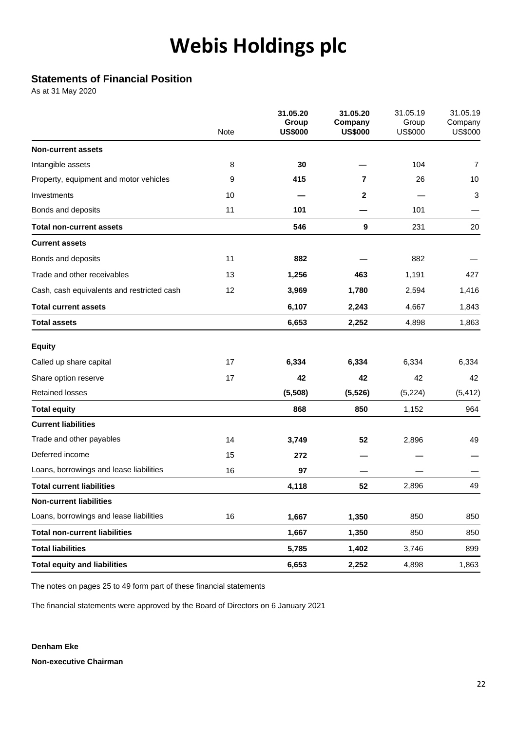# Webis Holdings plc

## Statements of Financial Position

As at 31 May 2020

| | Note | **31.05.20 Group US$000** | **31.05.20 Company US$000** | 31.05.19 Group US$000 | 31.05.19 Company US$000 |
|---|---|---|---|---|---|
| **Non-current assets** | | | | | |
| Intangible assets | 8 | **30** | **—** | 104 | 7 |
| Property, equipment and motor vehicles | 9 | **415** | **7** | 26 | 10 |
| Investments | 10 | **—** | **2** | — | 3 |
| Bonds and deposits | 11 | **101** | **—** | 101 | — |
| **Total non-current assets** | | **546** | **9** | 231 | 20 |
| **Current assets** | | | | | |
| Bonds and deposits | 11 | **882** | **—** | 882 | — |
| Trade and other receivables | 13 | **1,256** | **463** | 1,191 | 427 |
| Cash, cash equivalents and restricted cash | 12 | **3,969** | **1,780** | 2,594 | 1,416 |
| **Total current assets** | | **6,107** | **2,243** | 4,667 | 1,843 |
| **Total assets** | | **6,653** | **2,252** | 4,898 | 1,863 |
| **Equity** | | | | | |
| Called up share capital | 17 | **6,334** | **6,334** | 6,334 | 6,334 |
| Share option reserve | 17 | **42** | **42** | 42 | 42 |
| Retained losses | | **(5,508)** | **(5,526)** | (5,224) | (5,412) |
| **Total equity** | | **868** | **850** | 1,152 | 964 |
| **Current liabilities** | | | | | |
| Trade and other payables | 14 | **3,749** | **52** | 2,896 | 49 |
| Deferred income | 15 | **272** | **—** | — | — |
| Loans, borrowings and lease liabilities | 16 | **97** | **—** | — | — |
| **Total current liabilities** | | **4,118** | **52** | 2,896 | 49 |
| **Non-current liabilities** | | | | | |
| Loans, borrowings and lease liabilities | 16 | **1,667** | **1,350** | 850 | 850 |
| **Total non-current liabilities** | | **1,667** | **1,350** | 850 | 850 |
| **Total liabilities** | | **5,785** | **1,402** | 3,746 | 899 |
| **Total equity and liabilities** | | **6,653** | **2,252** | 4,898 | 1,863 |

The notes on pages 25 to 49 form part of these financial statements

The financial statements were approved by the Board of Directors on 6 January 2021

**Denham Eke**

**Non-executive Chairman**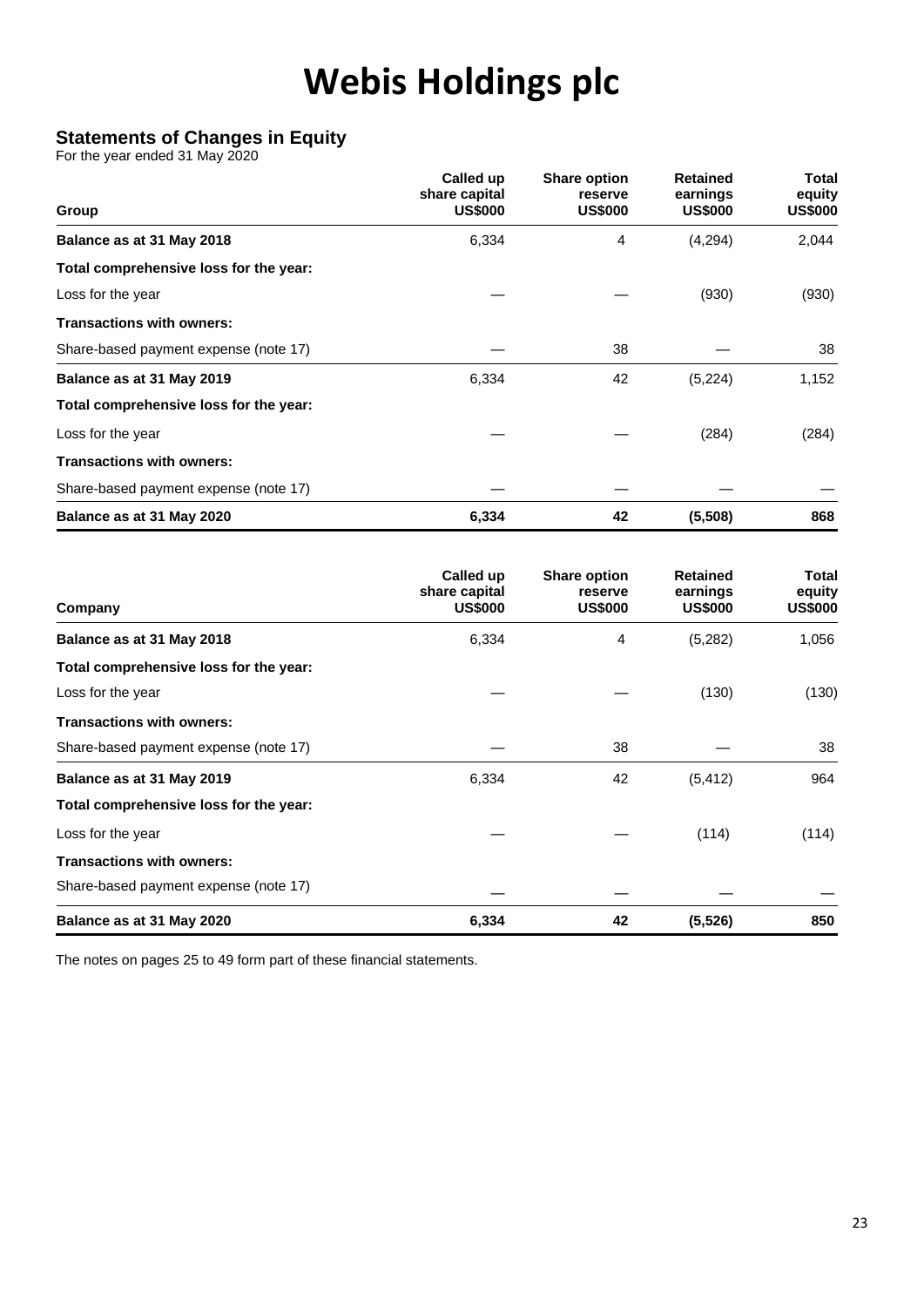# Webis Holdings plc

## Statements of Changes in Equity

For the year ended 31 May 2020

| Group | Called up share capital US$000 | Share option reserve US$000 | Retained earnings US$000 | Total equity US$000 |
|---|---|---|---|---|
| **Balance as at 31 May 2018** | 6,334 | 4 | (4,294) | 2,044 |
| **Total comprehensive loss for the year:** | | | | |
| Loss for the year | — | — | (930) | (930) |
| **Transactions with owners:** | | | | |
| Share-based payment expense (note 17) | — | 38 | — | 38 |
| **Balance as at 31 May 2019** | 6,334 | 42 | (5,224) | 1,152 |
| **Total comprehensive loss for the year:** | | | | |
| Loss for the year | — | — | (284) | (284) |
| **Transactions with owners:** | | | | |
| Share-based payment expense (note 17) | — | — | — | — |
| **Balance as at 31 May 2020** | **6,334** | **42** | **(5,508)** | **868** |

| Company | Called up share capital US$000 | Share option reserve US$000 | Retained earnings US$000 | Total equity US$000 |
|---|---|---|---|---|
| **Balance as at 31 May 2018** | 6,334 | 4 | (5,282) | 1,056 |
| **Total comprehensive loss for the year:** | | | | |
| Loss for the year | — | — | (130) | (130) |
| **Transactions with owners:** | | | | |
| Share-based payment expense (note 17) | — | 38 | — | 38 |
| **Balance as at 31 May 2019** | 6,334 | 42 | (5,412) | 964 |
| **Total comprehensive loss for the year:** | | | | |
| Loss for the year | — | — | (114) | (114) |
| **Transactions with owners:** | | | | |
| Share-based payment expense (note 17) | — | — | — | — |
| **Balance as at 31 May 2020** | **6,334** | **42** | **(5,526)** | **850** |

The notes on pages 25 to 49 form part of these financial statements.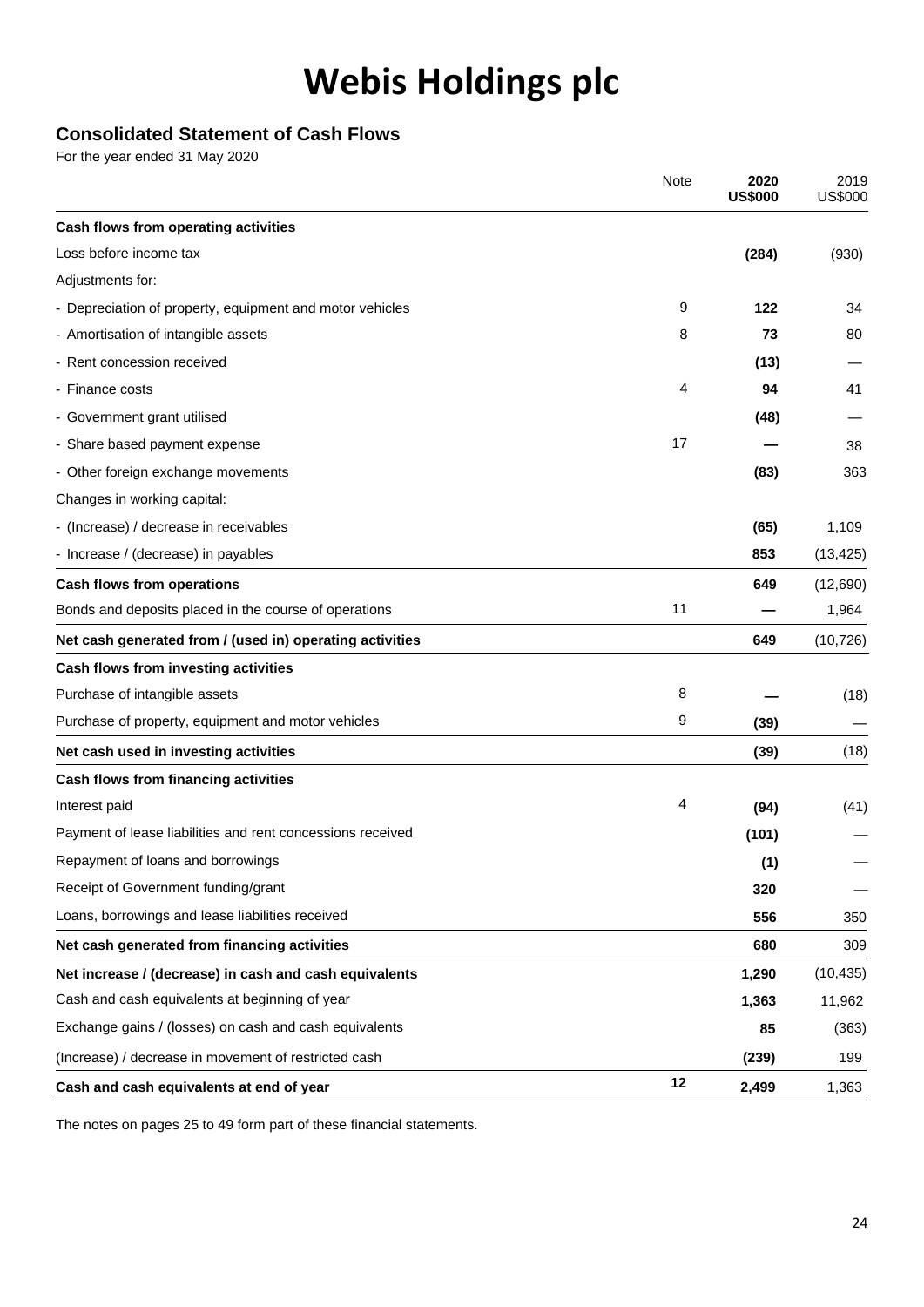# Webis Holdings plc

## Consolidated Statement of Cash Flows

For the year ended 31 May 2020

| | Note | 2020 US$000 | 2019 US$000 |
|---|---|---|---|
| **Cash flows from operating activities** | | | |
| Loss before income tax | | **(284)** | (930) |
| Adjustments for: | | | |
| - Depreciation of property, equipment and motor vehicles | 9 | **122** | 34 |
| - Amortisation of intangible assets | 8 | **73** | 80 |
| - Rent concession received | | **(13)** | — |
| - Finance costs | 4 | **94** | 41 |
| - Government grant utilised | | **(48)** | — |
| - Share based payment expense | 17 | **—** | 38 |
| - Other foreign exchange movements | | **(83)** | 363 |
| Changes in working capital: | | | |
| - (Increase) / decrease in receivables | | **(65)** | 1,109 |
| - Increase / (decrease) in payables | | **853** | (13,425) |
| **Cash flows from operations** | | **649** | (12,690) |
| Bonds and deposits placed in the course of operations | 11 | **—** | 1,964 |
| **Net cash generated from / (used in) operating activities** | | **649** | (10,726) |
| **Cash flows from investing activities** | | | |
| Purchase of intangible assets | 8 | **—** | (18) |
| Purchase of property, equipment and motor vehicles | 9 | **(39)** | — |
| **Net cash used in investing activities** | | **(39)** | (18) |
| **Cash flows from financing activities** | | | |
| Interest paid | 4 | **(94)** | (41) |
| Payment of lease liabilities and rent concessions received | | **(101)** | — |
| Repayment of loans and borrowings | | **(1)** | — |
| Receipt of Government funding/grant | | **320** | — |
| Loans, borrowings and lease liabilities received | | **556** | 350 |
| **Net cash generated from financing activities** | | **680** | 309 |
| **Net increase / (decrease) in cash and cash equivalents** | | **1,290** | (10,435) |
| Cash and cash equivalents at beginning of year | | **1,363** | 11,962 |
| Exchange gains / (losses) on cash and cash equivalents | | **85** | (363) |
| (Increase) / decrease in movement of restricted cash | | **(239)** | 199 |
| **Cash and cash equivalents at end of year** | **12** | **2,499** | 1,363 |

The notes on pages 25 to 49 form part of these financial statements.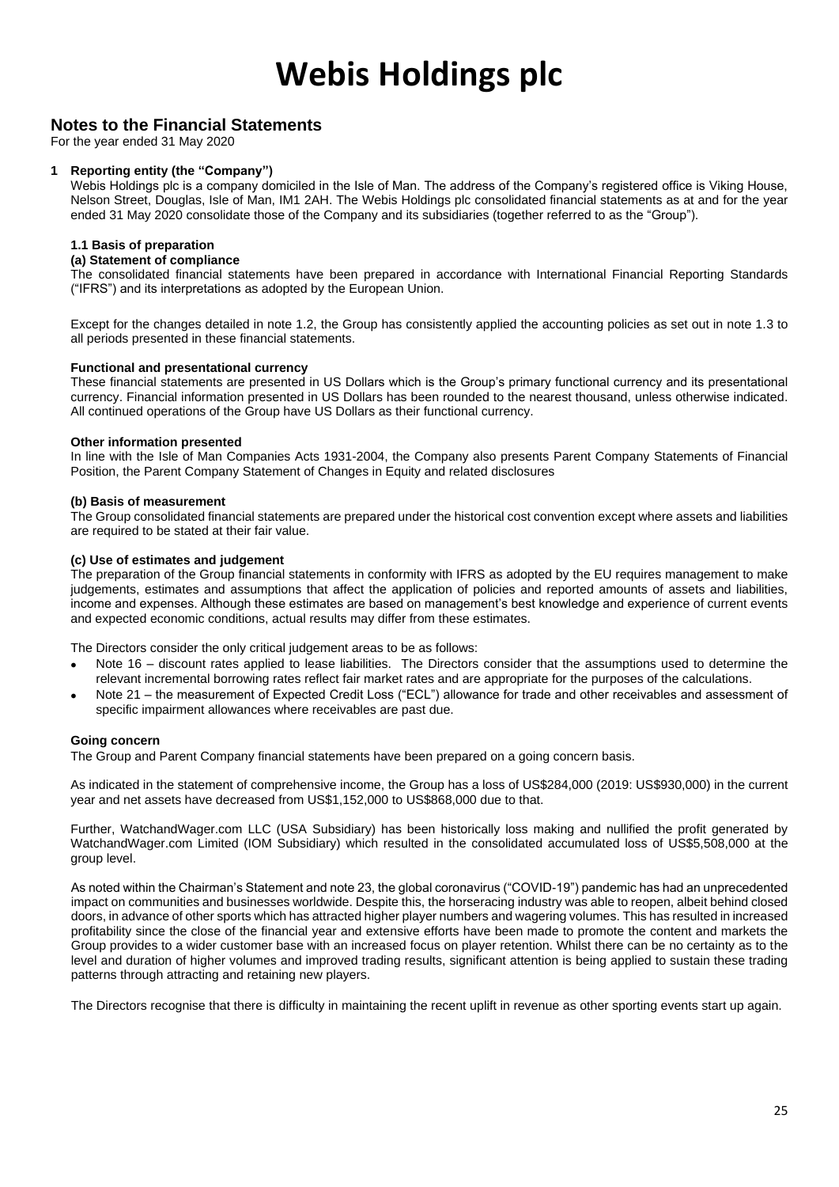# Webis Holdings plc

## Notes to the Financial Statements

For the year ended 31 May 2020

### 1 Reporting entity (the "Company")

Webis Holdings plc is a company domiciled in the Isle of Man. The address of the Company's registered office is Viking House, Nelson Street, Douglas, Isle of Man, IM1 2AH. The Webis Holdings plc consolidated financial statements as at and for the year ended 31 May 2020 consolidate those of the Company and its subsidiaries (together referred to as the "Group").

#### 1.1 Basis of preparation

**(a) Statement of compliance**

The consolidated financial statements have been prepared in accordance with International Financial Reporting Standards ("IFRS") and its interpretations as adopted by the European Union.

Except for the changes detailed in note 1.2, the Group has consistently applied the accounting policies as set out in note 1.3 to all periods presented in these financial statements.

**Functional and presentational currency**

These financial statements are presented in US Dollars which is the Group's primary functional currency and its presentational currency. Financial information presented in US Dollars has been rounded to the nearest thousand, unless otherwise indicated. All continued operations of the Group have US Dollars as their functional currency.

**Other information presented**

In line with the Isle of Man Companies Acts 1931-2004, the Company also presents Parent Company Statements of Financial Position, the Parent Company Statement of Changes in Equity and related disclosures

**(b) Basis of measurement**

The Group consolidated financial statements are prepared under the historical cost convention except where assets and liabilities are required to be stated at their fair value.

**(c) Use of estimates and judgement**

The preparation of the Group financial statements in conformity with IFRS as adopted by the EU requires management to make judgements, estimates and assumptions that affect the application of policies and reported amounts of assets and liabilities, income and expenses. Although these estimates are based on management's best knowledge and experience of current events and expected economic conditions, actual results may differ from these estimates.

The Directors consider the only critical judgement areas to be as follows:

- Note 16 – discount rates applied to lease liabilities. The Directors consider that the assumptions used to determine the relevant incremental borrowing rates reflect fair market rates and are appropriate for the purposes of the calculations.
- Note 21 – the measurement of Expected Credit Loss ("ECL") allowance for trade and other receivables and assessment of specific impairment allowances where receivables are past due.

**Going concern**

The Group and Parent Company financial statements have been prepared on a going concern basis.

As indicated in the statement of comprehensive income, the Group has a loss of US$284,000 (2019: US$930,000) in the current year and net assets have decreased from US$1,152,000 to US$868,000 due to that.

Further, WatchandWager.com LLC (USA Subsidiary) has been historically loss making and nullified the profit generated by WatchandWager.com Limited (IOM Subsidiary) which resulted in the consolidated accumulated loss of US$5,508,000 at the group level.

As noted within the Chairman's Statement and note 23, the global coronavirus ("COVID-19") pandemic has had an unprecedented impact on communities and businesses worldwide. Despite this, the horseracing industry was able to reopen, albeit behind closed doors, in advance of other sports which has attracted higher player numbers and wagering volumes. This has resulted in increased profitability since the close of the financial year and extensive efforts have been made to promote the content and markets the Group provides to a wider customer base with an increased focus on player retention. Whilst there can be no certainty as to the level and duration of higher volumes and improved trading results, significant attention is being applied to sustain these trading patterns through attracting and retaining new players.

The Directors recognise that there is difficulty in maintaining the recent uplift in revenue as other sporting events start up again.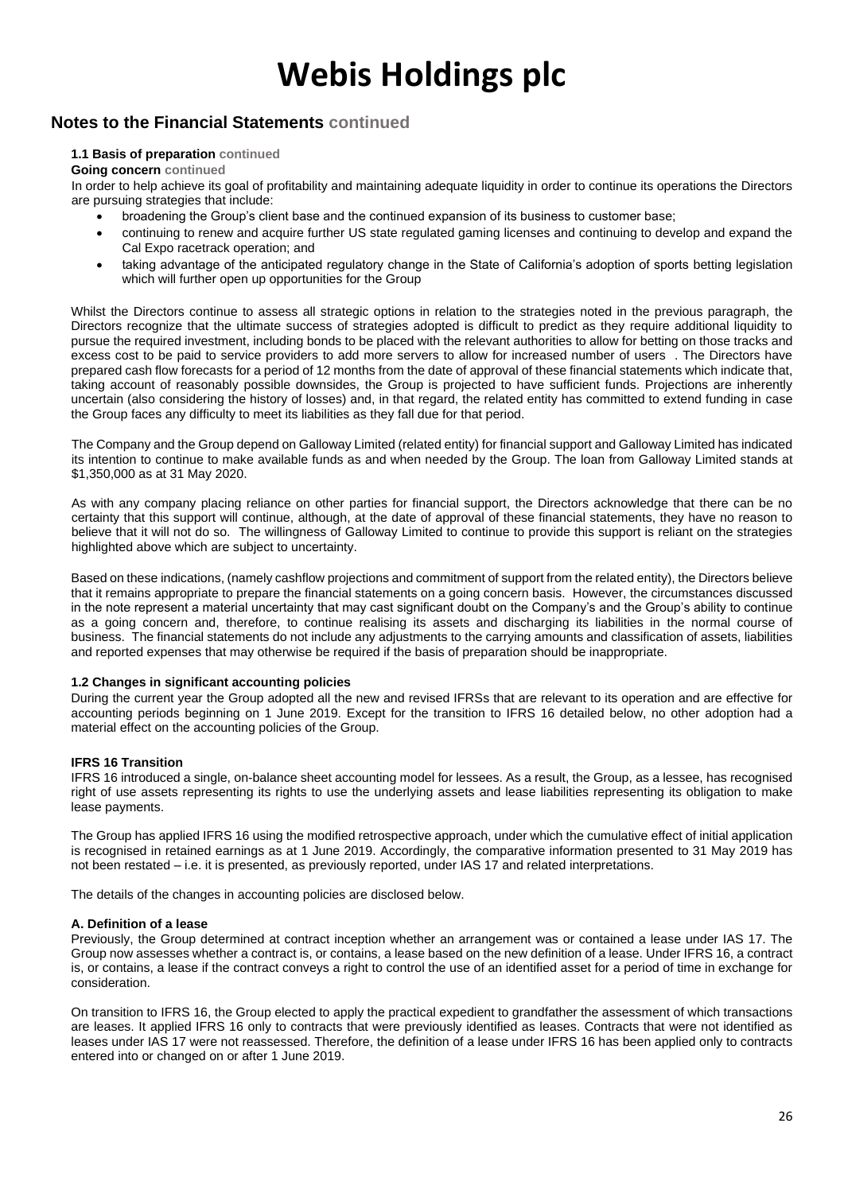# Webis Holdings plc

## Notes to the Financial Statements continued

#### 1.1 Basis of preparation continued

**Going concern continued**

In order to help achieve its goal of profitability and maintaining adequate liquidity in order to continue its operations the Directors are pursuing strategies that include:

- broadening the Group's client base and the continued expansion of its business to customer base;
- continuing to renew and acquire further US state regulated gaming licenses and continuing to develop and expand the Cal Expo racetrack operation; and
- taking advantage of the anticipated regulatory change in the State of California's adoption of sports betting legislation which will further open up opportunities for the Group

Whilst the Directors continue to assess all strategic options in relation to the strategies noted in the previous paragraph, the Directors recognize that the ultimate success of strategies adopted is difficult to predict as they require additional liquidity to pursue the required investment, including bonds to be placed with the relevant authorities to allow for betting on those tracks and excess cost to be paid to service providers to add more servers to allow for increased number of users . The Directors have prepared cash flow forecasts for a period of 12 months from the date of approval of these financial statements which indicate that, taking account of reasonably possible downsides, the Group is projected to have sufficient funds. Projections are inherently uncertain (also considering the history of losses) and, in that regard, the related entity has committed to extend funding in case the Group faces any difficulty to meet its liabilities as they fall due for that period.

The Company and the Group depend on Galloway Limited (related entity) for financial support and Galloway Limited has indicated its intention to continue to make available funds as and when needed by the Group. The loan from Galloway Limited stands at $1,350,000 as at 31 May 2020.

As with any company placing reliance on other parties for financial support, the Directors acknowledge that there can be no certainty that this support will continue, although, at the date of approval of these financial statements, they have no reason to believe that it will not do so. The willingness of Galloway Limited to continue to provide this support is reliant on the strategies highlighted above which are subject to uncertainty.

Based on these indications, (namely cashflow projections and commitment of support from the related entity), the Directors believe that it remains appropriate to prepare the financial statements on a going concern basis. However, the circumstances discussed in the note represent a material uncertainty that may cast significant doubt on the Company's and the Group's ability to continue as a going concern and, therefore, to continue realising its assets and discharging its liabilities in the normal course of business. The financial statements do not include any adjustments to the carrying amounts and classification of assets, liabilities and reported expenses that may otherwise be required if the basis of preparation should be inappropriate.

#### 1.2 Changes in significant accounting policies

During the current year the Group adopted all the new and revised IFRSs that are relevant to its operation and are effective for accounting periods beginning on 1 June 2019. Except for the transition to IFRS 16 detailed below, no other adoption had a material effect on the accounting policies of the Group.

#### IFRS 16 Transition

IFRS 16 introduced a single, on-balance sheet accounting model for lessees. As a result, the Group, as a lessee, has recognised right of use assets representing its rights to use the underlying assets and lease liabilities representing its obligation to make lease payments.

The Group has applied IFRS 16 using the modified retrospective approach, under which the cumulative effect of initial application is recognised in retained earnings as at 1 June 2019. Accordingly, the comparative information presented to 31 May 2019 has not been restated – i.e. it is presented, as previously reported, under IAS 17 and related interpretations.

The details of the changes in accounting policies are disclosed below.

#### A. Definition of a lease

Previously, the Group determined at contract inception whether an arrangement was or contained a lease under IAS 17. The Group now assesses whether a contract is, or contains, a lease based on the new definition of a lease. Under IFRS 16, a contract is, or contains, a lease if the contract conveys a right to control the use of an identified asset for a period of time in exchange for consideration.

On transition to IFRS 16, the Group elected to apply the practical expedient to grandfather the assessment of which transactions are leases. It applied IFRS 16 only to contracts that were previously identified as leases. Contracts that were not identified as leases under IAS 17 were not reassessed. Therefore, the definition of a lease under IFRS 16 has been applied only to contracts entered into or changed on or after 1 June 2019.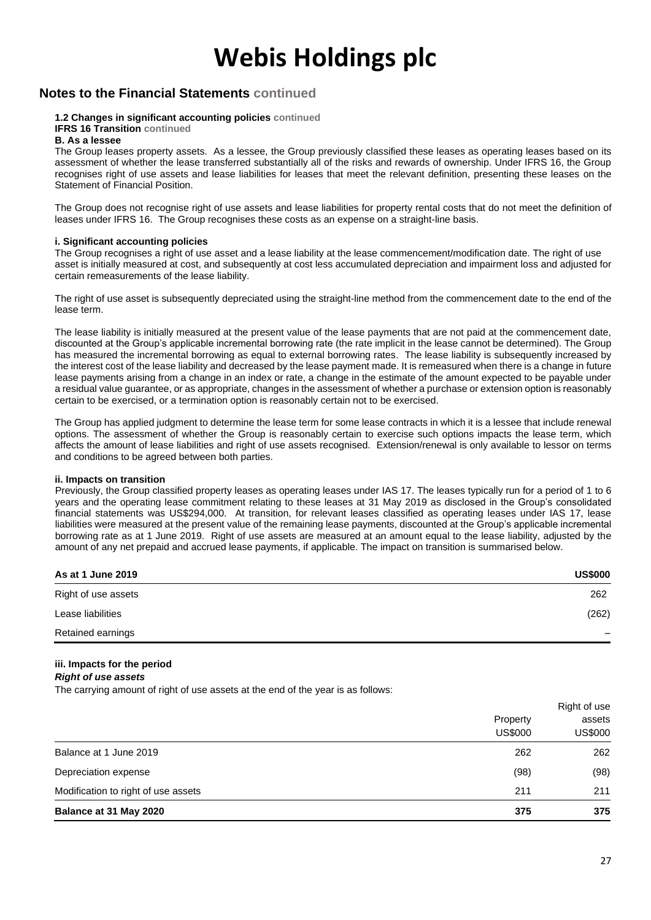# Webis Holdings plc

## Notes to the Financial Statements continued

**1.2 Changes in significant accounting policies continued**

**IFRS 16 Transition continued**

**B. As a lessee**

The Group leases property assets. As a lessee, the Group previously classified these leases as operating leases based on its assessment of whether the lease transferred substantially all of the risks and rewards of ownership. Under IFRS 16, the Group recognises right of use assets and lease liabilities for leases that meet the relevant definition, presenting these leases on the Statement of Financial Position.

The Group does not recognise right of use assets and lease liabilities for property rental costs that do not meet the definition of leases under IFRS 16. The Group recognises these costs as an expense on a straight-line basis.

**i. Significant accounting policies**

The Group recognises a right of use asset and a lease liability at the lease commencement/modification date. The right of use asset is initially measured at cost, and subsequently at cost less accumulated depreciation and impairment loss and adjusted for certain remeasurements of the lease liability.

The right of use asset is subsequently depreciated using the straight-line method from the commencement date to the end of the lease term.

The lease liability is initially measured at the present value of the lease payments that are not paid at the commencement date, discounted at the Group's applicable incremental borrowing rate (the rate implicit in the lease cannot be determined). The Group has measured the incremental borrowing as equal to external borrowing rates. The lease liability is subsequently increased by the interest cost of the lease liability and decreased by the lease payment made. It is remeasured when there is a change in future lease payments arising from a change in an index or rate, a change in the estimate of the amount expected to be payable under a residual value guarantee, or as appropriate, changes in the assessment of whether a purchase or extension option is reasonably certain to be exercised, or a termination option is reasonably certain not to be exercised.

The Group has applied judgment to determine the lease term for some lease contracts in which it is a lessee that include renewal options. The assessment of whether the Group is reasonably certain to exercise such options impacts the lease term, which affects the amount of lease liabilities and right of use assets recognised. Extension/renewal is only available to lessor on terms and conditions to be agreed between both parties.

**ii. Impacts on transition**

Previously, the Group classified property leases as operating leases under IAS 17. The leases typically run for a period of 1 to 6 years and the operating lease commitment relating to these leases at 31 May 2019 as disclosed in the Group's consolidated financial statements was US$294,000. At transition, for relevant leases classified as operating leases under IAS 17, lease liabilities were measured at the present value of the remaining lease payments, discounted at the Group's applicable incremental borrowing rate as at 1 June 2019. Right of use assets are measured at an amount equal to the lease liability, adjusted by the amount of any net prepaid and accrued lease payments, if applicable. The impact on transition is summarised below.

| As at 1 June 2019 | US$000 |
|---|---|
| Right of use assets | 262 |
| Lease liabilities | (262) |
| Retained earnings | – |

**iii. Impacts for the period**

***Right of use assets***

The carrying amount of right of use assets at the end of the year is as follows:

| | Property US$000 | Right of use assets US$000 |
|---|---|---|
| Balance at 1 June 2019 | 262 | 262 |
| Depreciation expense | (98) | (98) |
| Modification to right of use assets | 211 | 211 |
| **Balance at 31 May 2020** | **375** | **375** |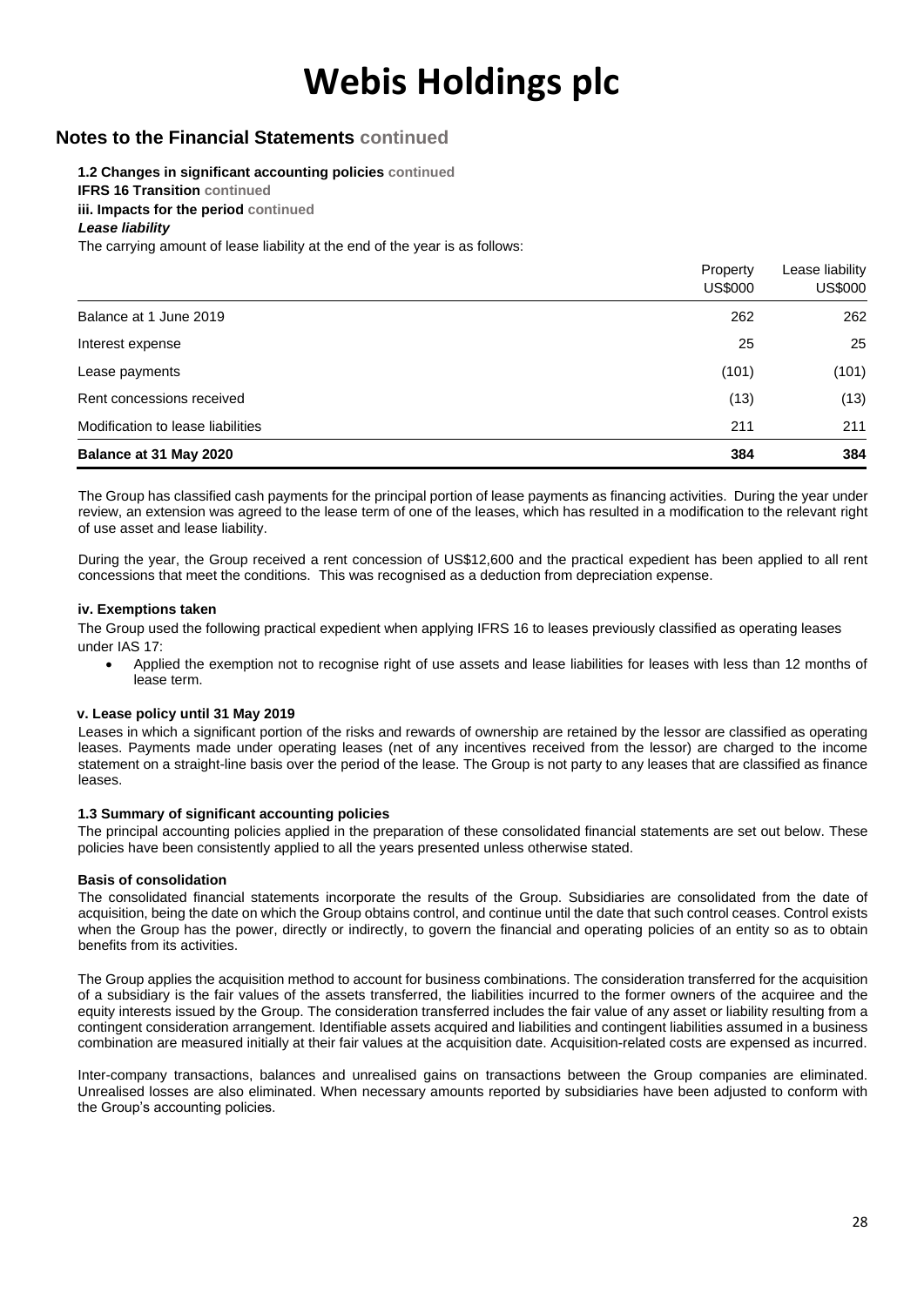# Webis Holdings plc

## Notes to the Financial Statements continued

**1.2 Changes in significant accounting policies continued**

**IFRS 16 Transition continued**

**iii. Impacts for the period continued**

***Lease liability***

The carrying amount of lease liability at the end of the year is as follows:

| | Property US$000 | Lease liability US$000 |
|---|---|---|
| Balance at 1 June 2019 | 262 | 262 |
| Interest expense | 25 | 25 |
| Lease payments | (101) | (101) |
| Rent concessions received | (13) | (13) |
| Modification to lease liabilities | 211 | 211 |
| **Balance at 31 May 2020** | **384** | **384** |

The Group has classified cash payments for the principal portion of lease payments as financing activities. During the year under review, an extension was agreed to the lease term of one of the leases, which has resulted in a modification to the relevant right of use asset and lease liability.

During the year, the Group received a rent concession of US$12,600 and the practical expedient has been applied to all rent concessions that meet the conditions. This was recognised as a deduction from depreciation expense.

**iv. Exemptions taken**

The Group used the following practical expedient when applying IFRS 16 to leases previously classified as operating leases under IAS 17:

- Applied the exemption not to recognise right of use assets and lease liabilities for leases with less than 12 months of lease term.

**v. Lease policy until 31 May 2019**

Leases in which a significant portion of the risks and rewards of ownership are retained by the lessor are classified as operating leases. Payments made under operating leases (net of any incentives received from the lessor) are charged to the income statement on a straight-line basis over the period of the lease. The Group is not party to any leases that are classified as finance leases.

**1.3 Summary of significant accounting policies**

The principal accounting policies applied in the preparation of these consolidated financial statements are set out below. These policies have been consistently applied to all the years presented unless otherwise stated.

**Basis of consolidation**

The consolidated financial statements incorporate the results of the Group. Subsidiaries are consolidated from the date of acquisition, being the date on which the Group obtains control, and continue until the date that such control ceases. Control exists when the Group has the power, directly or indirectly, to govern the financial and operating policies of an entity so as to obtain benefits from its activities.

The Group applies the acquisition method to account for business combinations. The consideration transferred for the acquisition of a subsidiary is the fair values of the assets transferred, the liabilities incurred to the former owners of the acquiree and the equity interests issued by the Group. The consideration transferred includes the fair value of any asset or liability resulting from a contingent consideration arrangement. Identifiable assets acquired and liabilities and contingent liabilities assumed in a business combination are measured initially at their fair values at the acquisition date. Acquisition-related costs are expensed as incurred.

Inter-company transactions, balances and unrealised gains on transactions between the Group companies are eliminated. Unrealised losses are also eliminated. When necessary amounts reported by subsidiaries have been adjusted to conform with the Group's accounting policies.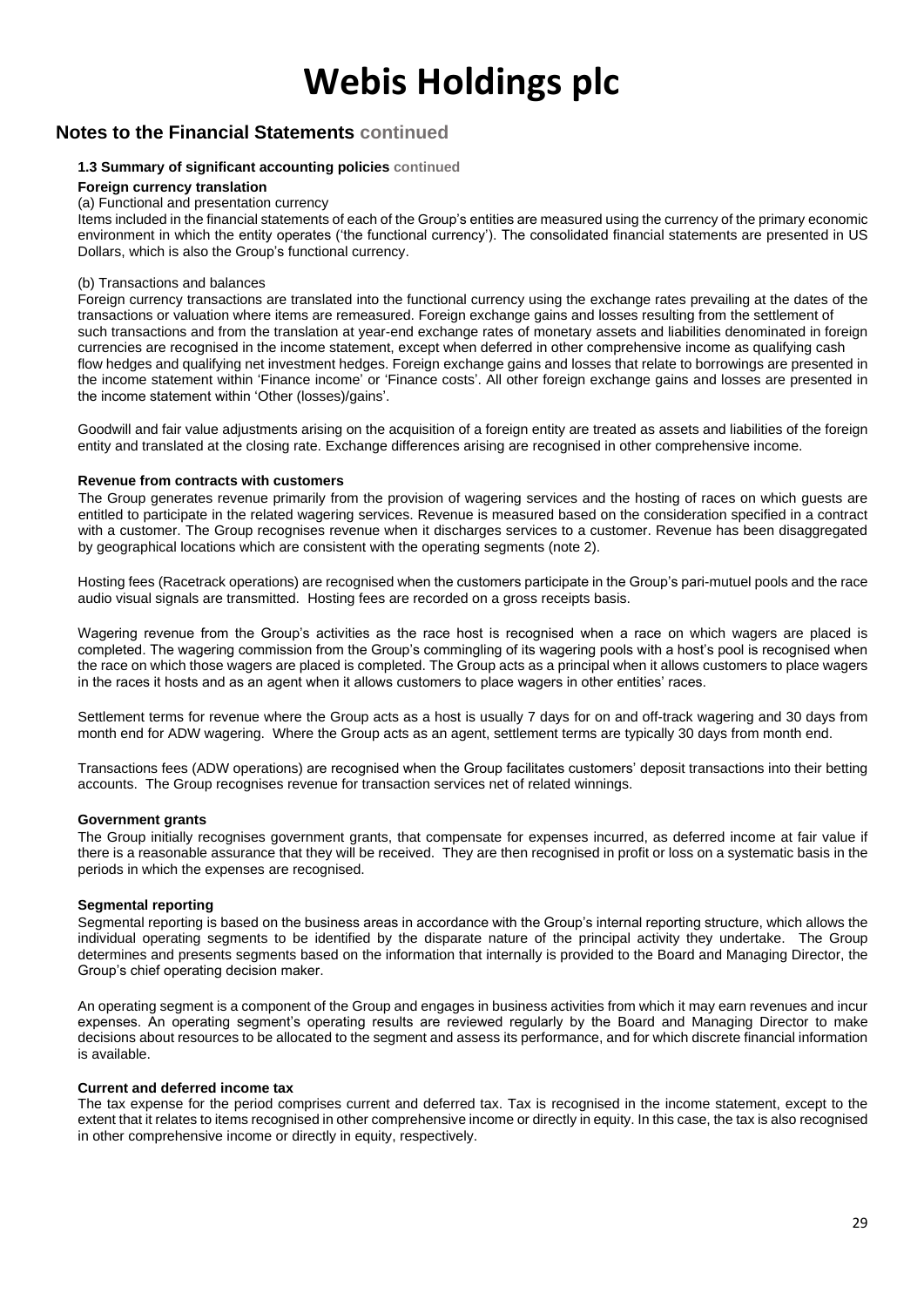# Webis Holdings plc

## Notes to the Financial Statements continued

### 1.3 Summary of significant accounting policies continued

**Foreign currency translation**

(a) Functional and presentation currency

Items included in the financial statements of each of the Group's entities are measured using the currency of the primary economic environment in which the entity operates ('the functional currency'). The consolidated financial statements are presented in US Dollars, which is also the Group's functional currency.

(b) Transactions and balances

Foreign currency transactions are translated into the functional currency using the exchange rates prevailing at the dates of the transactions or valuation where items are remeasured. Foreign exchange gains and losses resulting from the settlement of such transactions and from the translation at year-end exchange rates of monetary assets and liabilities denominated in foreign currencies are recognised in the income statement, except when deferred in other comprehensive income as qualifying cash flow hedges and qualifying net investment hedges. Foreign exchange gains and losses that relate to borrowings are presented in the income statement within 'Finance income' or 'Finance costs'. All other foreign exchange gains and losses are presented in the income statement within 'Other (losses)/gains'.

Goodwill and fair value adjustments arising on the acquisition of a foreign entity are treated as assets and liabilities of the foreign entity and translated at the closing rate. Exchange differences arising are recognised in other comprehensive income.

**Revenue from contracts with customers**

The Group generates revenue primarily from the provision of wagering services and the hosting of races on which guests are entitled to participate in the related wagering services. Revenue is measured based on the consideration specified in a contract with a customer. The Group recognises revenue when it discharges services to a customer. Revenue has been disaggregated by geographical locations which are consistent with the operating segments (note 2).

Hosting fees (Racetrack operations) are recognised when the customers participate in the Group's pari-mutuel pools and the race audio visual signals are transmitted. Hosting fees are recorded on a gross receipts basis.

Wagering revenue from the Group's activities as the race host is recognised when a race on which wagers are placed is completed. The wagering commission from the Group's commingling of its wagering pools with a host's pool is recognised when the race on which those wagers are placed is completed. The Group acts as a principal when it allows customers to place wagers in the races it hosts and as an agent when it allows customers to place wagers in other entities' races.

Settlement terms for revenue where the Group acts as a host is usually 7 days for on and off-track wagering and 30 days from month end for ADW wagering. Where the Group acts as an agent, settlement terms are typically 30 days from month end.

Transactions fees (ADW operations) are recognised when the Group facilitates customers' deposit transactions into their betting accounts. The Group recognises revenue for transaction services net of related winnings.

**Government grants**

The Group initially recognises government grants, that compensate for expenses incurred, as deferred income at fair value if there is a reasonable assurance that they will be received. They are then recognised in profit or loss on a systematic basis in the periods in which the expenses are recognised.

**Segmental reporting**

Segmental reporting is based on the business areas in accordance with the Group's internal reporting structure, which allows the individual operating segments to be identified by the disparate nature of the principal activity they undertake. The Group determines and presents segments based on the information that internally is provided to the Board and Managing Director, the Group's chief operating decision maker.

An operating segment is a component of the Group and engages in business activities from which it may earn revenues and incur expenses. An operating segment's operating results are reviewed regularly by the Board and Managing Director to make decisions about resources to be allocated to the segment and assess its performance, and for which discrete financial information is available.

**Current and deferred income tax**

The tax expense for the period comprises current and deferred tax. Tax is recognised in the income statement, except to the extent that it relates to items recognised in other comprehensive income or directly in equity. In this case, the tax is also recognised in other comprehensive income or directly in equity, respectively.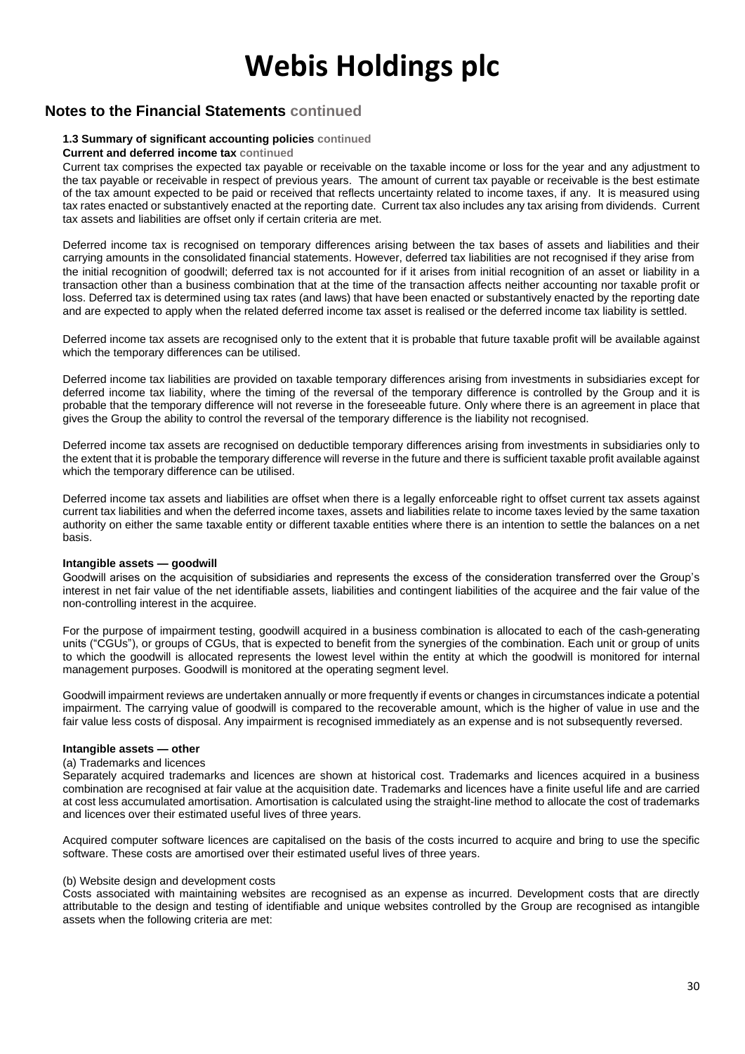# Webis Holdings plc

## Notes to the Financial Statements continued

### 1.3 Summary of significant accounting policies continued

**Current and deferred income tax continued**

Current tax comprises the expected tax payable or receivable on the taxable income or loss for the year and any adjustment to the tax payable or receivable in respect of previous years. The amount of current tax payable or receivable is the best estimate of the tax amount expected to be paid or received that reflects uncertainty related to income taxes, if any. It is measured using tax rates enacted or substantively enacted at the reporting date. Current tax also includes any tax arising from dividends. Current tax assets and liabilities are offset only if certain criteria are met.

Deferred income tax is recognised on temporary differences arising between the tax bases of assets and liabilities and their carrying amounts in the consolidated financial statements. However, deferred tax liabilities are not recognised if they arise from the initial recognition of goodwill; deferred tax is not accounted for if it arises from initial recognition of an asset or liability in a transaction other than a business combination that at the time of the transaction affects neither accounting nor taxable profit or loss. Deferred tax is determined using tax rates (and laws) that have been enacted or substantively enacted by the reporting date and are expected to apply when the related deferred income tax asset is realised or the deferred income tax liability is settled.

Deferred income tax assets are recognised only to the extent that it is probable that future taxable profit will be available against which the temporary differences can be utilised.

Deferred income tax liabilities are provided on taxable temporary differences arising from investments in subsidiaries except for deferred income tax liability, where the timing of the reversal of the temporary difference is controlled by the Group and it is probable that the temporary difference will not reverse in the foreseeable future. Only where there is an agreement in place that gives the Group the ability to control the reversal of the temporary difference is the liability not recognised.

Deferred income tax assets are recognised on deductible temporary differences arising from investments in subsidiaries only to the extent that it is probable the temporary difference will reverse in the future and there is sufficient taxable profit available against which the temporary difference can be utilised.

Deferred income tax assets and liabilities are offset when there is a legally enforceable right to offset current tax assets against current tax liabilities and when the deferred income taxes, assets and liabilities relate to income taxes levied by the same taxation authority on either the same taxable entity or different taxable entities where there is an intention to settle the balances on a net basis.

**Intangible assets — goodwill**

Goodwill arises on the acquisition of subsidiaries and represents the excess of the consideration transferred over the Group's interest in net fair value of the net identifiable assets, liabilities and contingent liabilities of the acquiree and the fair value of the non-controlling interest in the acquiree.

For the purpose of impairment testing, goodwill acquired in a business combination is allocated to each of the cash-generating units ("CGUs"), or groups of CGUs, that is expected to benefit from the synergies of the combination. Each unit or group of units to which the goodwill is allocated represents the lowest level within the entity at which the goodwill is monitored for internal management purposes. Goodwill is monitored at the operating segment level.

Goodwill impairment reviews are undertaken annually or more frequently if events or changes in circumstances indicate a potential impairment. The carrying value of goodwill is compared to the recoverable amount, which is the higher of value in use and the fair value less costs of disposal. Any impairment is recognised immediately as an expense and is not subsequently reversed.

**Intangible assets — other**

(a) Trademarks and licences

Separately acquired trademarks and licences are shown at historical cost. Trademarks and licences acquired in a business combination are recognised at fair value at the acquisition date. Trademarks and licences have a finite useful life and are carried at cost less accumulated amortisation. Amortisation is calculated using the straight-line method to allocate the cost of trademarks and licences over their estimated useful lives of three years.

Acquired computer software licences are capitalised on the basis of the costs incurred to acquire and bring to use the specific software. These costs are amortised over their estimated useful lives of three years.

(b) Website design and development costs

Costs associated with maintaining websites are recognised as an expense as incurred. Development costs that are directly attributable to the design and testing of identifiable and unique websites controlled by the Group are recognised as intangible assets when the following criteria are met: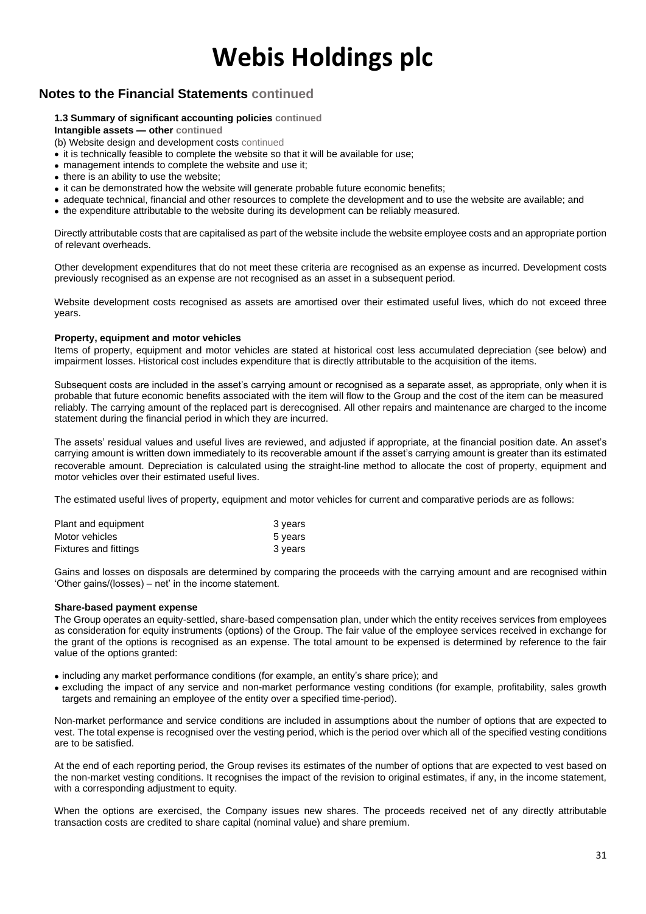# Webis Holdings plc

## Notes to the Financial Statements continued

**1.3 Summary of significant accounting policies continued**

**Intangible assets — other continued**

(b) Website design and development costs continued

- it is technically feasible to complete the website so that it will be available for use;
- management intends to complete the website and use it;
- there is an ability to use the website;
- it can be demonstrated how the website will generate probable future economic benefits;
- adequate technical, financial and other resources to complete the development and to use the website are available; and
- the expenditure attributable to the website during its development can be reliably measured.

Directly attributable costs that are capitalised as part of the website include the website employee costs and an appropriate portion of relevant overheads.

Other development expenditures that do not meet these criteria are recognised as an expense as incurred. Development costs previously recognised as an expense are not recognised as an asset in a subsequent period.

Website development costs recognised as assets are amortised over their estimated useful lives, which do not exceed three years.

**Property, equipment and motor vehicles**

Items of property, equipment and motor vehicles are stated at historical cost less accumulated depreciation (see below) and impairment losses. Historical cost includes expenditure that is directly attributable to the acquisition of the items.

Subsequent costs are included in the asset's carrying amount or recognised as a separate asset, as appropriate, only when it is probable that future economic benefits associated with the item will flow to the Group and the cost of the item can be measured reliably. The carrying amount of the replaced part is derecognised. All other repairs and maintenance are charged to the income statement during the financial period in which they are incurred.

The assets' residual values and useful lives are reviewed, and adjusted if appropriate, at the financial position date. An asset's carrying amount is written down immediately to its recoverable amount if the asset's carrying amount is greater than its estimated recoverable amount. Depreciation is calculated using the straight-line method to allocate the cost of property, equipment and motor vehicles over their estimated useful lives.

The estimated useful lives of property, equipment and motor vehicles for current and comparative periods are as follows:

| | |
|---|---|
| Plant and equipment | 3 years |
| Motor vehicles | 5 years |
| Fixtures and fittings | 3 years |

Gains and losses on disposals are determined by comparing the proceeds with the carrying amount and are recognised within 'Other gains/(losses) – net' in the income statement.

**Share-based payment expense**

The Group operates an equity-settled, share-based compensation plan, under which the entity receives services from employees as consideration for equity instruments (options) of the Group. The fair value of the employee services received in exchange for the grant of the options is recognised as an expense. The total amount to be expensed is determined by reference to the fair value of the options granted:

- including any market performance conditions (for example, an entity's share price); and
- excluding the impact of any service and non-market performance vesting conditions (for example, profitability, sales growth targets and remaining an employee of the entity over a specified time-period).

Non-market performance and service conditions are included in assumptions about the number of options that are expected to vest. The total expense is recognised over the vesting period, which is the period over which all of the specified vesting conditions are to be satisfied.

At the end of each reporting period, the Group revises its estimates of the number of options that are expected to vest based on the non-market vesting conditions. It recognises the impact of the revision to original estimates, if any, in the income statement, with a corresponding adjustment to equity.

When the options are exercised, the Company issues new shares. The proceeds received net of any directly attributable transaction costs are credited to share capital (nominal value) and share premium.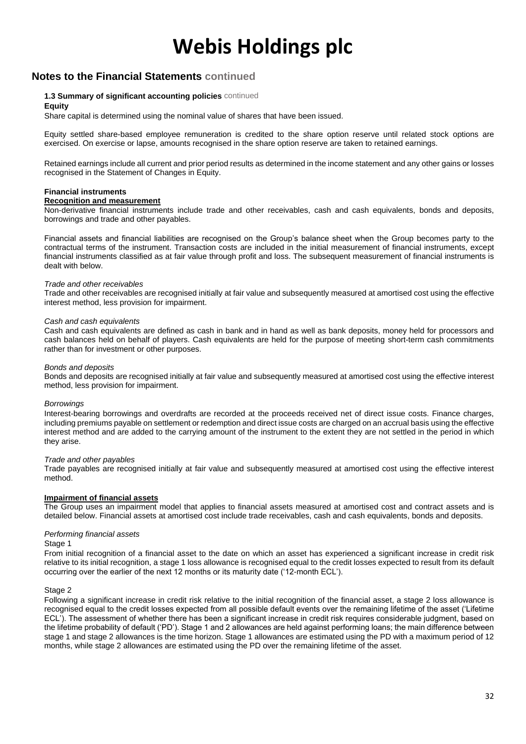# Webis Holdings plc

## Notes to the Financial Statements continued

### 1.3 Summary of significant accounting policies continued

**Equity**

Share capital is determined using the nominal value of shares that have been issued.

Equity settled share-based employee remuneration is credited to the share option reserve until related stock options are exercised. On exercise or lapse, amounts recognised in the share option reserve are taken to retained earnings.

Retained earnings include all current and prior period results as determined in the income statement and any other gains or losses recognised in the Statement of Changes in Equity.

**Financial instruments**

**Recognition and measurement**

Non-derivative financial instruments include trade and other receivables, cash and cash equivalents, bonds and deposits, borrowings and trade and other payables.

Financial assets and financial liabilities are recognised on the Group's balance sheet when the Group becomes party to the contractual terms of the instrument. Transaction costs are included in the initial measurement of financial instruments, except financial instruments classified as at fair value through profit and loss. The subsequent measurement of financial instruments is dealt with below.

*Trade and other receivables*

Trade and other receivables are recognised initially at fair value and subsequently measured at amortised cost using the effective interest method, less provision for impairment.

*Cash and cash equivalents*

Cash and cash equivalents are defined as cash in bank and in hand as well as bank deposits, money held for processors and cash balances held on behalf of players. Cash equivalents are held for the purpose of meeting short-term cash commitments rather than for investment or other purposes.

*Bonds and deposits*

Bonds and deposits are recognised initially at fair value and subsequently measured at amortised cost using the effective interest method, less provision for impairment.

*Borrowings*

Interest-bearing borrowings and overdrafts are recorded at the proceeds received net of direct issue costs. Finance charges, including premiums payable on settlement or redemption and direct issue costs are charged on an accrual basis using the effective interest method and are added to the carrying amount of the instrument to the extent they are not settled in the period in which they arise.

*Trade and other payables*

Trade payables are recognised initially at fair value and subsequently measured at amortised cost using the effective interest method.

**Impairment of financial assets**

The Group uses an impairment model that applies to financial assets measured at amortised cost and contract assets and is detailed below. Financial assets at amortised cost include trade receivables, cash and cash equivalents, bonds and deposits.

*Performing financial assets*

Stage 1

From initial recognition of a financial asset to the date on which an asset has experienced a significant increase in credit risk relative to its initial recognition, a stage 1 loss allowance is recognised equal to the credit losses expected to result from its default occurring over the earlier of the next 12 months or its maturity date ('12-month ECL').

Stage 2

Following a significant increase in credit risk relative to the initial recognition of the financial asset, a stage 2 loss allowance is recognised equal to the credit losses expected from all possible default events over the remaining lifetime of the asset ('Lifetime ECL'). The assessment of whether there has been a significant increase in credit risk requires considerable judgment, based on the lifetime probability of default ('PD'). Stage 1 and 2 allowances are held against performing loans; the main difference between stage 1 and stage 2 allowances is the time horizon. Stage 1 allowances are estimated using the PD with a maximum period of 12 months, while stage 2 allowances are estimated using the PD over the remaining lifetime of the asset.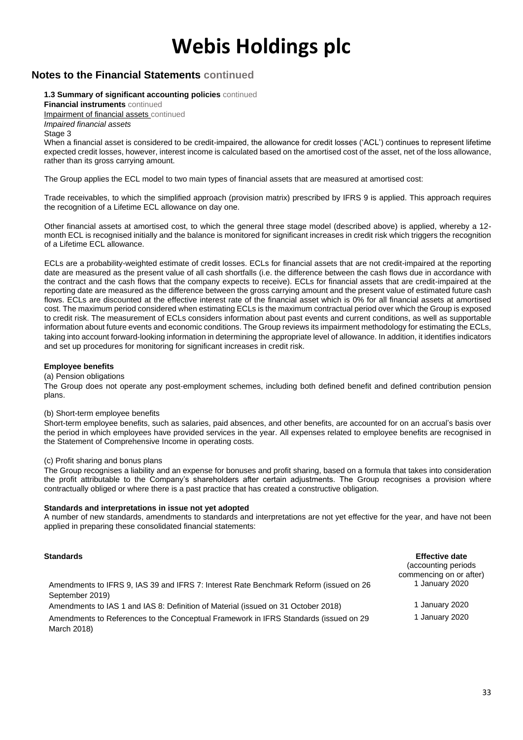# Webis Holdings plc

## Notes to the Financial Statements continued

**1.3 Summary of significant accounting policies** continued

**Financial instruments** continued

Impairment of financial assets continued

*Impaired financial assets*

Stage 3

When a financial asset is considered to be credit-impaired, the allowance for credit losses ('ACL') continues to represent lifetime expected credit losses, however, interest income is calculated based on the amortised cost of the asset, net of the loss allowance, rather than its gross carrying amount.

The Group applies the ECL model to two main types of financial assets that are measured at amortised cost:

Trade receivables, to which the simplified approach (provision matrix) prescribed by IFRS 9 is applied. This approach requires the recognition of a Lifetime ECL allowance on day one.

Other financial assets at amortised cost, to which the general three stage model (described above) is applied, whereby a 12-month ECL is recognised initially and the balance is monitored for significant increases in credit risk which triggers the recognition of a Lifetime ECL allowance.

ECLs are a probability-weighted estimate of credit losses. ECLs for financial assets that are not credit-impaired at the reporting date are measured as the present value of all cash shortfalls (i.e. the difference between the cash flows due in accordance with the contract and the cash flows that the company expects to receive). ECLs for financial assets that are credit-impaired at the reporting date are measured as the difference between the gross carrying amount and the present value of estimated future cash flows. ECLs are discounted at the effective interest rate of the financial asset which is 0% for all financial assets at amortised cost. The maximum period considered when estimating ECLs is the maximum contractual period over which the Group is exposed to credit risk. The measurement of ECLs considers information about past events and current conditions, as well as supportable information about future events and economic conditions. The Group reviews its impairment methodology for estimating the ECLs, taking into account forward-looking information in determining the appropriate level of allowance. In addition, it identifies indicators and set up procedures for monitoring for significant increases in credit risk.

**Employee benefits**

(a) Pension obligations

The Group does not operate any post-employment schemes, including both defined benefit and defined contribution pension plans.

(b) Short-term employee benefits

Short-term employee benefits, such as salaries, paid absences, and other benefits, are accounted for on an accrual's basis over the period in which employees have provided services in the year. All expenses related to employee benefits are recognised in the Statement of Comprehensive Income in operating costs.

(c) Profit sharing and bonus plans

The Group recognises a liability and an expense for bonuses and profit sharing, based on a formula that takes into consideration the profit attributable to the Company's shareholders after certain adjustments. The Group recognises a provision where contractually obliged or where there is a past practice that has created a constructive obligation.

**Standards and interpretations in issue not yet adopted**

A number of new standards, amendments to standards and interpretations are not yet effective for the year, and have not been applied in preparing these consolidated financial statements:

| **Standards** | **Effective date** (accounting periods commencing on or after) |
| --- | --- |
| Amendments to IFRS 9, IAS 39 and IFRS 7: Interest Rate Benchmark Reform (issued on 26 September 2019) | 1 January 2020 |
| Amendments to IAS 1 and IAS 8: Definition of Material (issued on 31 October 2018) | 1 January 2020 |
| Amendments to References to the Conceptual Framework in IFRS Standards (issued on 29 March 2018) | 1 January 2020 |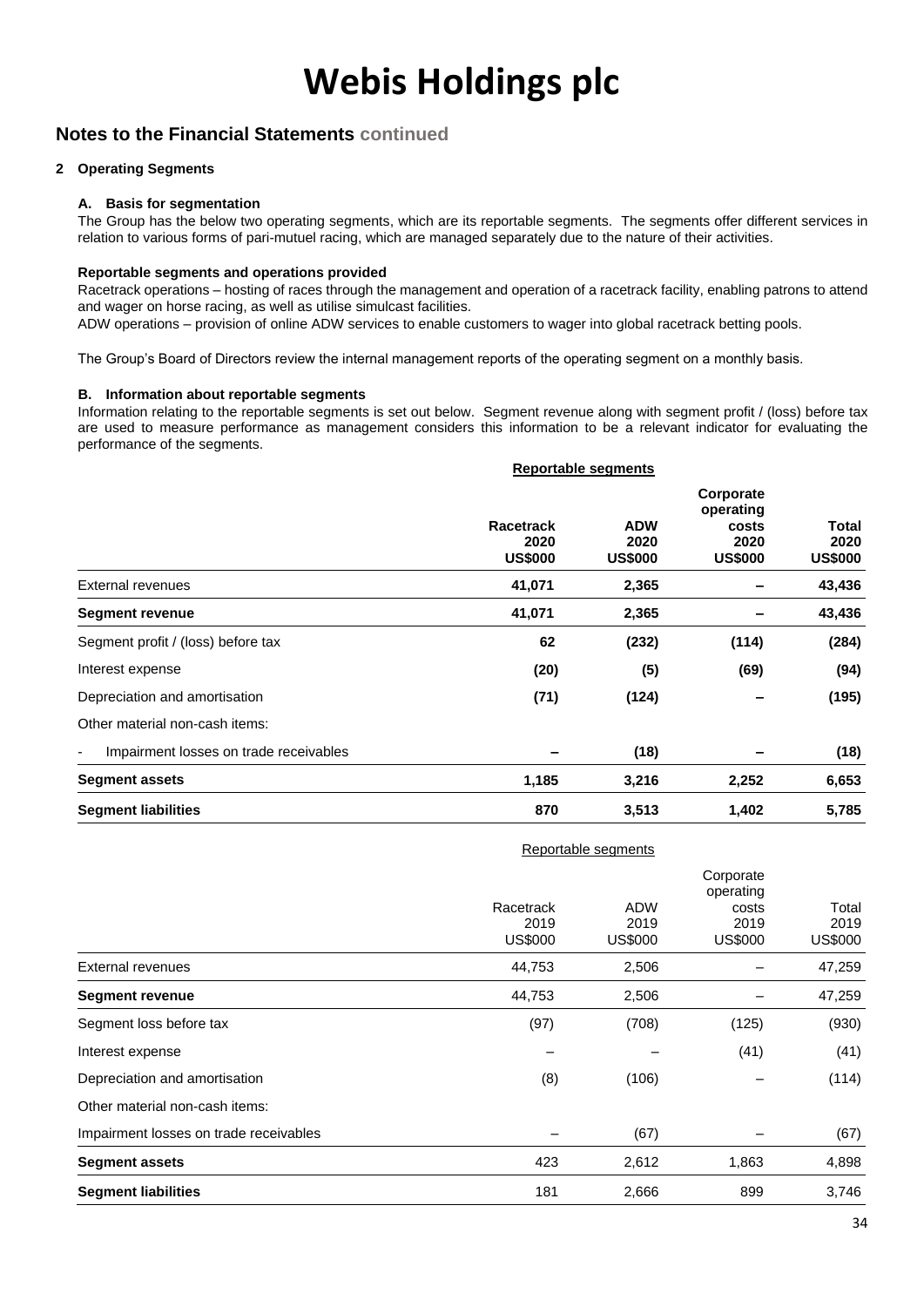# Webis Holdings plc

## Notes to the Financial Statements continued

### 2 Operating Segments

#### A. Basis for segmentation

The Group has the below two operating segments, which are its reportable segments. The segments offer different services in relation to various forms of pari-mutuel racing, which are managed separately due to the nature of their activities.

**Reportable segments and operations provided**

Racetrack operations – hosting of races through the management and operation of a racetrack facility, enabling patrons to attend and wager on horse racing, as well as utilise simulcast facilities.

ADW operations – provision of online ADW services to enable customers to wager into global racetrack betting pools.

The Group's Board of Directors review the internal management reports of the operating segment on a monthly basis.

#### B. Information about reportable segments

Information relating to the reportable segments is set out below. Segment revenue along with segment profit / (loss) before tax are used to measure performance as management considers this information to be a relevant indicator for evaluating the performance of the segments.

| | Reportable segments | | | |
|---|---|---|---|---|
| | **Racetrack 2020 US$000** | **ADW 2020 US$000** | **Corporate operating costs 2020 US$000** | **Total 2020 US$000** |
| External revenues | **41,071** | **2,365** | **–** | **43,436** |
| **Segment revenue** | **41,071** | **2,365** | **–** | **43,436** |
| Segment profit / (loss) before tax | **62** | **(232)** | **(114)** | **(284)** |
| Interest expense | **(20)** | **(5)** | **(69)** | **(94)** |
| Depreciation and amortisation | **(71)** | **(124)** | **–** | **(195)** |
| Other material non-cash items: | | | | |
| - Impairment losses on trade receivables | **–** | **(18)** | **–** | **(18)** |
| **Segment assets** | **1,185** | **3,216** | **2,252** | **6,653** |
| **Segment liabilities** | **870** | **3,513** | **1,402** | **5,785** |

| | Reportable segments | | | |
|---|---|---|---|---|
| | Racetrack 2019 US$000 | ADW 2019 US$000 | Corporate operating costs 2019 US$000 | Total 2019 US$000 |
| External revenues | 44,753 | 2,506 | – | 47,259 |
| **Segment revenue** | 44,753 | 2,506 | – | 47,259 |
| Segment loss before tax | (97) | (708) | (125) | (930) |
| Interest expense | – | – | (41) | (41) |
| Depreciation and amortisation | (8) | (106) | – | (114) |
| Other material non-cash items: | | | | |
| Impairment losses on trade receivables | – | (67) | – | (67) |
| **Segment assets** | 423 | 2,612 | 1,863 | 4,898 |
| **Segment liabilities** | 181 | 2,666 | 899 | 3,746 |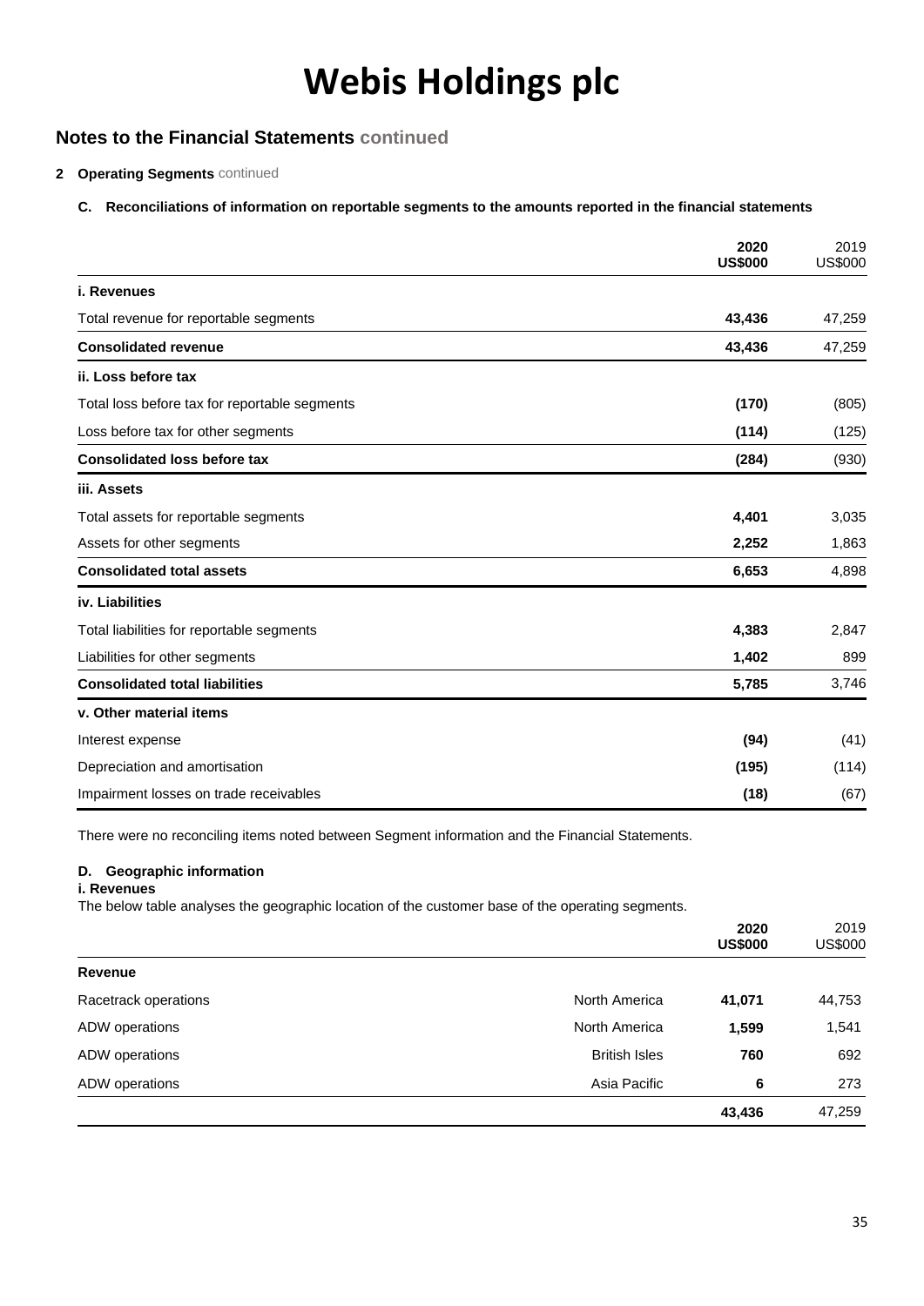# Webis Holdings plc

## Notes to the Financial Statements continued

### 2 Operating Segments continued

#### C. Reconciliations of information on reportable segments to the amounts reported in the financial statements

| | 2020 US$000 | 2019 US$000 |
|---|---|---|
| **i. Revenues** | | |
| Total revenue for reportable segments | **43,436** | 47,259 |
| **Consolidated revenue** | **43,436** | 47,259 |
| **ii. Loss before tax** | | |
| Total loss before tax for reportable segments | **(170)** | (805) |
| Loss before tax for other segments | **(114)** | (125) |
| **Consolidated loss before tax** | **(284)** | (930) |
| **iii. Assets** | | |
| Total assets for reportable segments | **4,401** | 3,035 |
| Assets for other segments | **2,252** | 1,863 |
| **Consolidated total assets** | **6,653** | 4,898 |
| **iv. Liabilities** | | |
| Total liabilities for reportable segments | **4,383** | 2,847 |
| Liabilities for other segments | **1,402** | 899 |
| **Consolidated total liabilities** | **5,785** | 3,746 |
| **v. Other material items** | | |
| Interest expense | **(94)** | (41) |
| Depreciation and amortisation | **(195)** | (114) |
| Impairment losses on trade receivables | **(18)** | (67) |

There were no reconciling items noted between Segment information and the Financial Statements.

#### D. Geographic information

**i. Revenues**

The below table analyses the geographic location of the customer base of the operating segments.

| | | 2020 US$000 | 2019 US$000 |
|---|---|---|---|
| **Revenue** | | | |
| Racetrack operations | North America | **41,071** | 44,753 |
| ADW operations | North America | **1,599** | 1,541 |
| ADW operations | British Isles | **760** | 692 |
| ADW operations | Asia Pacific | **6** | 273 |
| | | **43,436** | 47,259 |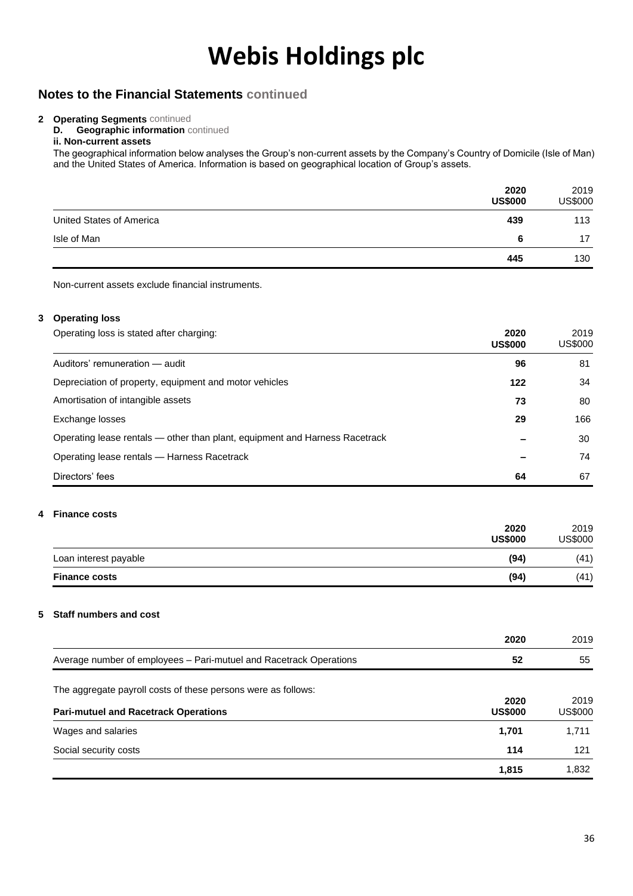# Webis Holdings plc

## Notes to the Financial Statements continued

**2 Operating Segments** continued

**D. Geographic information** continued

**ii. Non-current assets**

The geographical information below analyses the Group's non-current assets by the Company's Country of Domicile (Isle of Man) and the United States of America. Information is based on geographical location of Group's assets.

| | **2020 US$000** | 2019 US$000 |
|---|---|---|
| United States of America | **439** | 113 |
| Isle of Man | **6** | 17 |
| | **445** | 130 |

Non-current assets exclude financial instruments.

**3 Operating loss**

| Operating loss is stated after charging: | **2020 US$000** | 2019 US$000 |
|---|---|---|
| Auditors' remuneration — audit | **96** | 81 |
| Depreciation of property, equipment and motor vehicles | **122** | 34 |
| Amortisation of intangible assets | **73** | 80 |
| Exchange losses | **29** | 166 |
| Operating lease rentals — other than plant, equipment and Harness Racetrack | **–** | 30 |
| Operating lease rentals — Harness Racetrack | **–** | 74 |
| Directors' fees | **64** | 67 |

**4 Finance costs**

| | **2020 US$000** | 2019 US$000 |
|---|---|---|
| Loan interest payable | **(94)** | (41) |
| **Finance costs** | **(94)** | (41) |

**5 Staff numbers and cost**

| | **2020** | 2019 |
|---|---|---|
| Average number of employees – Pari-mutuel and Racetrack Operations | **52** | 55 |

The aggregate payroll costs of these persons were as follows:

| **Pari-mutuel and Racetrack Operations** | **2020 US$000** | 2019 US$000 |
|---|---|---|
| Wages and salaries | **1,701** | 1,711 |
| Social security costs | **114** | 121 |
| | **1,815** | 1,832 |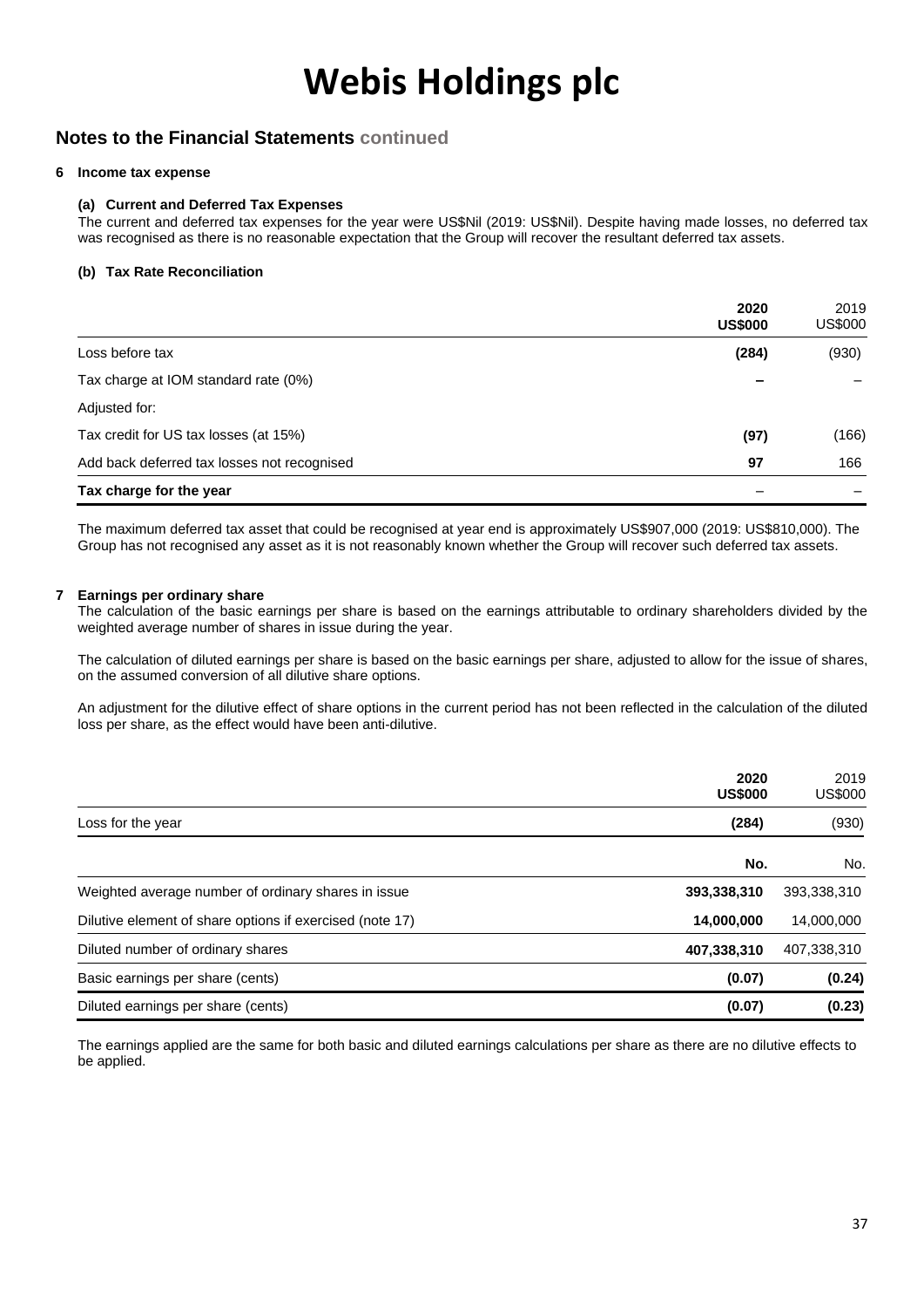# Webis Holdings plc

## Notes to the Financial Statements continued

### 6 Income tax expense

#### (a) Current and Deferred Tax Expenses

The current and deferred tax expenses for the year were US$Nil (2019: US$Nil). Despite having made losses, no deferred tax was recognised as there is no reasonable expectation that the Group will recover the resultant deferred tax assets.

#### (b) Tax Rate Reconciliation

| | 2020 US$000 | 2019 US$000 |
|---|---|---|
| Loss before tax | **(284)** | (930) |
| Tax charge at IOM standard rate (0%) | **–** | – |
| Adjusted for: | | |
| Tax credit for US tax losses (at 15%) | **(97)** | (166) |
| Add back deferred tax losses not recognised | **97** | 166 |
| **Tax charge for the year** | – | – |

The maximum deferred tax asset that could be recognised at year end is approximately US$907,000 (2019: US$810,000). The Group has not recognised any asset as it is not reasonably known whether the Group will recover such deferred tax assets.

### 7 Earnings per ordinary share

The calculation of the basic earnings per share is based on the earnings attributable to ordinary shareholders divided by the weighted average number of shares in issue during the year.

The calculation of diluted earnings per share is based on the basic earnings per share, adjusted to allow for the issue of shares, on the assumed conversion of all dilutive share options.

An adjustment for the dilutive effect of share options in the current period has not been reflected in the calculation of the diluted loss per share, as the effect would have been anti-dilutive.

| | 2020 US$000 | 2019 US$000 |
|---|---|---|
| Loss for the year | **(284)** | (930) |
| | **No.** | No. |
| Weighted average number of ordinary shares in issue | **393,338,310** | 393,338,310 |
| Dilutive element of share options if exercised (note 17) | **14,000,000** | 14,000,000 |
| Diluted number of ordinary shares | **407,338,310** | 407,338,310 |
| Basic earnings per share (cents) | **(0.07)** | **(0.24)** |
| Diluted earnings per share (cents) | **(0.07)** | **(0.23)** |

The earnings applied are the same for both basic and diluted earnings calculations per share as there are no dilutive effects to be applied.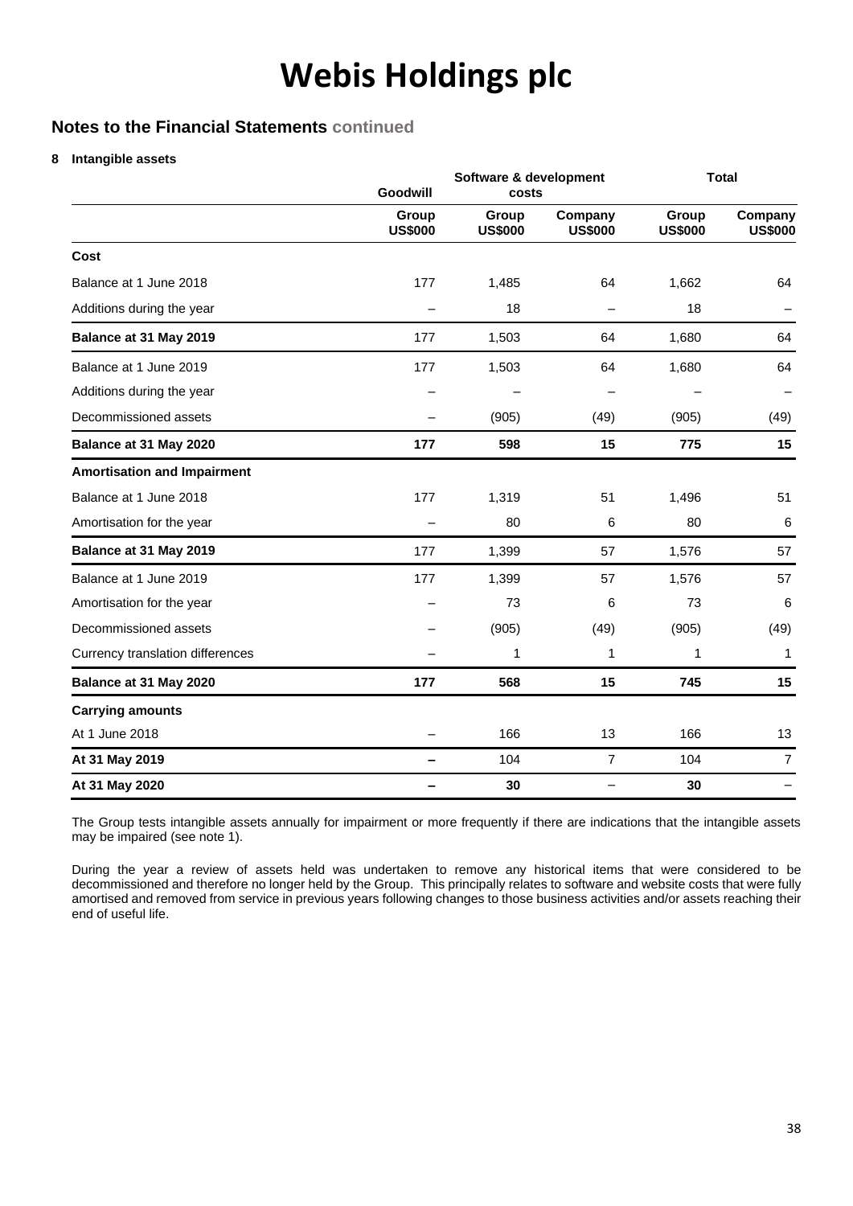# Webis Holdings plc

## Notes to the Financial Statements continued

### 8 Intangible assets

| | Goodwill | Software & development costs | | Total | |
|---|---|---|---|---|---|
| | Group US$000 | Group US$000 | Company US$000 | Group US$000 | Company US$000 |
| **Cost** | | | | | |
| Balance at 1 June 2018 | 177 | 1,485 | 64 | 1,662 | 64 |
| Additions during the year | – | 18 | – | 18 | – |
| **Balance at 31 May 2019** | 177 | 1,503 | 64 | 1,680 | 64 |
| Balance at 1 June 2019 | 177 | 1,503 | 64 | 1,680 | 64 |
| Additions during the year | – | – | – | – | – |
| Decommissioned assets | – | (905) | (49) | (905) | (49) |
| **Balance at 31 May 2020** | **177** | **598** | **15** | **775** | **15** |
| **Amortisation and Impairment** | | | | | |
| Balance at 1 June 2018 | 177 | 1,319 | 51 | 1,496 | 51 |
| Amortisation for the year | – | 80 | 6 | 80 | 6 |
| **Balance at 31 May 2019** | 177 | 1,399 | 57 | 1,576 | 57 |
| Balance at 1 June 2019 | 177 | 1,399 | 57 | 1,576 | 57 |
| Amortisation for the year | – | 73 | 6 | 73 | 6 |
| Decommissioned assets | – | (905) | (49) | (905) | (49) |
| Currency translation differences | – | 1 | 1 | 1 | 1 |
| **Balance at 31 May 2020** | **177** | **568** | **15** | **745** | **15** |
| **Carrying amounts** | | | | | |
| At 1 June 2018 | – | 166 | 13 | 166 | 13 |
| **At 31 May 2019** | **–** | 104 | 7 | 104 | 7 |
| **At 31 May 2020** | **–** | **30** | – | **30** | – |

The Group tests intangible assets annually for impairment or more frequently if there are indications that the intangible assets may be impaired (see note 1).

During the year a review of assets held was undertaken to remove any historical items that were considered to be decommissioned and therefore no longer held by the Group. This principally relates to software and website costs that were fully amortised and removed from service in previous years following changes to those business activities and/or assets reaching their end of useful life.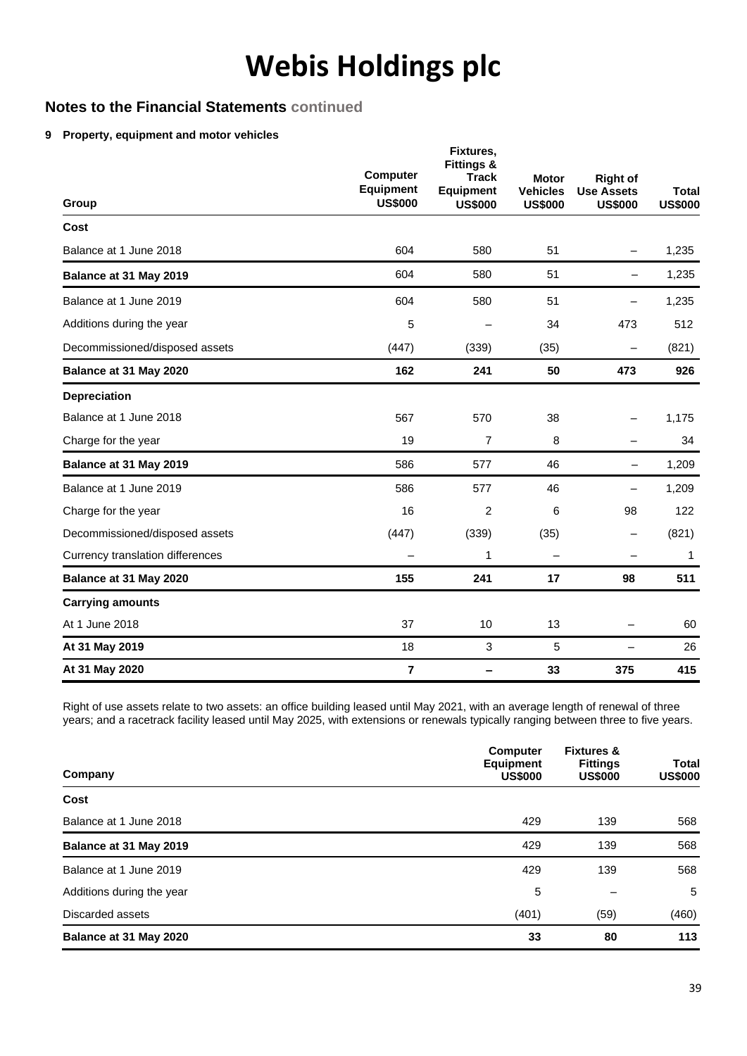# Webis Holdings plc

## Notes to the Financial Statements continued

### 9 Property, equipment and motor vehicles

| Group | Computer Equipment US$000 | Fixtures, Fittings & Track Equipment US$000 | Motor Vehicles US$000 | Right of Use Assets US$000 | Total US$000 |
|---|---|---|---|---|---|
| **Cost** | | | | | |
| Balance at 1 June 2018 | 604 | 580 | 51 | – | 1,235 |
| **Balance at 31 May 2019** | 604 | 580 | 51 | – | 1,235 |
| Balance at 1 June 2019 | 604 | 580 | 51 | – | 1,235 |
| Additions during the year | 5 | – | 34 | 473 | 512 |
| Decommissioned/disposed assets | (447) | (339) | (35) | – | (821) |
| **Balance at 31 May 2020** | **162** | **241** | **50** | **473** | **926** |
| **Depreciation** | | | | | |
| Balance at 1 June 2018 | 567 | 570 | 38 | – | 1,175 |
| Charge for the year | 19 | 7 | 8 | – | 34 |
| **Balance at 31 May 2019** | 586 | 577 | 46 | – | 1,209 |
| Balance at 1 June 2019 | 586 | 577 | 46 | – | 1,209 |
| Charge for the year | 16 | 2 | 6 | 98 | 122 |
| Decommissioned/disposed assets | (447) | (339) | (35) | – | (821) |
| Currency translation differences | – | 1 | – | – | 1 |
| **Balance at 31 May 2020** | **155** | **241** | **17** | **98** | **511** |
| **Carrying amounts** | | | | | |
| At 1 June 2018 | 37 | 10 | 13 | – | 60 |
| **At 31 May 2019** | 18 | 3 | 5 | – | 26 |
| **At 31 May 2020** | **7** | **–** | **33** | **375** | **415** |

Right of use assets relate to two assets: an office building leased until May 2021, with an average length of renewal of three years; and a racetrack facility leased until May 2025, with extensions or renewals typically ranging between three to five years.

| Company | Computer Equipment US$000 | Fixtures & Fittings US$000 | Total US$000 |
|---|---|---|---|
| **Cost** | | | |
| Balance at 1 June 2018 | 429 | 139 | 568 |
| **Balance at 31 May 2019** | 429 | 139 | 568 |
| Balance at 1 June 2019 | 429 | 139 | 568 |
| Additions during the year | 5 | – | 5 |
| Discarded assets | (401) | (59) | (460) |
| **Balance at 31 May 2020** | **33** | **80** | **113** |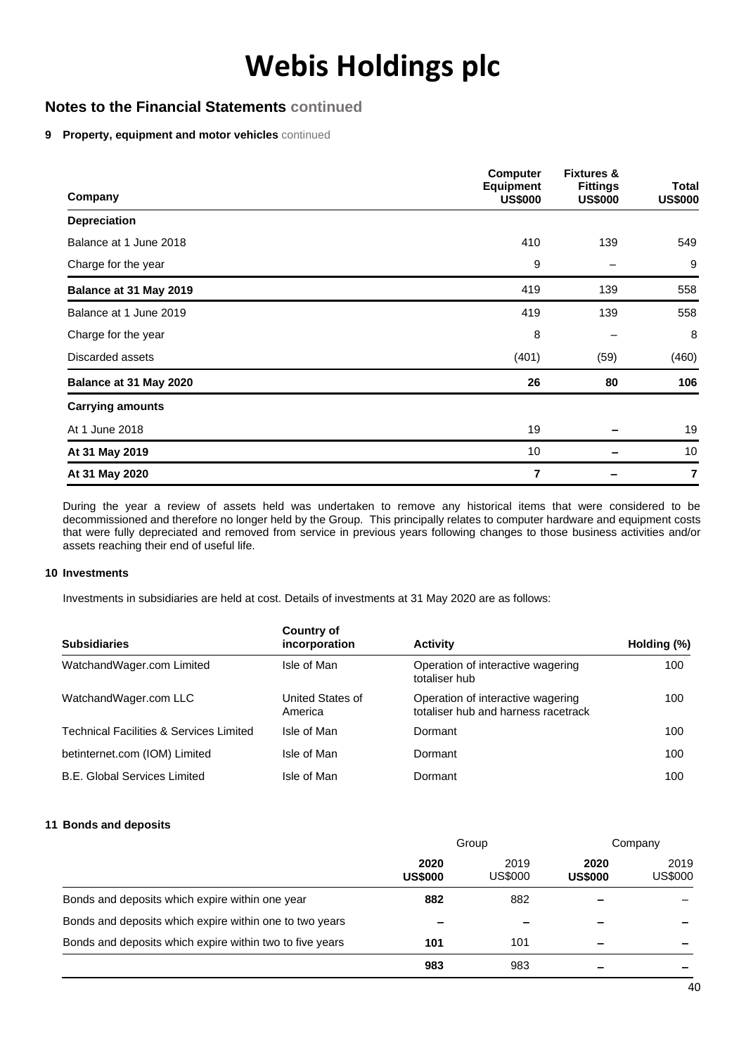# Webis Holdings plc

## Notes to the Financial Statements continued

**9 Property, equipment and motor vehicles** continued

| Company | Computer Equipment US$000 | Fixtures & Fittings US$000 | Total US$000 |
|---|---|---|---|
| **Depreciation** | | | |
| Balance at 1 June 2018 | 410 | 139 | 549 |
| Charge for the year | 9 | – | 9 |
| **Balance at 31 May 2019** | 419 | 139 | 558 |
| Balance at 1 June 2019 | 419 | 139 | 558 |
| Charge for the year | 8 | – | 8 |
| Discarded assets | (401) | (59) | (460) |
| **Balance at 31 May 2020** | **26** | **80** | **106** |
| **Carrying amounts** | | | |
| At 1 June 2018 | 19 | – | 19 |
| **At 31 May 2019** | 10 | – | 10 |
| **At 31 May 2020** | **7** | – | **7** |

During the year a review of assets held was undertaken to remove any historical items that were considered to be decommissioned and therefore no longer held by the Group. This principally relates to computer hardware and equipment costs that were fully depreciated and removed from service in previous years following changes to those business activities and/or assets reaching their end of useful life.

**10 Investments**

Investments in subsidiaries are held at cost. Details of investments at 31 May 2020 are as follows:

| Subsidiaries | Country of incorporation | Activity | Holding (%) |
|---|---|---|---|
| WatchandWager.com Limited | Isle of Man | Operation of interactive wagering totaliser hub | 100 |
| WatchandWager.com LLC | United States of America | Operation of interactive wagering totaliser hub and harness racetrack | 100 |
| Technical Facilities & Services Limited | Isle of Man | Dormant | 100 |
| betinternet.com (IOM) Limited | Isle of Man | Dormant | 100 |
| B.E. Global Services Limited | Isle of Man | Dormant | 100 |

**11 Bonds and deposits**

| | Group | | Company | |
|---|---|---|---|---|
| | **2020 US$000** | 2019 US$000 | **2020 US$000** | 2019 US$000 |
| Bonds and deposits which expire within one year | **882** | 882 | – | – |
| Bonds and deposits which expire within one to two years | – | – | – | – |
| Bonds and deposits which expire within two to five years | **101** | 101 | – | – |
| | **983** | 983 | – | – |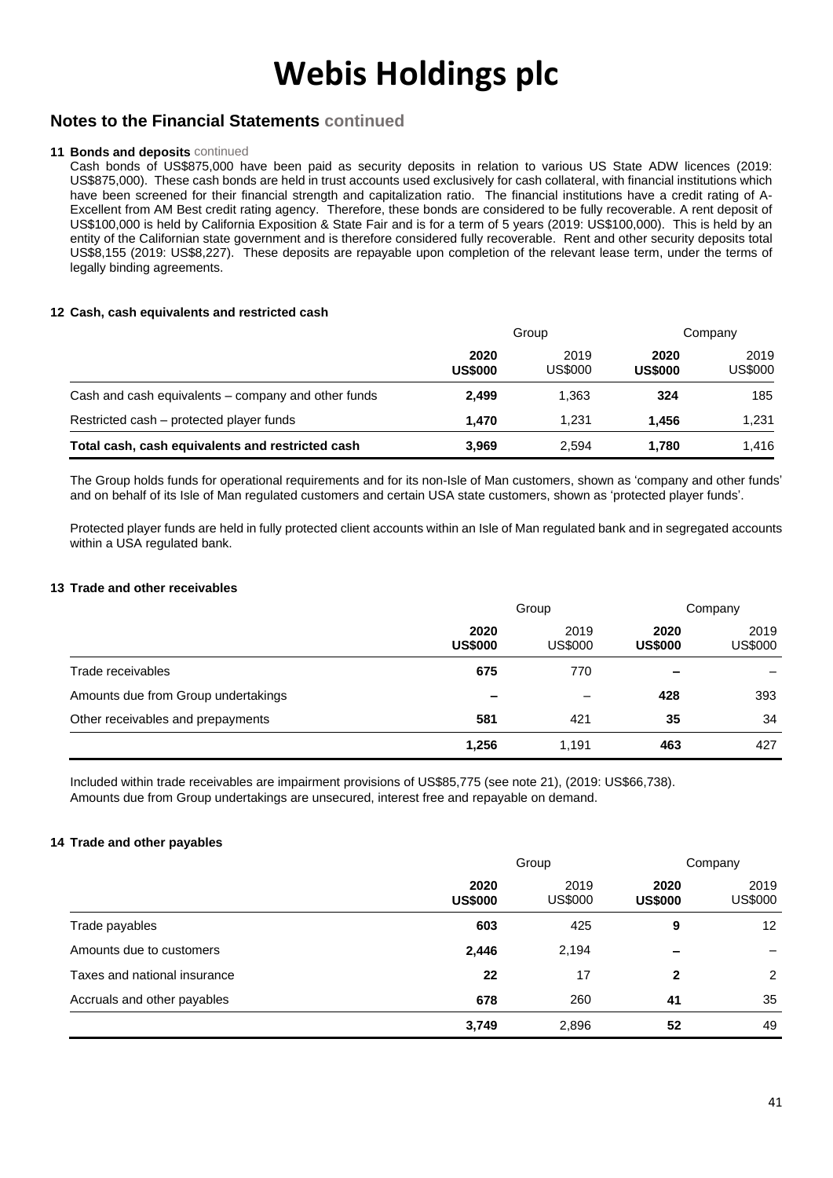# Webis Holdings plc

## Notes to the Financial Statements continued

**11 Bonds and deposits** continued

Cash bonds of US$875,000 have been paid as security deposits in relation to various US State ADW licences (2019: US$875,000). These cash bonds are held in trust accounts used exclusively for cash collateral, with financial institutions which have been screened for their financial strength and capitalization ratio. The financial institutions have a credit rating of A- Excellent from AM Best credit rating agency. Therefore, these bonds are considered to be fully recoverable. A rent deposit of US$100,000 is held by California Exposition & State Fair and is for a term of 5 years (2019: US$100,000). This is held by an entity of the Californian state government and is therefore considered fully recoverable. Rent and other security deposits total US$8,155 (2019: US$8,227). These deposits are repayable upon completion of the relevant lease term, under the terms of legally binding agreements.

**12 Cash, cash equivalents and restricted cash**

| | Group | | Company | |
|---|---|---|---|---|
| | **2020 US$000** | 2019 US$000 | **2020 US$000** | 2019 US$000 |
| Cash and cash equivalents – company and other funds | **2,499** | 1,363 | **324** | 185 |
| Restricted cash – protected player funds | **1,470** | 1,231 | **1,456** | 1,231 |
| **Total cash, cash equivalents and restricted cash** | **3,969** | 2,594 | **1,780** | 1,416 |

The Group holds funds for operational requirements and for its non-Isle of Man customers, shown as 'company and other funds' and on behalf of its Isle of Man regulated customers and certain USA state customers, shown as 'protected player funds'.

Protected player funds are held in fully protected client accounts within an Isle of Man regulated bank and in segregated accounts within a USA regulated bank.

**13 Trade and other receivables**

| | Group | | Company | |
|---|---|---|---|---|
| | **2020 US$000** | 2019 US$000 | **2020 US$000** | 2019 US$000 |
| Trade receivables | **675** | 770 | **–** | – |
| Amounts due from Group undertakings | **–** | – | **428** | 393 |
| Other receivables and prepayments | **581** | 421 | **35** | 34 |
| | **1,256** | 1,191 | **463** | 427 |

Included within trade receivables are impairment provisions of US$85,775 (see note 21), (2019: US$66,738).
Amounts due from Group undertakings are unsecured, interest free and repayable on demand.

**14 Trade and other payables**

| | Group | | Company | |
|---|---|---|---|---|
| | **2020 US$000** | 2019 US$000 | **2020 US$000** | 2019 US$000 |
| Trade payables | **603** | 425 | **9** | 12 |
| Amounts due to customers | **2,446** | 2,194 | **–** | – |
| Taxes and national insurance | **22** | 17 | **2** | 2 |
| Accruals and other payables | **678** | 260 | **41** | 35 |
| | **3,749** | 2,896 | **52** | 49 |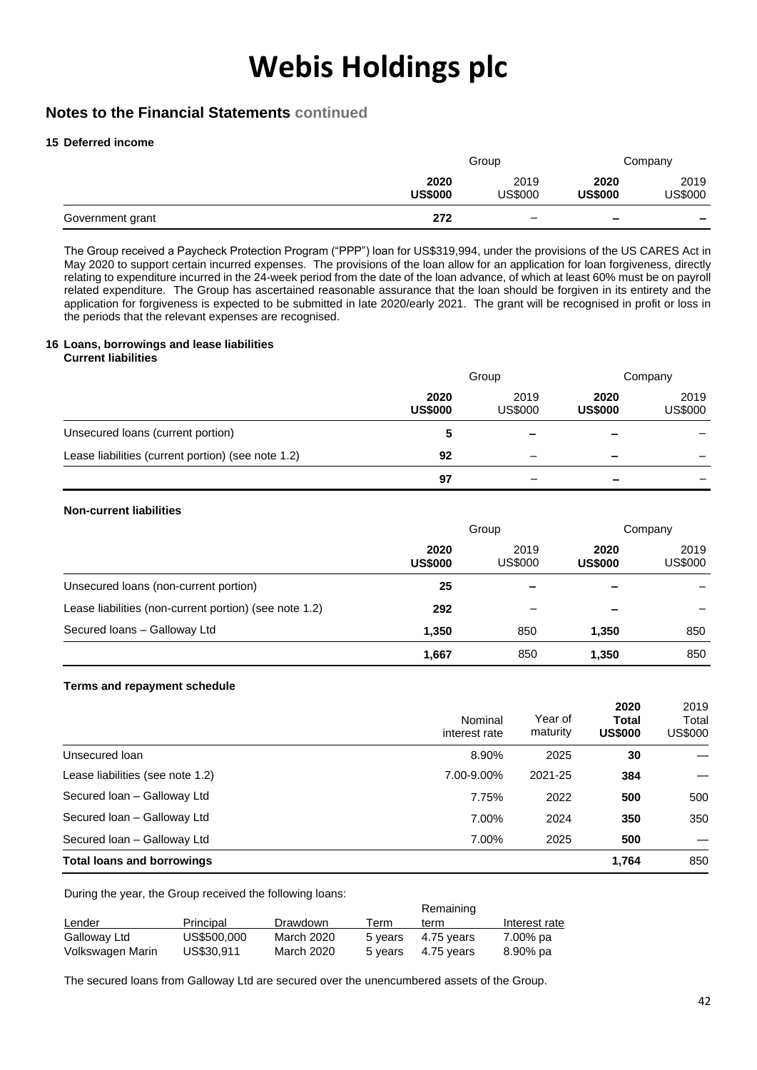# Webis Holdings plc

## Notes to the Financial Statements continued

### 15 Deferred income

| | Group | | Company | |
|---|---|---|---|---|
| | **2020 US$000** | 2019 US$000 | **2020 US$000** | 2019 US$000 |
| Government grant | **272** | – | **–** | **–** |

The Group received a Paycheck Protection Program ("PPP") loan for US$319,994, under the provisions of the US CARES Act in May 2020 to support certain incurred expenses. The provisions of the loan allow for an application for loan forgiveness, directly relating to expenditure incurred in the 24-week period from the date of the loan advance, of which at least 60% must be on payroll related expenditure. The Group has ascertained reasonable assurance that the loan should be forgiven in its entirety and the application for forgiveness is expected to be submitted in late 2020/early 2021. The grant will be recognised in profit or loss in the periods that the relevant expenses are recognised.

### 16 Loans, borrowings and lease liabilities

**Current liabilities**

| | Group | | Company | |
|---|---|---|---|---|
| | **2020 US$000** | 2019 US$000 | **2020 US$000** | 2019 US$000 |
| Unsecured loans (current portion) | **5** | **–** | **–** | – |
| Lease liabilities (current portion) (see note 1.2) | **92** | – | **–** | – |
| | **97** | – | **–** | – |

**Non-current liabilities**

| | Group | | Company | |
|---|---|---|---|---|
| | **2020 US$000** | 2019 US$000 | **2020 US$000** | 2019 US$000 |
| Unsecured loans (non-current portion) | **25** | **–** | **–** | – |
| Lease liabilities (non-current portion) (see note 1.2) | **292** | – | **–** | – |
| Secured loans – Galloway Ltd | **1,350** | 850 | **1,350** | 850 |
| | **1,667** | 850 | **1,350** | 850 |

**Terms and repayment schedule**

| | Nominal interest rate | Year of maturity | **2020 Total US$000** | 2019 Total US$000 |
|---|---|---|---|---|
| Unsecured loan | 8.90% | 2025 | **30** | — |
| Lease liabilities (see note 1.2) | 7.00-9.00% | 2021-25 | **384** | — |
| Secured loan – Galloway Ltd | 7.75% | 2022 | **500** | 500 |
| Secured loan – Galloway Ltd | 7.00% | 2024 | **350** | 350 |
| Secured loan – Galloway Ltd | 7.00% | 2025 | **500** | — |
| **Total loans and borrowings** | | | **1,764** | 850 |

During the year, the Group received the following loans:

| Lender | Principal | Drawdown | Term | Remaining term | Interest rate |
|---|---|---|---|---|---|
| Galloway Ltd | US$500,000 | March 2020 | 5 years | 4.75 years | 7.00% pa |
| Volkswagen Marin | US$30,911 | March 2020 | 5 years | 4.75 years | 8.90% pa |

The secured loans from Galloway Ltd are secured over the unencumbered assets of the Group.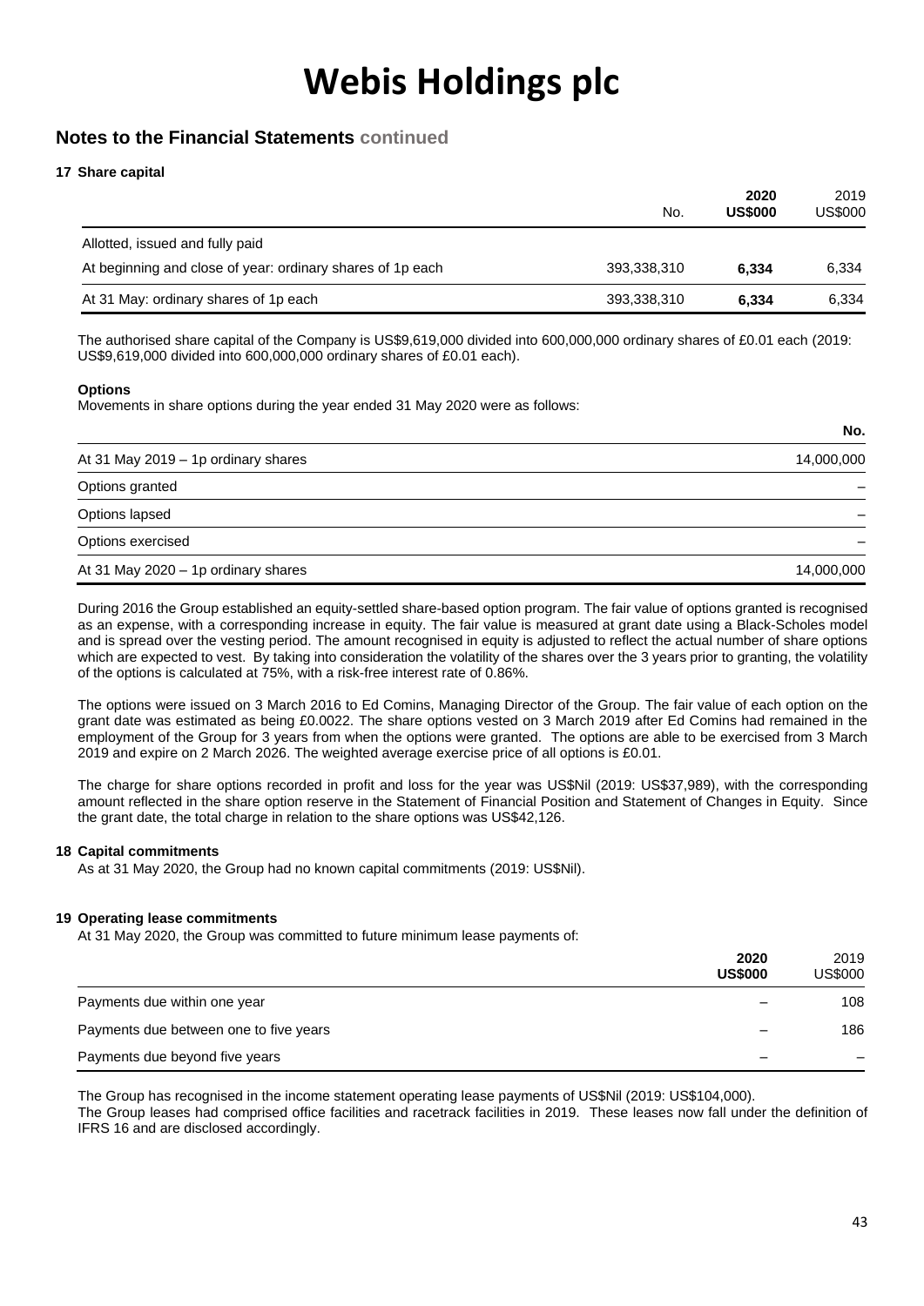# Webis Holdings plc

## Notes to the Financial Statements continued

### 17 Share capital

| | No. | **2020 US$000** | 2019 US$000 |
|---|---|---|---|
| Allotted, issued and fully paid | | | |
| At beginning and close of year: ordinary shares of 1p each | 393,338,310 | **6,334** | 6,334 |
| At 31 May: ordinary shares of 1p each | 393,338,310 | **6,334** | 6,334 |

The authorised share capital of the Company is US$9,619,000 divided into 600,000,000 ordinary shares of £0.01 each (2019: US$9,619,000 divided into 600,000,000 ordinary shares of £0.01 each).

**Options**

Movements in share options during the year ended 31 May 2020 were as follows:

| | **No.** |
|---|---|
| At 31 May 2019 – 1p ordinary shares | 14,000,000 |
| Options granted | – |
| Options lapsed | – |
| Options exercised | – |
| At 31 May 2020 – 1p ordinary shares | 14,000,000 |

During 2016 the Group established an equity-settled share-based option program. The fair value of options granted is recognised as an expense, with a corresponding increase in equity. The fair value is measured at grant date using a Black-Scholes model and is spread over the vesting period. The amount recognised in equity is adjusted to reflect the actual number of share options which are expected to vest. By taking into consideration the volatility of the shares over the 3 years prior to granting, the volatility of the options is calculated at 75%, with a risk-free interest rate of 0.86%.

The options were issued on 3 March 2016 to Ed Comins, Managing Director of the Group. The fair value of each option on the grant date was estimated as being £0.0022. The share options vested on 3 March 2019 after Ed Comins had remained in the employment of the Group for 3 years from when the options were granted. The options are able to be exercised from 3 March 2019 and expire on 2 March 2026. The weighted average exercise price of all options is £0.01.

The charge for share options recorded in profit and loss for the year was US$Nil (2019: US$37,989), with the corresponding amount reflected in the share option reserve in the Statement of Financial Position and Statement of Changes in Equity. Since the grant date, the total charge in relation to the share options was US$42,126.

### 18 Capital commitments

As at 31 May 2020, the Group had no known capital commitments (2019: US$Nil).

### 19 Operating lease commitments

At 31 May 2020, the Group was committed to future minimum lease payments of:

| | **2020 US$000** | 2019 US$000 |
|---|---|---|
| Payments due within one year | – | 108 |
| Payments due between one to five years | – | 186 |
| Payments due beyond five years | – | – |

The Group has recognised in the income statement operating lease payments of US$Nil (2019: US$104,000).

The Group leases had comprised office facilities and racetrack facilities in 2019. These leases now fall under the definition of IFRS 16 and are disclosed accordingly.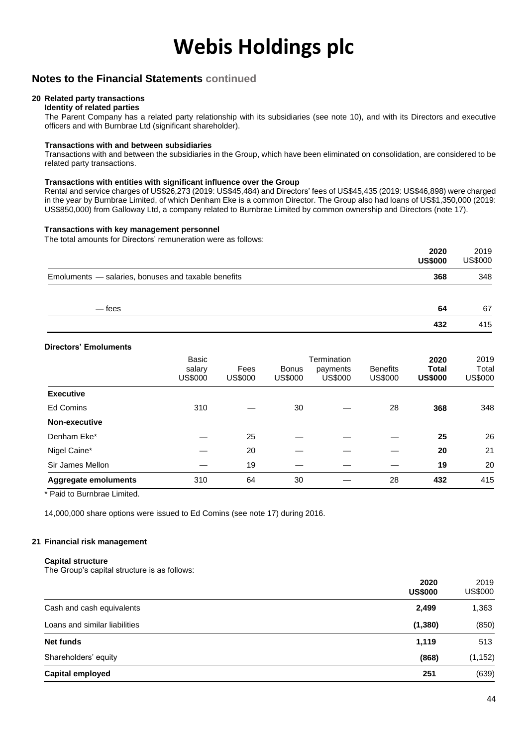# Webis Holdings plc

## Notes to the Financial Statements continued

### 20 Related party transactions

**Identity of related parties**

The Parent Company has a related party relationship with its subsidiaries (see note 10), and with its Directors and executive officers and with Burnbrae Ltd (significant shareholder).

**Transactions with and between subsidiaries**

Transactions with and between the subsidiaries in the Group, which have been eliminated on consolidation, are considered to be related party transactions.

**Transactions with entities with significant influence over the Group**

Rental and service charges of US$26,273 (2019: US$45,484) and Directors' fees of US$45,435 (2019: US$46,898) were charged in the year by Burnbrae Limited, of which Denham Eke is a common Director. The Group also had loans of US$1,350,000 (2019: US$850,000) from Galloway Ltd, a company related to Burnbrae Limited by common ownership and Directors (note 17).

**Transactions with key management personnel**

The total amounts for Directors' remuneration were as follows:

| | **2020 US$000** | 2019 US$000 |
|---|---|---|
| Emoluments — salaries, bonuses and taxable benefits | **368** | 348 |
| — fees | **64** | 67 |
| | **432** | 415 |

**Directors' Emoluments**

| | Basic salary US$000 | Fees US$000 | Bonus US$000 | Termination payments US$000 | Benefits US$000 | **2020 Total US$000** | 2019 Total US$000 |
|---|---|---|---|---|---|---|---|
| **Executive** | | | | | | | |
| Ed Comins | 310 | — | 30 | — | 28 | **368** | 348 |
| **Non-executive** | | | | | | | |
| Denham Eke* | — | 25 | — | — | — | **25** | 26 |
| Nigel Caine* | — | 20 | — | — | — | **20** | 21 |
| Sir James Mellon | — | 19 | — | — | — | **19** | 20 |
| **Aggregate emoluments** | 310 | 64 | 30 | — | 28 | **432** | 415 |

\* Paid to Burnbrae Limited.

14,000,000 share options were issued to Ed Comins (see note 17) during 2016.

### 21 Financial risk management

**Capital structure**

The Group's capital structure is as follows:

| | **2020 US$000** | 2019 US$000 |
|---|---|---|
| Cash and cash equivalents | **2,499** | 1,363 |
| Loans and similar liabilities | **(1,380)** | (850) |
| **Net funds** | **1,119** | 513 |
| Shareholders' equity | **(868)** | (1,152) |
| **Capital employed** | **251** | (639) |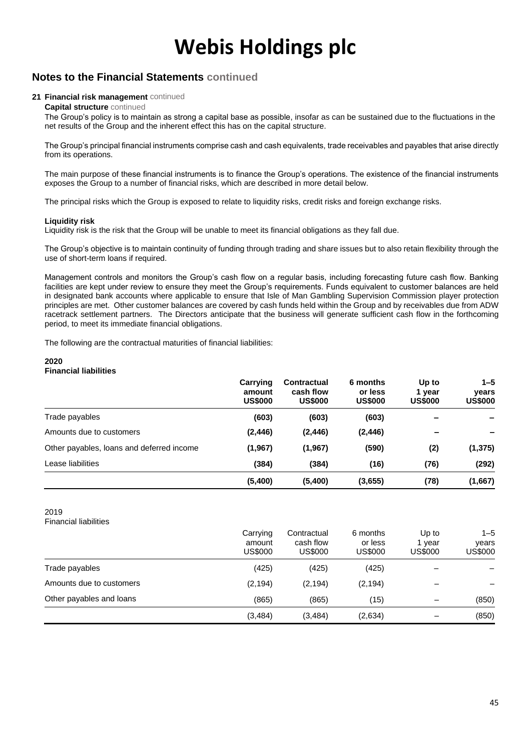# Webis Holdings plc

## Notes to the Financial Statements continued

### 21 Financial risk management continued

**Capital structure** continued

The Group's policy is to maintain as strong a capital base as possible, insofar as can be sustained due to the fluctuations in the net results of the Group and the inherent effect this has on the capital structure.

The Group's principal financial instruments comprise cash and cash equivalents, trade receivables and payables that arise directly from its operations.

The main purpose of these financial instruments is to finance the Group's operations. The existence of the financial instruments exposes the Group to a number of financial risks, which are described in more detail below.

The principal risks which the Group is exposed to relate to liquidity risks, credit risks and foreign exchange risks.

**Liquidity risk**

Liquidity risk is the risk that the Group will be unable to meet its financial obligations as they fall due.

The Group's objective is to maintain continuity of funding through trading and share issues but to also retain flexibility through the use of short-term loans if required.

Management controls and monitors the Group's cash flow on a regular basis, including forecasting future cash flow. Banking facilities are kept under review to ensure they meet the Group's requirements. Funds equivalent to customer balances are held in designated bank accounts where applicable to ensure that Isle of Man Gambling Supervision Commission player protection principles are met. Other customer balances are covered by cash funds held within the Group and by receivables due from ADW racetrack settlement partners. The Directors anticipate that the business will generate sufficient cash flow in the forthcoming period, to meet its immediate financial obligations.

The following are the contractual maturities of financial liabilities:

**2020**
**Financial liabilities**

| | Carrying amount US$000 | Contractual cash flow US$000 | 6 months or less US$000 | Up to 1 year US$000 | 1–5 years US$000 |
|---|---|---|---|---|---|
| Trade payables | (603) | (603) | (603) | – | – |
| Amounts due to customers | (2,446) | (2,446) | (2,446) | – | – |
| Other payables, loans and deferred income | (1,967) | (1,967) | (590) | (2) | (1,375) |
| Lease liabilities | (384) | (384) | (16) | (76) | (292) |
| | **(5,400)** | **(5,400)** | **(3,655)** | **(78)** | **(1,667)** |

2019
Financial liabilities

| | Carrying amount US$000 | Contractual cash flow US$000 | 6 months or less US$000 | Up to 1 year US$000 | 1–5 years US$000 |
|---|---|---|---|---|---|
| Trade payables | (425) | (425) | (425) | – | – |
| Amounts due to customers | (2,194) | (2,194) | (2,194) | – | – |
| Other payables and loans | (865) | (865) | (15) | – | (850) |
| | (3,484) | (3,484) | (2,634) | – | (850) |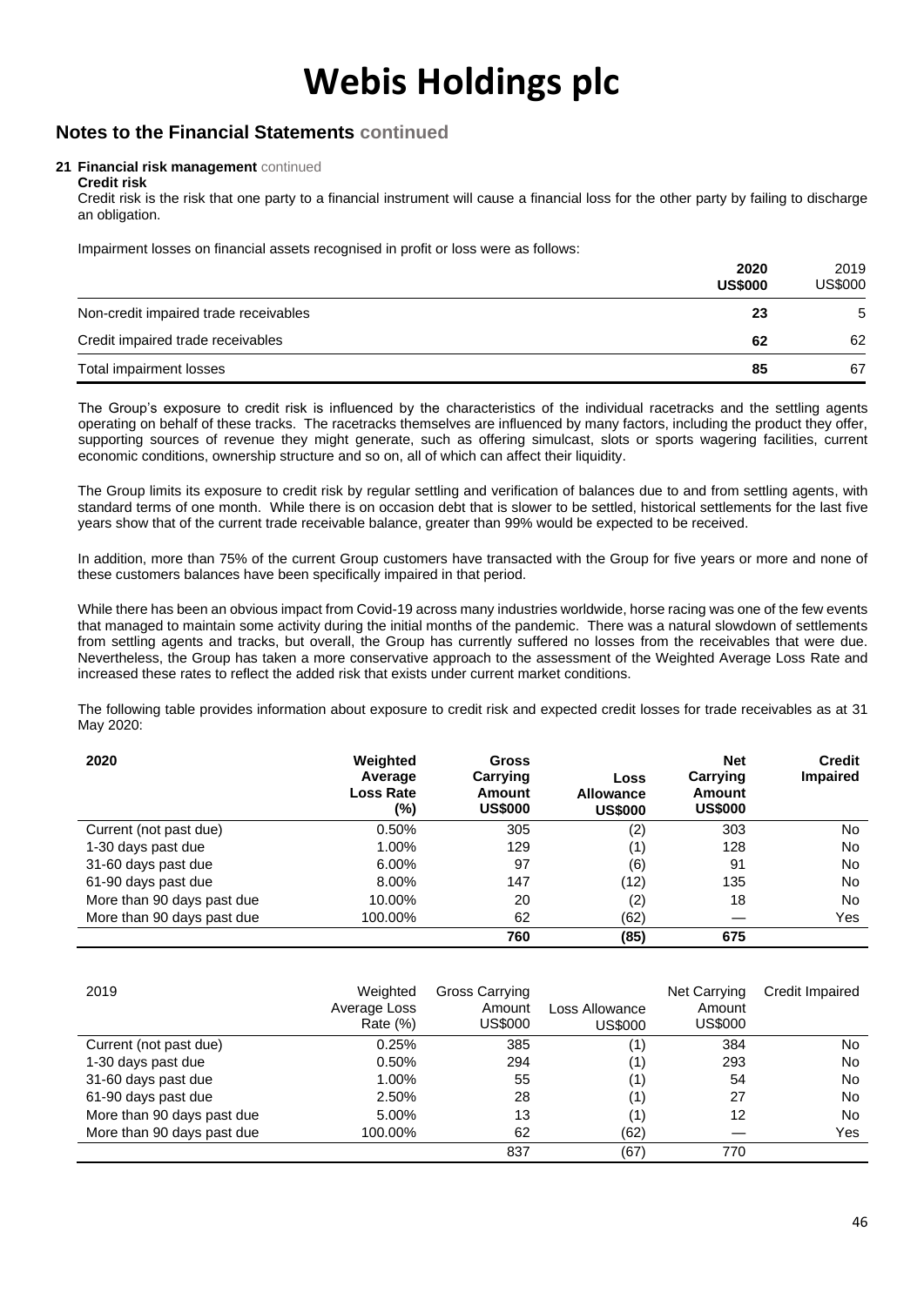# Webis Holdings plc

## Notes to the Financial Statements continued

### 21 Financial risk management continued

**Credit risk**

Credit risk is the risk that one party to a financial instrument will cause a financial loss for the other party by failing to discharge an obligation.

Impairment losses on financial assets recognised in profit or loss were as follows:

| | **2020 US$000** | 2019 US$000 |
|---|---|---|
| Non-credit impaired trade receivables | **23** | 5 |
| Credit impaired trade receivables | **62** | 62 |
| Total impairment losses | **85** | 67 |

The Group's exposure to credit risk is influenced by the characteristics of the individual racetracks and the settling agents operating on behalf of these tracks. The racetracks themselves are influenced by many factors, including the product they offer, supporting sources of revenue they might generate, such as offering simulcast, slots or sports wagering facilities, current economic conditions, ownership structure and so on, all of which can affect their liquidity.

The Group limits its exposure to credit risk by regular settling and verification of balances due to and from settling agents, with standard terms of one month. While there is on occasion debt that is slower to be settled, historical settlements for the last five years show that of the current trade receivable balance, greater than 99% would be expected to be received.

In addition, more than 75% of the current Group customers have transacted with the Group for five years or more and none of these customers balances have been specifically impaired in that period.

While there has been an obvious impact from Covid-19 across many industries worldwide, horse racing was one of the few events that managed to maintain some activity during the initial months of the pandemic. There was a natural slowdown of settlements from settling agents and tracks, but overall, the Group has currently suffered no losses from the receivables that were due. Nevertheless, the Group has taken a more conservative approach to the assessment of the Weighted Average Loss Rate and increased these rates to reflect the added risk that exists under current market conditions.

The following table provides information about exposure to credit risk and expected credit losses for trade receivables as at 31 May 2020:

| **2020** | **Weighted Average Loss Rate (%)** | **Gross Carrying Amount US$000** | **Loss Allowance US$000** | **Net Carrying Amount US$000** | **Credit Impaired** |
|---|---|---|---|---|---|
| Current (not past due) | 0.50% | 305 | (2) | 303 | No |
| 1-30 days past due | 1.00% | 129 | (1) | 128 | No |
| 31-60 days past due | 6.00% | 97 | (6) | 91 | No |
| 61-90 days past due | 8.00% | 147 | (12) | 135 | No |
| More than 90 days past due | 10.00% | 20 | (2) | 18 | No |
| More than 90 days past due | 100.00% | 62 | (62) | — | Yes |
| | | **760** | **(85)** | **675** | |

| 2019 | Weighted Average Loss Rate (%) | Gross Carrying Amount US$000 | Loss Allowance US$000 | Net Carrying Amount US$000 | Credit Impaired |
|---|---|---|---|---|---|
| Current (not past due) | 0.25% | 385 | (1) | 384 | No |
| 1-30 days past due | 0.50% | 294 | (1) | 293 | No |
| 31-60 days past due | 1.00% | 55 | (1) | 54 | No |
| 61-90 days past due | 2.50% | 28 | (1) | 27 | No |
| More than 90 days past due | 5.00% | 13 | (1) | 12 | No |
| More than 90 days past due | 100.00% | 62 | (62) | — | Yes |
| | | 837 | (67) | 770 | |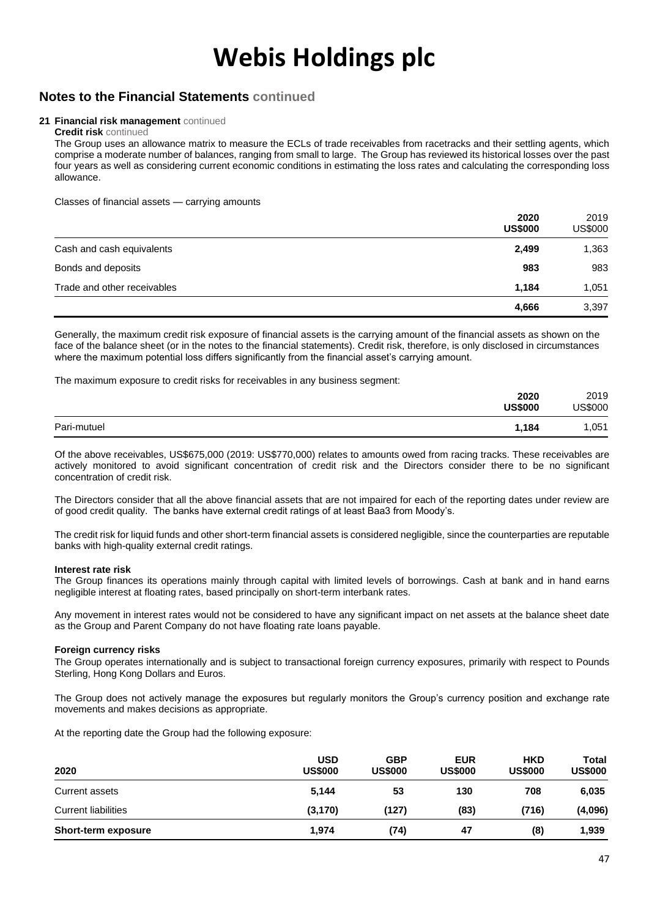# Webis Holdings plc

## Notes to the Financial Statements continued

### 21 Financial risk management continued

**Credit risk** continued

The Group uses an allowance matrix to measure the ECLs of trade receivables from racetracks and their settling agents, which comprise a moderate number of balances, ranging from small to large. The Group has reviewed its historical losses over the past four years as well as considering current economic conditions in estimating the loss rates and calculating the corresponding loss allowance.

Classes of financial assets — carrying amounts

| | 2020 US$000 | 2019 US$000 |
|---|---|---|
| Cash and cash equivalents | **2,499** | 1,363 |
| Bonds and deposits | **983** | 983 |
| Trade and other receivables | **1,184** | 1,051 |
| | **4,666** | 3,397 |

Generally, the maximum credit risk exposure of financial assets is the carrying amount of the financial assets as shown on the face of the balance sheet (or in the notes to the financial statements). Credit risk, therefore, is only disclosed in circumstances where the maximum potential loss differs significantly from the financial asset's carrying amount.

The maximum exposure to credit risks for receivables in any business segment:

| | 2020 US$000 | 2019 US$000 |
|---|---|---|
| Pari-mutuel | **1,184** | 1,051 |

Of the above receivables, US$675,000 (2019: US$770,000) relates to amounts owed from racing tracks. These receivables are actively monitored to avoid significant concentration of credit risk and the Directors consider there to be no significant concentration of credit risk.

The Directors consider that all the above financial assets that are not impaired for each of the reporting dates under review are of good credit quality. The banks have external credit ratings of at least Baa3 from Moody's.

The credit risk for liquid funds and other short-term financial assets is considered negligible, since the counterparties are reputable banks with high-quality external credit ratings.

**Interest rate risk**

The Group finances its operations mainly through capital with limited levels of borrowings. Cash at bank and in hand earns negligible interest at floating rates, based principally on short-term interbank rates.

Any movement in interest rates would not be considered to have any significant impact on net assets at the balance sheet date as the Group and Parent Company do not have floating rate loans payable.

**Foreign currency risks**

The Group operates internationally and is subject to transactional foreign currency exposures, primarily with respect to Pounds Sterling, Hong Kong Dollars and Euros.

The Group does not actively manage the exposures but regularly monitors the Group's currency position and exchange rate movements and makes decisions as appropriate.

At the reporting date the Group had the following exposure:

| 2020 | USD US$000 | GBP US$000 | EUR US$000 | HKD US$000 | Total US$000 |
|---|---|---|---|---|---|
| Current assets | **5,144** | **53** | **130** | **708** | **6,035** |
| Current liabilities | **(3,170)** | **(127)** | **(83)** | **(716)** | **(4,096)** |
| **Short-term exposure** | **1,974** | **(74)** | **47** | **(8)** | **1,939** |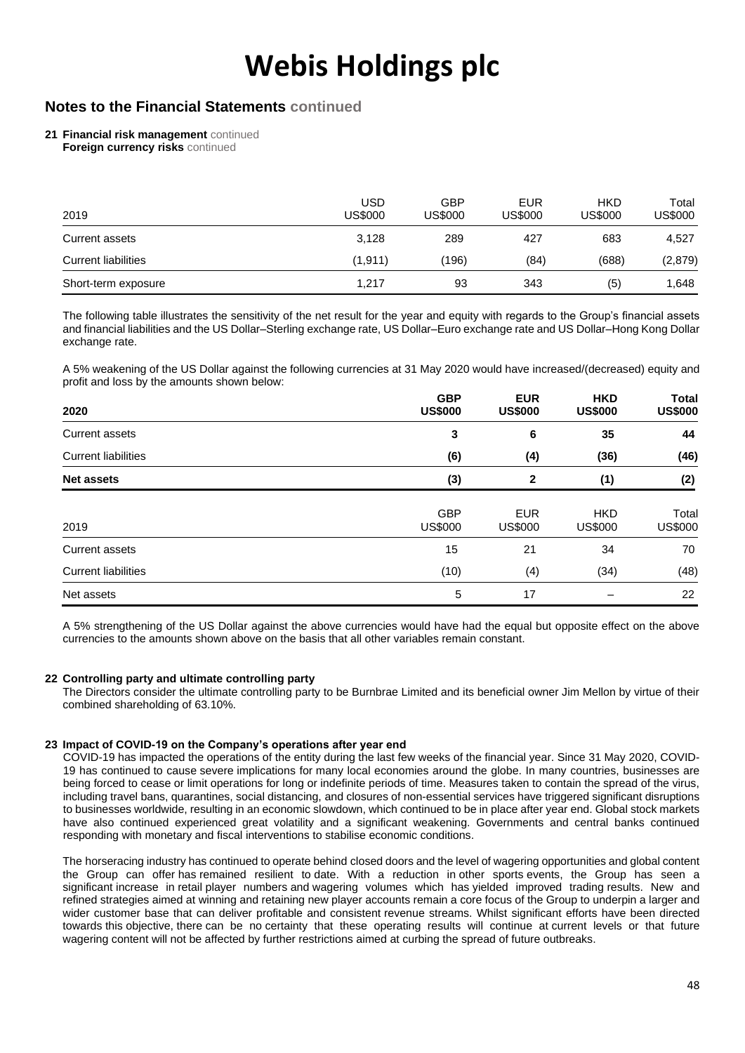# Webis Holdings plc

## Notes to the Financial Statements continued

**21 Financial risk management** continued

**Foreign currency risks** continued

| 2019 | USD US$000 | GBP US$000 | EUR US$000 | HKD US$000 | Total US$000 |
|---|---|---|---|---|---|
| Current assets | 3,128 | 289 | 427 | 683 | 4,527 |
| Current liabilities | (1,911) | (196) | (84) | (688) | (2,879) |
| Short-term exposure | 1,217 | 93 | 343 | (5) | 1,648 |

The following table illustrates the sensitivity of the net result for the year and equity with regards to the Group's financial assets and financial liabilities and the US Dollar–Sterling exchange rate, US Dollar–Euro exchange rate and US Dollar–Hong Kong Dollar exchange rate.

A 5% weakening of the US Dollar against the following currencies at 31 May 2020 would have increased/(decreased) equity and profit and loss by the amounts shown below:

| **2020** | **GBP US$000** | **EUR US$000** | **HKD US$000** | **Total US$000** |
|---|---|---|---|---|
| Current assets | **3** | **6** | **35** | **44** |
| Current liabilities | **(6)** | **(4)** | **(36)** | **(46)** |
| **Net assets** | **(3)** | **2** | **(1)** | **(2)** |

| 2019 | GBP US$000 | EUR US$000 | HKD US$000 | Total US$000 |
|---|---|---|---|---|
| Current assets | 15 | 21 | 34 | 70 |
| Current liabilities | (10) | (4) | (34) | (48) |
| Net assets | 5 | 17 | – | 22 |

A 5% strengthening of the US Dollar against the above currencies would have had the equal but opposite effect on the above currencies to the amounts shown above on the basis that all other variables remain constant.

**22 Controlling party and ultimate controlling party**

The Directors consider the ultimate controlling party to be Burnbrae Limited and its beneficial owner Jim Mellon by virtue of their combined shareholding of 63.10%.

**23 Impact of COVID-19 on the Company's operations after year end**

COVID-19 has impacted the operations of the entity during the last few weeks of the financial year. Since 31 May 2020, COVID-19 has continued to cause severe implications for many local economies around the globe. In many countries, businesses are being forced to cease or limit operations for long or indefinite periods of time. Measures taken to contain the spread of the virus, including travel bans, quarantines, social distancing, and closures of non-essential services have triggered significant disruptions to businesses worldwide, resulting in an economic slowdown, which continued to be in place after year end. Global stock markets have also continued experienced great volatility and a significant weakening. Governments and central banks continued responding with monetary and fiscal interventions to stabilise economic conditions.

The horseracing industry has continued to operate behind closed doors and the level of wagering opportunities and global content the Group can offer has remained resilient to date. With a reduction in other sports events, the Group has seen a significant increase in retail player numbers and wagering volumes which has yielded improved trading results. New and refined strategies aimed at winning and retaining new player accounts remain a core focus of the Group to underpin a larger and wider customer base that can deliver profitable and consistent revenue streams. Whilst significant efforts have been directed towards this objective, there can be no certainty that these operating results will continue at current levels or that future wagering content will not be affected by further restrictions aimed at curbing the spread of future outbreaks.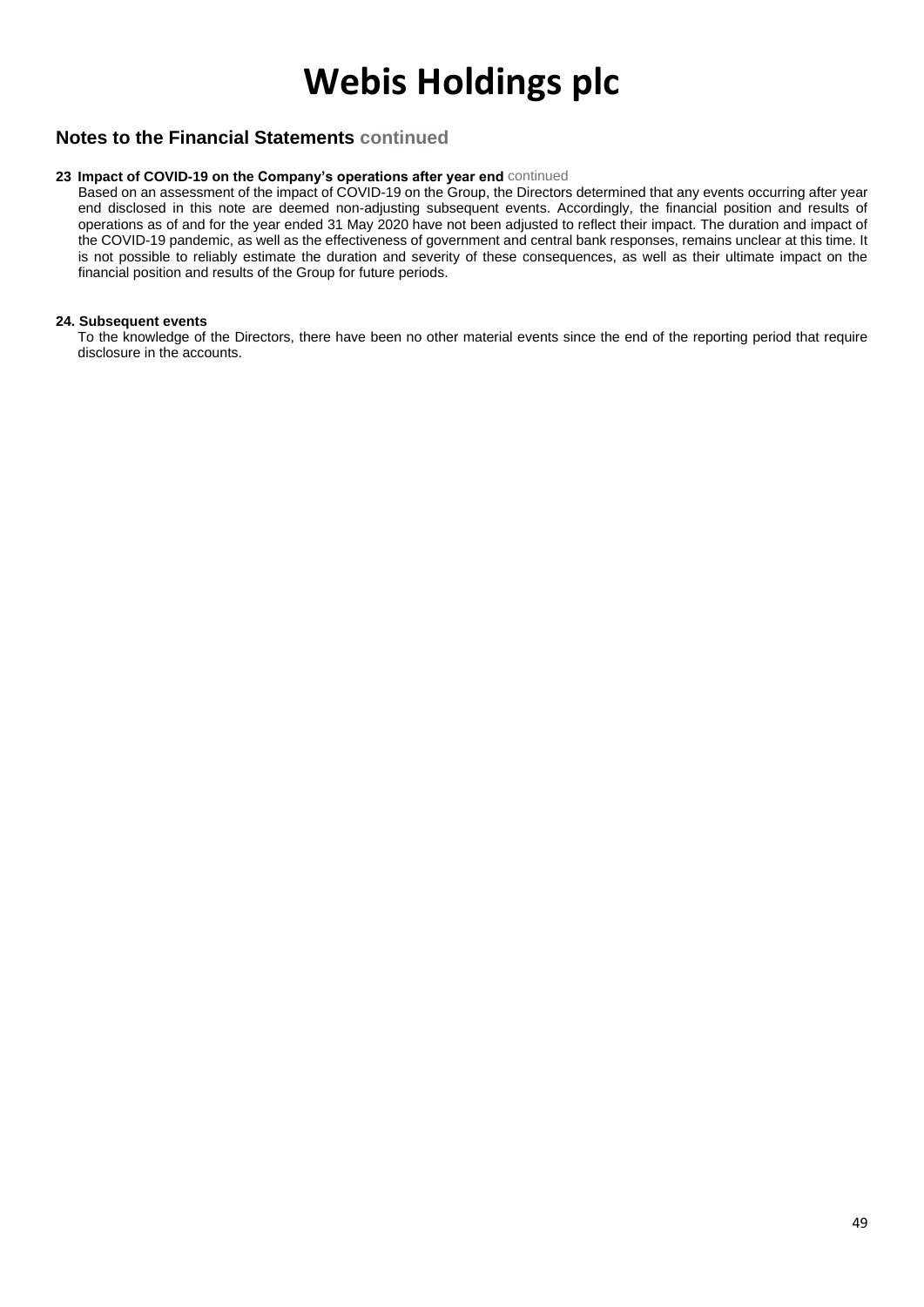# Webis Holdings plc

## Notes to the Financial Statements continued

**23 Impact of COVID-19 on the Company's operations after year end** continued

Based on an assessment of the impact of COVID-19 on the Group, the Directors determined that any events occurring after year end disclosed in this note are deemed non-adjusting subsequent events. Accordingly, the financial position and results of operations as of and for the year ended 31 May 2020 have not been adjusted to reflect their impact. The duration and impact of the COVID-19 pandemic, as well as the effectiveness of government and central bank responses, remains unclear at this time. It is not possible to reliably estimate the duration and severity of these consequences, as well as their ultimate impact on the financial position and results of the Group for future periods.

**24. Subsequent events**

To the knowledge of the Directors, there have been no other material events since the end of the reporting period that require disclosure in the accounts.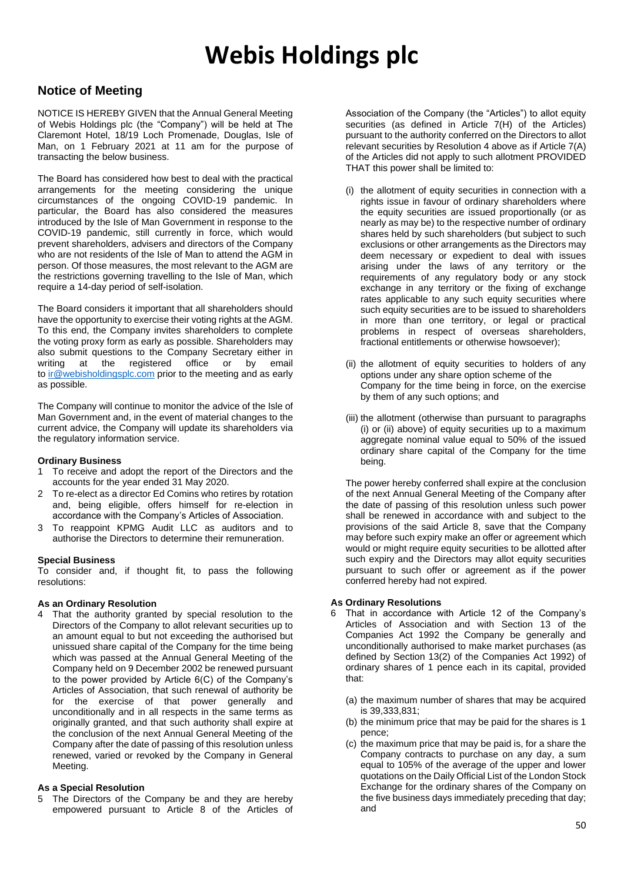# Webis Holdings plc

## Notice of Meeting

NOTICE IS HEREBY GIVEN that the Annual General Meeting of Webis Holdings plc (the "Company") will be held at The Claremont Hotel, 18/19 Loch Promenade, Douglas, Isle of Man, on 1 February 2021 at 11 am for the purpose of transacting the below business.

The Board has considered how best to deal with the practical arrangements for the meeting considering the unique circumstances of the ongoing COVID-19 pandemic. In particular, the Board has also considered the measures introduced by the Isle of Man Government in response to the COVID-19 pandemic, still currently in force, which would prevent shareholders, advisers and directors of the Company who are not residents of the Isle of Man to attend the AGM in person. Of those measures, the most relevant to the AGM are the restrictions governing travelling to the Isle of Man, which require a 14-day period of self-isolation.

The Board considers it important that all shareholders should have the opportunity to exercise their voting rights at the AGM. To this end, the Company invites shareholders to complete the voting proxy form as early as possible. Shareholders may also submit questions to the Company Secretary either in writing at the registered office or by email to ir@webisholdingsplc.com prior to the meeting and as early as possible.

The Company will continue to monitor the advice of the Isle of Man Government and, in the event of material changes to the current advice, the Company will update its shareholders via the regulatory information service.

**Ordinary Business**

1 To receive and adopt the report of the Directors and the accounts for the year ended 31 May 2020.
2 To re-elect as a director Ed Comins who retires by rotation and, being eligible, offers himself for re-election in accordance with the Company's Articles of Association.
3 To reappoint KPMG Audit LLC as auditors and to authorise the Directors to determine their remuneration.

**Special Business**

To consider and, if thought fit, to pass the following resolutions:

**As an Ordinary Resolution**

4 That the authority granted by special resolution to the Directors of the Company to allot relevant securities up to an amount equal to but not exceeding the authorised but unissued share capital of the Company for the time being which was passed at the Annual General Meeting of the Company held on 9 December 2002 be renewed pursuant to the power provided by Article 6(C) of the Company's Articles of Association, that such renewal of authority be for the exercise of that power generally and unconditionally and in all respects in the same terms as originally granted, and that such authority shall expire at the conclusion of the next Annual General Meeting of the Company after the date of passing of this resolution unless renewed, varied or revoked by the Company in General Meeting.

**As a Special Resolution**

5 The Directors of the Company be and they are hereby empowered pursuant to Article 8 of the Articles of Association of the Company (the "Articles") to allot equity securities (as defined in Article 7(H) of the Articles) pursuant to the authority conferred on the Directors to allot relevant securities by Resolution 4 above as if Article 7(A) of the Articles did not apply to such allotment PROVIDED THAT this power shall be limited to:

(i) the allotment of equity securities in connection with a rights issue in favour of ordinary shareholders where the equity securities are issued proportionally (or as nearly as may be) to the respective number of ordinary shares held by such shareholders (but subject to such exclusions or other arrangements as the Directors may deem necessary or expedient to deal with issues arising under the laws of any territory or the requirements of any regulatory body or any stock exchange in any territory or the fixing of exchange rates applicable to any such equity securities where such equity securities are to be issued to shareholders in more than one territory, or legal or practical problems in respect of overseas shareholders, fractional entitlements or otherwise howsoever);

(ii) the allotment of equity securities to holders of any options under any share option scheme of the Company for the time being in force, on the exercise by them of any such options; and

(iii) the allotment (otherwise than pursuant to paragraphs (i) or (ii) above) of equity securities up to a maximum aggregate nominal value equal to 50% of the issued ordinary share capital of the Company for the time being.

The power hereby conferred shall expire at the conclusion of the next Annual General Meeting of the Company after the date of passing of this resolution unless such power shall be renewed in accordance with and subject to the provisions of the said Article 8, save that the Company may before such expiry make an offer or agreement which would or might require equity securities to be allotted after such expiry and the Directors may allot equity securities pursuant to such offer or agreement as if the power conferred hereby had not expired.

**As Ordinary Resolutions**

6 That in accordance with Article 12 of the Company's Articles of Association and with Section 13 of the Companies Act 1992 the Company be generally and unconditionally authorised to make market purchases (as defined by Section 13(2) of the Companies Act 1992) of ordinary shares of 1 pence each in its capital, provided that:

(a) the maximum number of shares that may be acquired is 39,333,831;
(b) the minimum price that may be paid for the shares is 1 pence;
(c) the maximum price that may be paid is, for a share the Company contracts to purchase on any day, a sum equal to 105% of the average of the upper and lower quotations on the Daily Official List of the London Stock Exchange for the ordinary shares of the Company on the five business days immediately preceding that day; and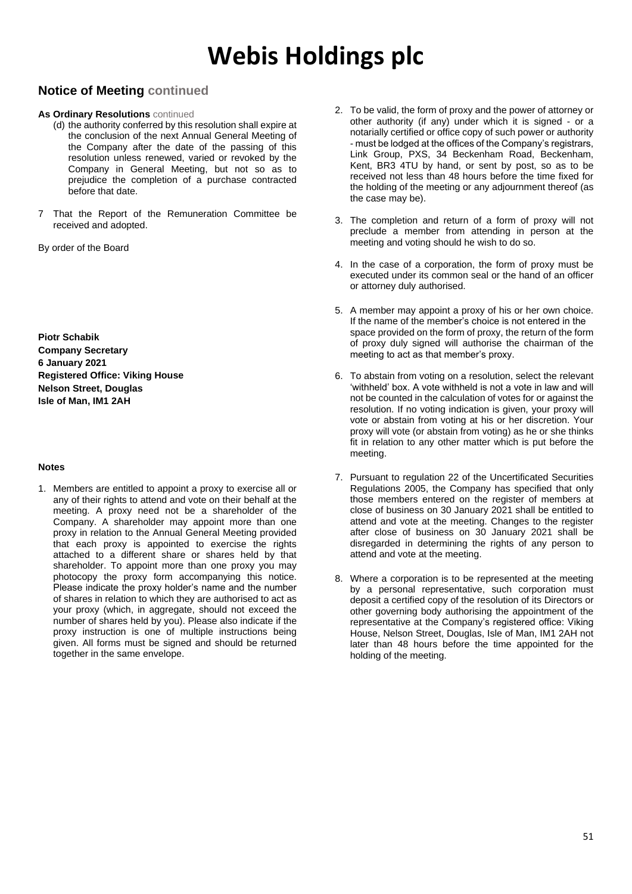# Webis Holdings plc

## Notice of Meeting continued

**As Ordinary Resolutions** continued

(d) the authority conferred by this resolution shall expire at the conclusion of the next Annual General Meeting of the Company after the date of the passing of this resolution unless renewed, varied or revoked by the Company in General Meeting, but not so as to prejudice the completion of a purchase contracted before that date.

7 That the Report of the Remuneration Committee be received and adopted.

By order of the Board

**Piotr Schabik**
**Company Secretary**
**6 January 2021**
**Registered Office: Viking House**
**Nelson Street, Douglas**
**Isle of Man, IM1 2AH**

**Notes**

1. Members are entitled to appoint a proxy to exercise all or any of their rights to attend and vote on their behalf at the meeting. A proxy need not be a shareholder of the Company. A shareholder may appoint more than one proxy in relation to the Annual General Meeting provided that each proxy is appointed to exercise the rights attached to a different share or shares held by that shareholder. To appoint more than one proxy you may photocopy the proxy form accompanying this notice. Please indicate the proxy holder's name and the number of shares in relation to which they are authorised to act as your proxy (which, in aggregate, should not exceed the number of shares held by you). Please also indicate if the proxy instruction is one of multiple instructions being given. All forms must be signed and should be returned together in the same envelope.

2. To be valid, the form of proxy and the power of attorney or other authority (if any) under which it is signed - or a notarially certified or office copy of such power or authority - must be lodged at the offices of the Company's registrars, Link Group, PXS, 34 Beckenham Road, Beckenham, Kent, BR3 4TU by hand, or sent by post, so as to be received not less than 48 hours before the time fixed for the holding of the meeting or any adjournment thereof (as the case may be).

3. The completion and return of a form of proxy will not preclude a member from attending in person at the meeting and voting should he wish to do so.

4. In the case of a corporation, the form of proxy must be executed under its common seal or the hand of an officer or attorney duly authorised.

5. A member may appoint a proxy of his or her own choice. If the name of the member's choice is not entered in the space provided on the form of proxy, the return of the form of proxy duly signed will authorise the chairman of the meeting to act as that member's proxy.

6. To abstain from voting on a resolution, select the relevant 'withheld' box. A vote withheld is not a vote in law and will not be counted in the calculation of votes for or against the resolution. If no voting indication is given, your proxy will vote or abstain from voting at his or her discretion. Your proxy will vote (or abstain from voting) as he or she thinks fit in relation to any other matter which is put before the meeting.

7. Pursuant to regulation 22 of the Uncertificated Securities Regulations 2005, the Company has specified that only those members entered on the register of members at close of business on 30 January 2021 shall be entitled to attend and vote at the meeting. Changes to the register after close of business on 30 January 2021 shall be disregarded in determining the rights of any person to attend and vote at the meeting.

8. Where a corporation is to be represented at the meeting by a personal representative, such corporation must deposit a certified copy of the resolution of its Directors or other governing body authorising the appointment of the representative at the Company's registered office: Viking House, Nelson Street, Douglas, Isle of Man, IM1 2AH not later than 48 hours before the time appointed for the holding of the meeting.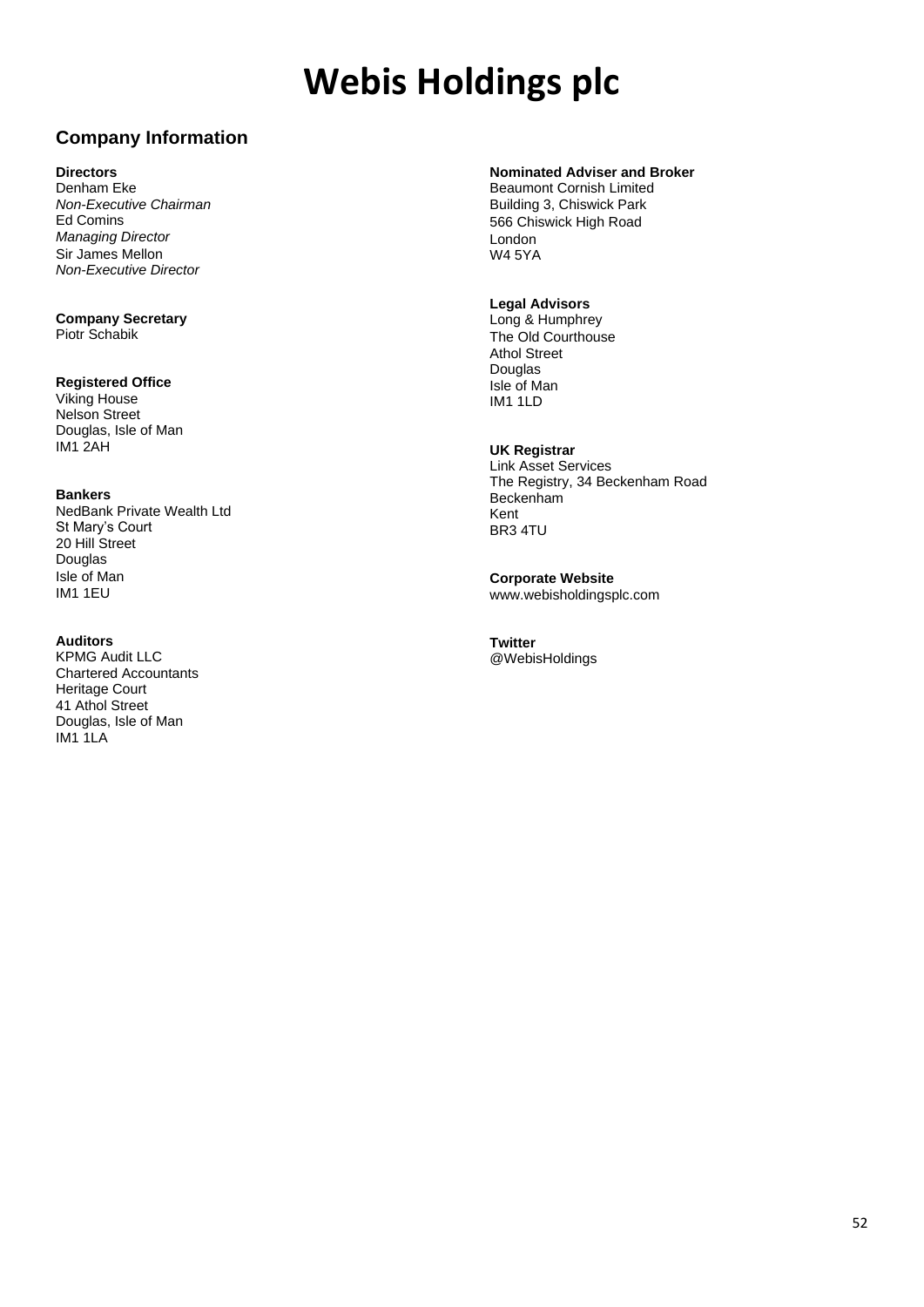# Webis Holdings plc

## Company Information

**Directors**
Denham Eke
*Non-Executive Chairman*
Ed Comins
*Managing Director*
Sir James Mellon
*Non-Executive Director*

**Company Secretary**
Piotr Schabik

**Registered Office**
Viking House
Nelson Street
Douglas, Isle of Man
IM1 2AH

**Bankers**
NedBank Private Wealth Ltd
St Mary's Court
20 Hill Street
Douglas
Isle of Man
IM1 1EU

**Auditors**
KPMG Audit LLC
Chartered Accountants
Heritage Court
41 Athol Street
Douglas, Isle of Man
IM1 1LA

**Nominated Adviser and Broker**
Beaumont Cornish Limited
Building 3, Chiswick Park
566 Chiswick High Road
London
W4 5YA

**Legal Advisors**
Long & Humphrey
The Old Courthouse
Athol Street
Douglas
Isle of Man
IM1 1LD

**UK Registrar**
Link Asset Services
The Registry, 34 Beckenham Road
Beckenham
Kent
BR3 4TU

**Corporate Website**
www.webisholdingsplc.com

**Twitter**
@WebisHoldings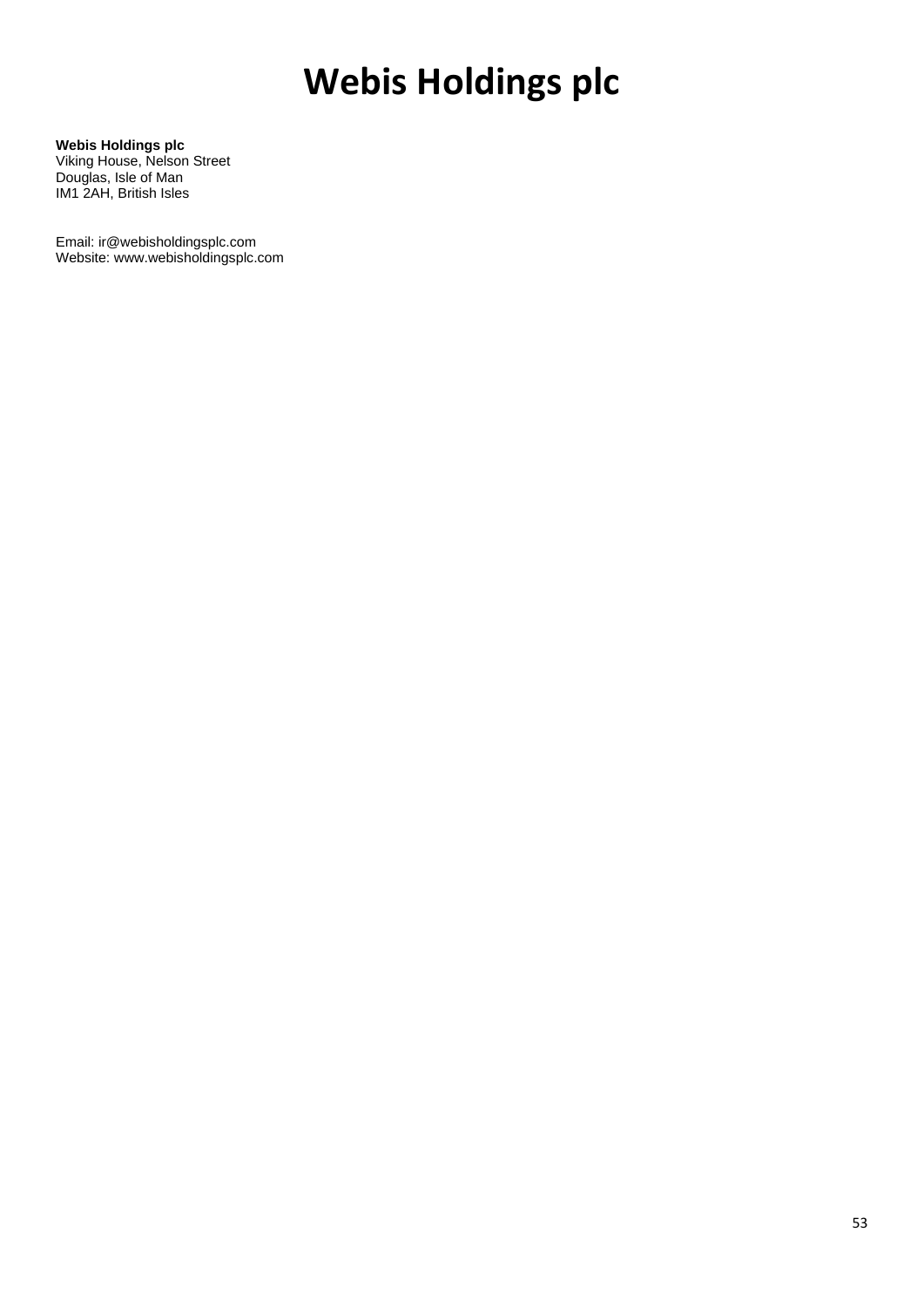# Webis Holdings plc

**Webis Holdings plc**
Viking House, Nelson Street
Douglas, Isle of Man
IM1 2AH, British Isles

Email: ir@webisholdingsplc.com
Website: www.webisholdingsplc.com